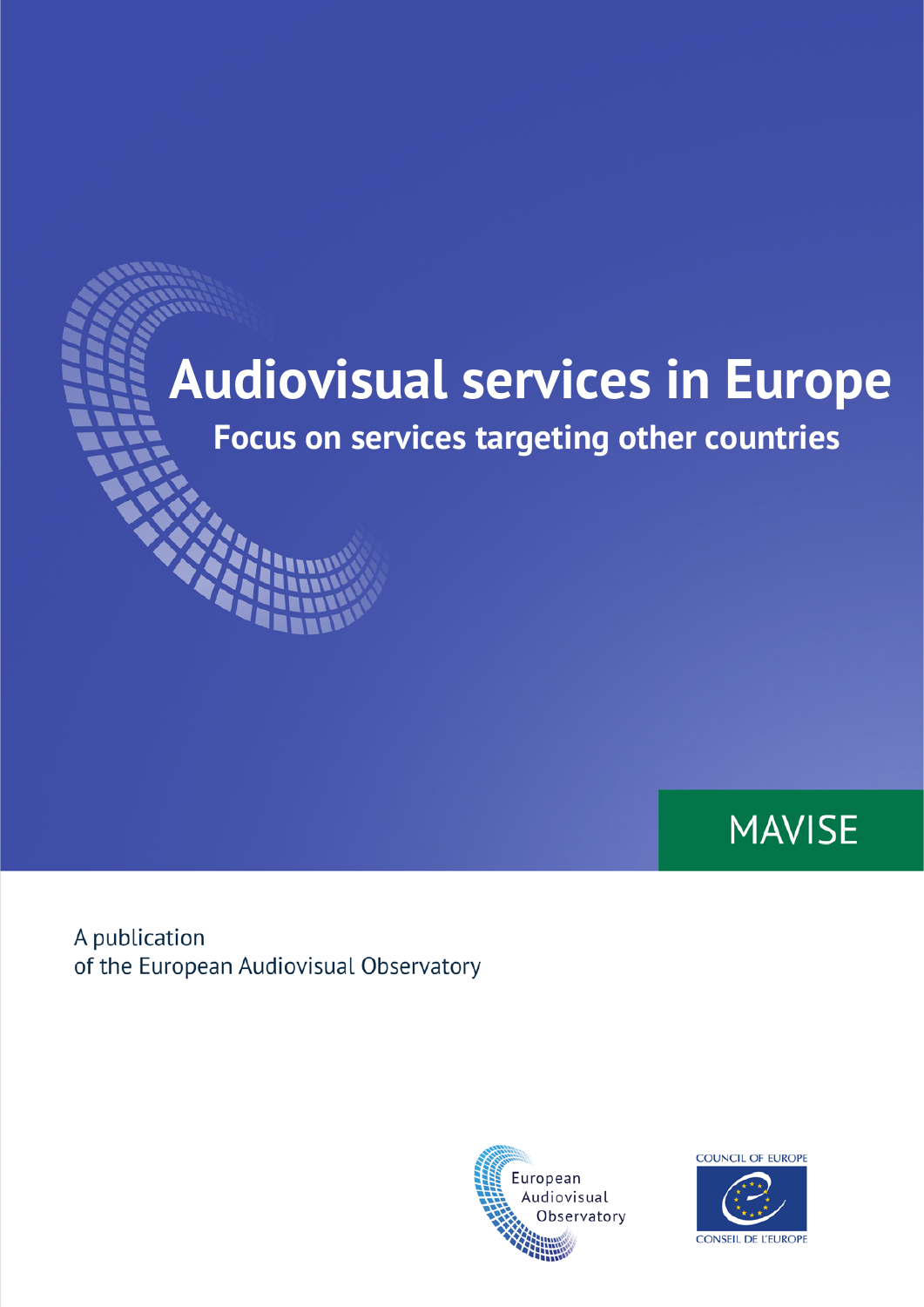# Audiovisual services in Europe

## Focus on services targeting other countries

MAVISE

A publication
of the European Audiovisual Observatory

European Audiovisual Observatory

COUNCIL OF EUROPE

CONSEIL DE L'EUROPE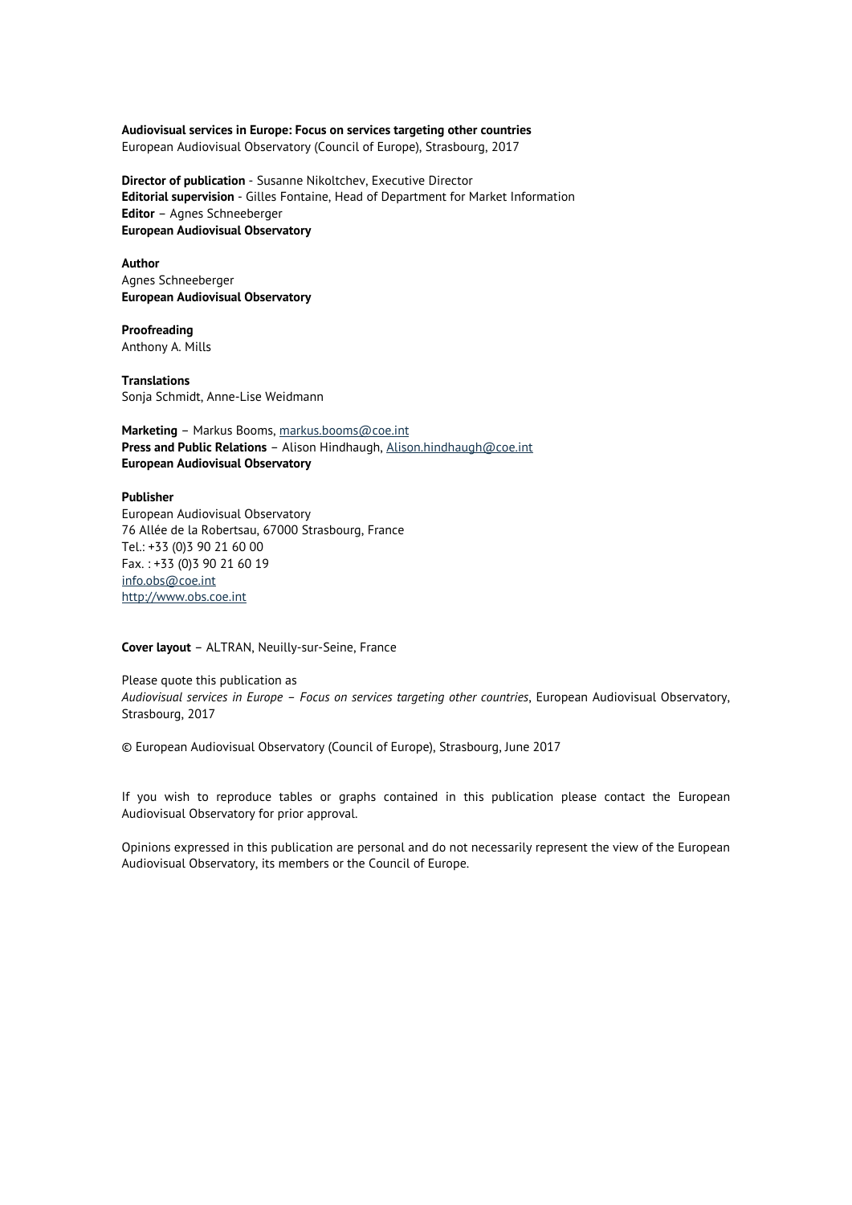**Audiovisual services in Europe: Focus on services targeting other countries**
European Audiovisual Observatory (Council of Europe), Strasbourg, 2017

**Director of publication** - Susanne Nikoltchev, Executive Director
**Editorial supervision** - Gilles Fontaine, Head of Department for Market Information
**Editor** – Agnes Schneeberger
**European Audiovisual Observatory**

**Author**
Agnes Schneeberger
**European Audiovisual Observatory**

**Proofreading**
Anthony A. Mills

**Translations**
Sonja Schmidt, Anne-Lise Weidmann

**Marketing** – Markus Booms, markus.booms@coe.int
**Press and Public Relations** – Alison Hindhaugh, Alison.hindhaugh@coe.int
**European Audiovisual Observatory**

**Publisher**
European Audiovisual Observatory
76 Allée de la Robertsau, 67000 Strasbourg, France
Tel.: +33 (0)3 90 21 60 00
Fax. : +33 (0)3 90 21 60 19
info.obs@coe.int
http://www.obs.coe.int

**Cover layout** – ALTRAN, Neuilly-sur-Seine, France

Please quote this publication as
*Audiovisual services in Europe – Focus on services targeting other countries*, European Audiovisual Observatory, Strasbourg, 2017

© European Audiovisual Observatory (Council of Europe), Strasbourg, June 2017

If you wish to reproduce tables or graphs contained in this publication please contact the European Audiovisual Observatory for prior approval.

Opinions expressed in this publication are personal and do not necessarily represent the view of the European Audiovisual Observatory, its members or the Council of Europe.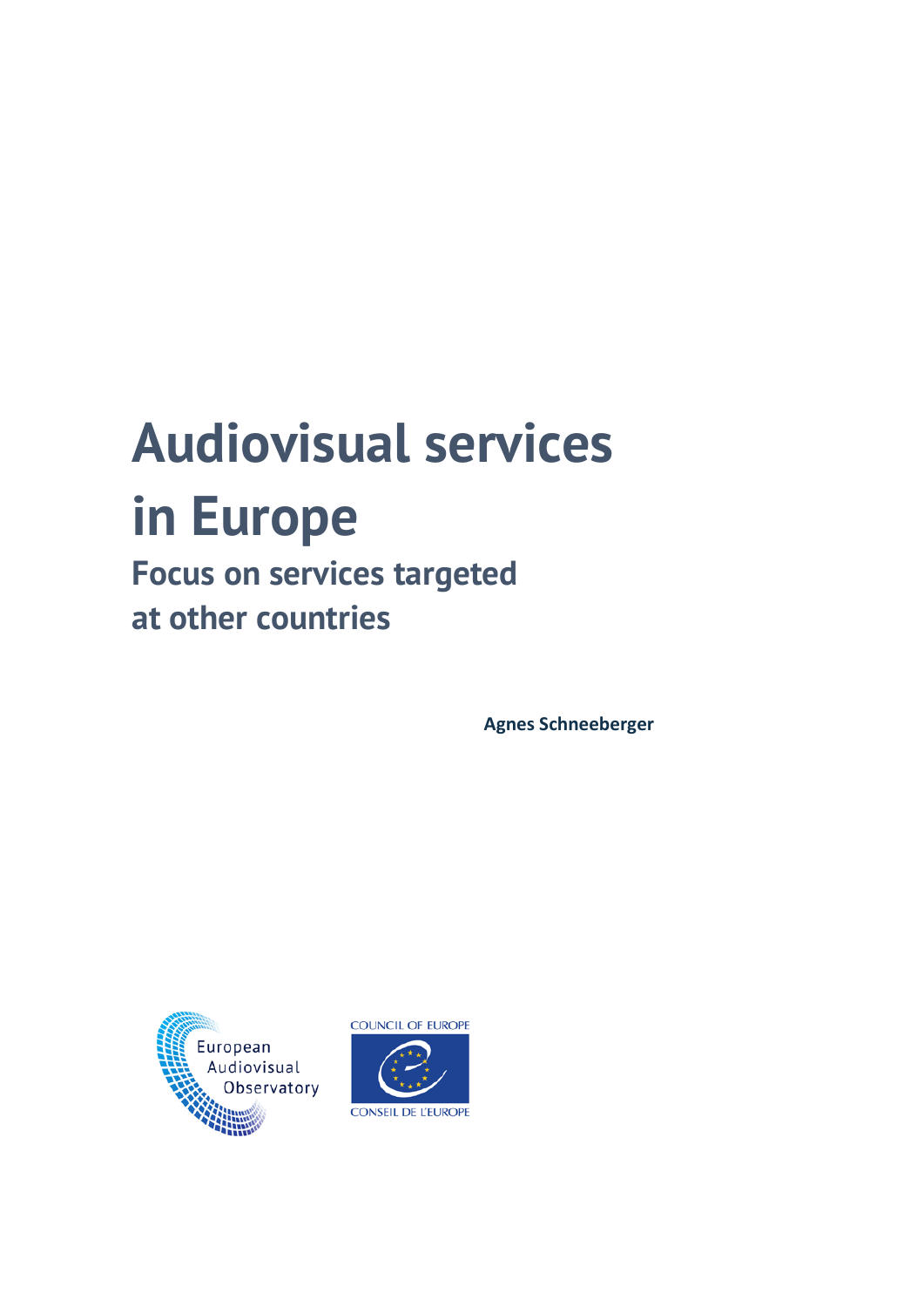# Audiovisual services in Europe

## Focus on services targeted at other countries

**Agnes Schneeberger**

European Audiovisual Observatory

COUNCIL OF EUROPE

CONSEIL DE L'EUROPE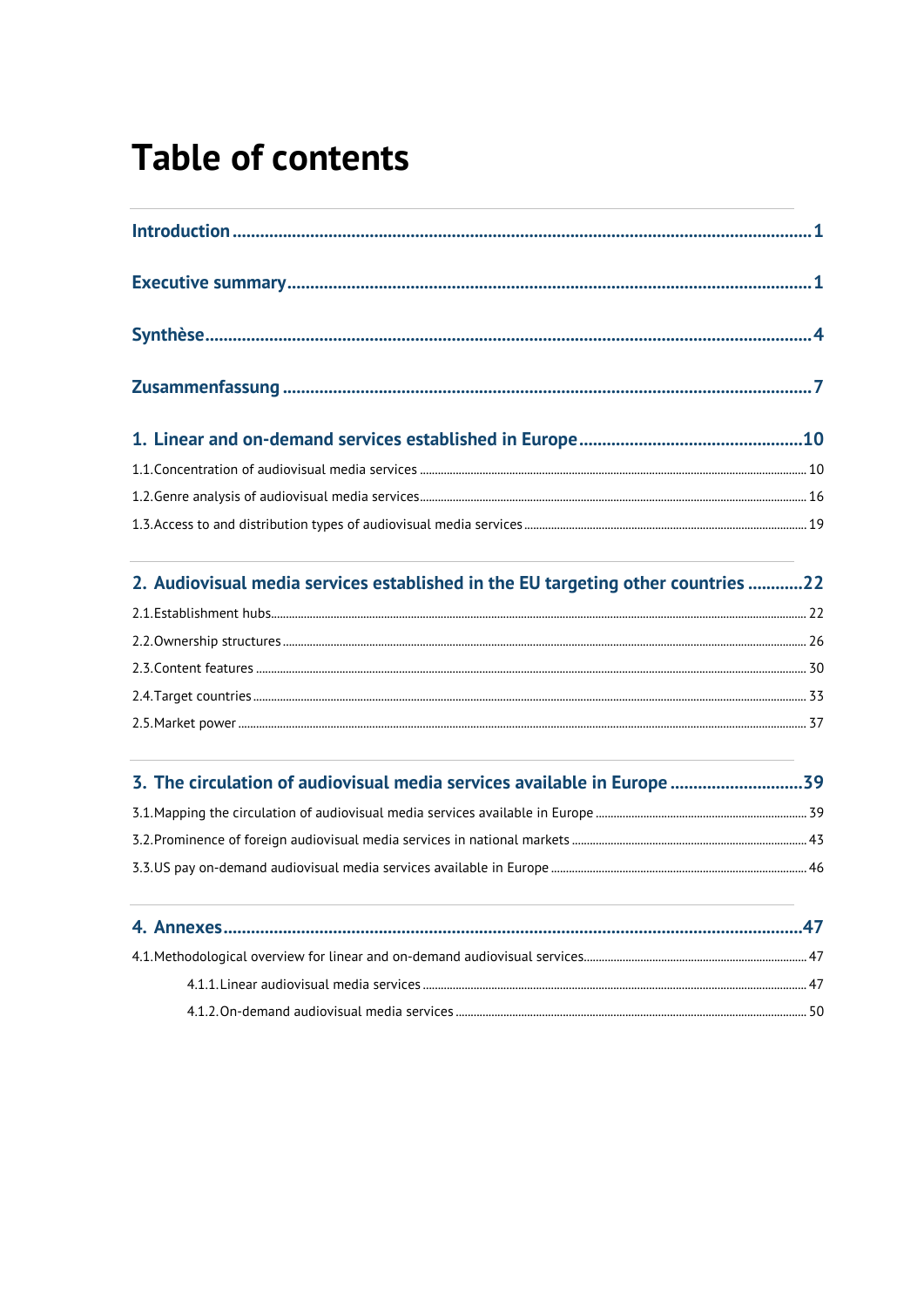# Table of contents

**Introduction** .......... 1

**Executive summary** .......... 1

**Synthèse** .......... 4

**Zusammenfassung** .......... 7

**1. Linear and on-demand services established in Europe** .......... 10

1.1. Concentration of audiovisual media services .......... 10

1.2. Genre analysis of audiovisual media services .......... 16

1.3. Access to and distribution types of audiovisual media services .......... 19

**2. Audiovisual media services established in the EU targeting other countries** .......... 22

2.1. Establishment hubs .......... 22

2.2. Ownership structures .......... 26

2.3. Content features .......... 30

2.4. Target countries .......... 33

2.5. Market power .......... 37

**3. The circulation of audiovisual media services available in Europe** .......... 39

3.1. Mapping the circulation of audiovisual media services available in Europe .......... 39

3.2. Prominence of foreign audiovisual media services in national markets .......... 43

3.3. US pay on-demand audiovisual media services available in Europe .......... 46

**4. Annexes** .......... 47

4.1. Methodological overview for linear and on-demand audiovisual services .......... 47

- 4.1.1. Linear audiovisual media services .......... 47
- 4.1.2. On-demand audiovisual media services .......... 50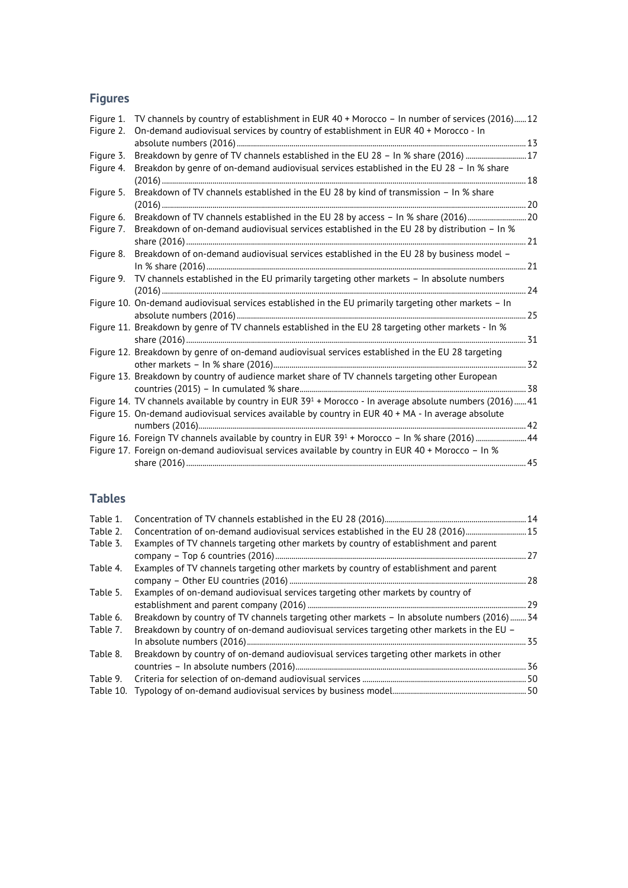## Figures

Figure 1. TV channels by country of establishment in EUR 40 + Morocco – In number of services (2016) ...... 12
Figure 2. On-demand audiovisual services by country of establishment in EUR 40 + Morocco - In absolute numbers (2016) ...... 13
Figure 3. Breakdown by genre of TV channels established in the EU 28 – In % share (2016) ...... 17
Figure 4. Breakdon by genre of on-demand audiovisual services established in the EU 28 – In % share (2016) ...... 18
Figure 5. Breakdown of TV channels established in the EU 28 by kind of transmission – In % share (2016) ...... 20
Figure 6. Breakdown of TV channels established in the EU 28 by access – In % share (2016) ...... 20
Figure 7. Breakdown of on-demand audiovisual services established in the EU 28 by distribution – In % share (2016) ...... 21
Figure 8. Breakdown of on-demand audiovisual services established in the EU 28 by business model – In % share (2016) ...... 21
Figure 9. TV channels established in the EU primarily targeting other markets – In absolute numbers (2016) ...... 24
Figure 10. On-demand audiovisual services established in the EU primarily targeting other markets – In absolute numbers (2016) ...... 25
Figure 11. Breakdown by genre of TV channels established in the EU 28 targeting other markets - In % share (2016) ...... 31
Figure 12. Breakdown by genre of on-demand audiovisual services established in the EU 28 targeting other markets – In % share (2016) ...... 32
Figure 13. Breakdown by country of audience market share of TV channels targeting other European countries (2015) – In cumulated % share ...... 38
Figure 14. TV channels available by country in EUR 39[1] + Morocco - In average absolute numbers (2016) ...... 41
Figure 15. On-demand audiovisual services available by country in EUR 40 + MA - In average absolute numbers (2016) ...... 42
Figure 16. Foreign TV channels available by country in EUR 39[1] + Morocco – In % share (2016) ...... 44
Figure 17. Foreign on-demand audiovisual services available by country in EUR 40 + Morocco – In % share (2016) ...... 45

## Tables

Table 1. Concentration of TV channels established in the EU 28 (2016) ...... 14
Table 2. Concentration of on-demand audiovisual services established in the EU 28 (2016) ...... 15
Table 3. Examples of TV channels targeting other markets by country of establishment and parent company – Top 6 countries (2016) ...... 27
Table 4. Examples of TV channels targeting other markets by country of establishment and parent company – Other EU countries (2016) ...... 28
Table 5. Examples of on-demand audiovisual services targeting other markets by country of establishment and parent company (2016) ...... 29
Table 6. Breakdown by country of TV channels targeting other markets – In absolute numbers (2016) ...... 34
Table 7. Breakdown by country of on-demand audiovisual services targeting other markets in the EU – In absolute numbers (2016) ...... 35
Table 8. Breakdown by country of on-demand audiovisual services targeting other markets in other countries – In absolute numbers (2016) ...... 36
Table 9. Criteria for selection of on-demand audiovisual services ...... 50
Table 10. Typology of on-demand audiovisual services by business model ...... 50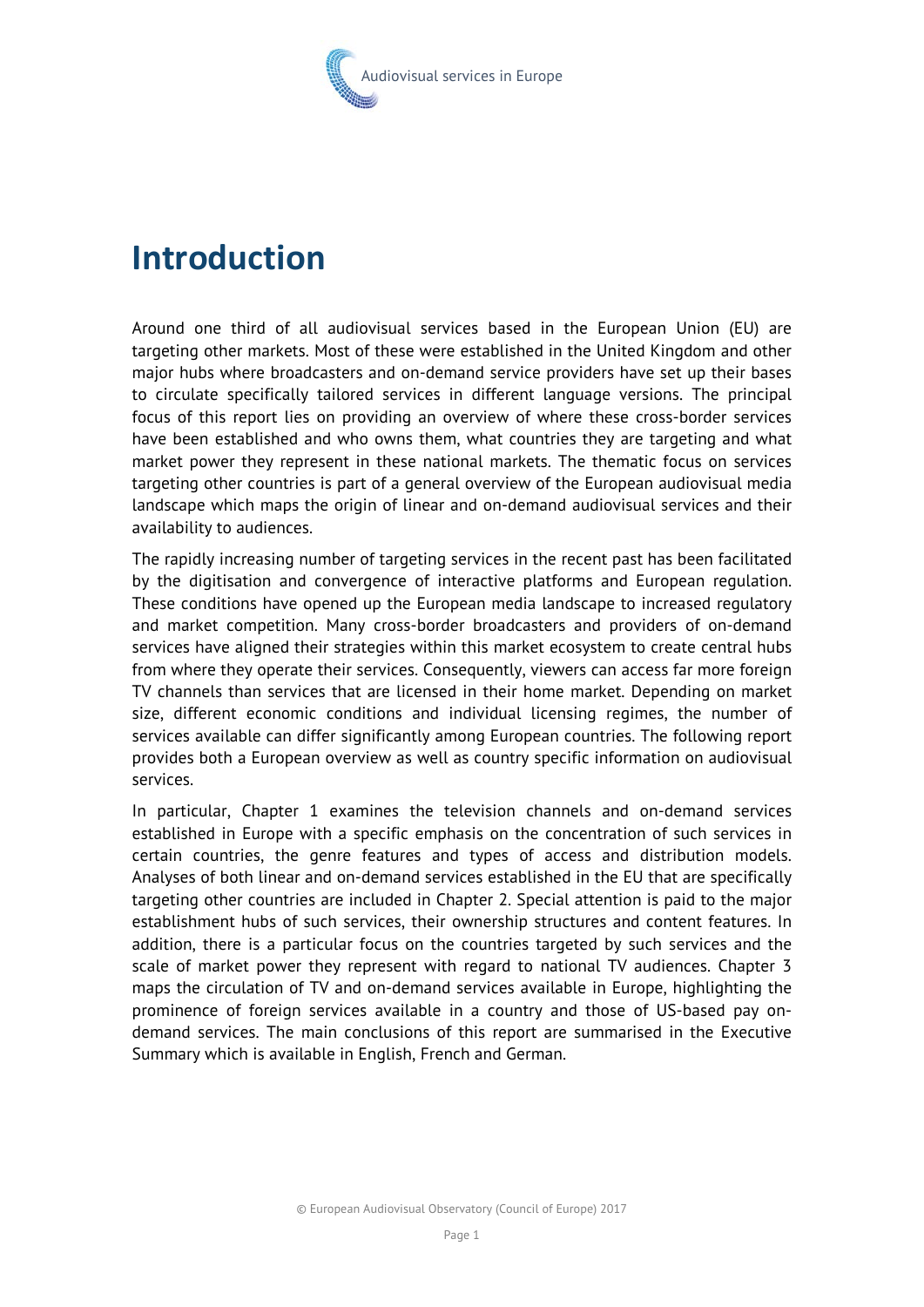# Introduction

Around one third of all audiovisual services based in the European Union (EU) are targeting other markets. Most of these were established in the United Kingdom and other major hubs where broadcasters and on-demand service providers have set up their bases to circulate specifically tailored services in different language versions. The principal focus of this report lies on providing an overview of where these cross-border services have been established and who owns them, what countries they are targeting and what market power they represent in these national markets. The thematic focus on services targeting other countries is part of a general overview of the European audiovisual media landscape which maps the origin of linear and on-demand audiovisual services and their availability to audiences.

The rapidly increasing number of targeting services in the recent past has been facilitated by the digitisation and convergence of interactive platforms and European regulation. These conditions have opened up the European media landscape to increased regulatory and market competition. Many cross-border broadcasters and providers of on-demand services have aligned their strategies within this market ecosystem to create central hubs from where they operate their services. Consequently, viewers can access far more foreign TV channels than services that are licensed in their home market. Depending on market size, different economic conditions and individual licensing regimes, the number of services available can differ significantly among European countries. The following report provides both a European overview as well as country specific information on audiovisual services.

In particular, Chapter 1 examines the television channels and on-demand services established in Europe with a specific emphasis on the concentration of such services in certain countries, the genre features and types of access and distribution models. Analyses of both linear and on-demand services established in the EU that are specifically targeting other countries are included in Chapter 2. Special attention is paid to the major establishment hubs of such services, their ownership structures and content features. In addition, there is a particular focus on the countries targeted by such services and the scale of market power they represent with regard to national TV audiences. Chapter 3 maps the circulation of TV and on-demand services available in Europe, highlighting the prominence of foreign services available in a country and those of US-based pay on-demand services. The main conclusions of this report are summarised in the Executive Summary which is available in English, French and German.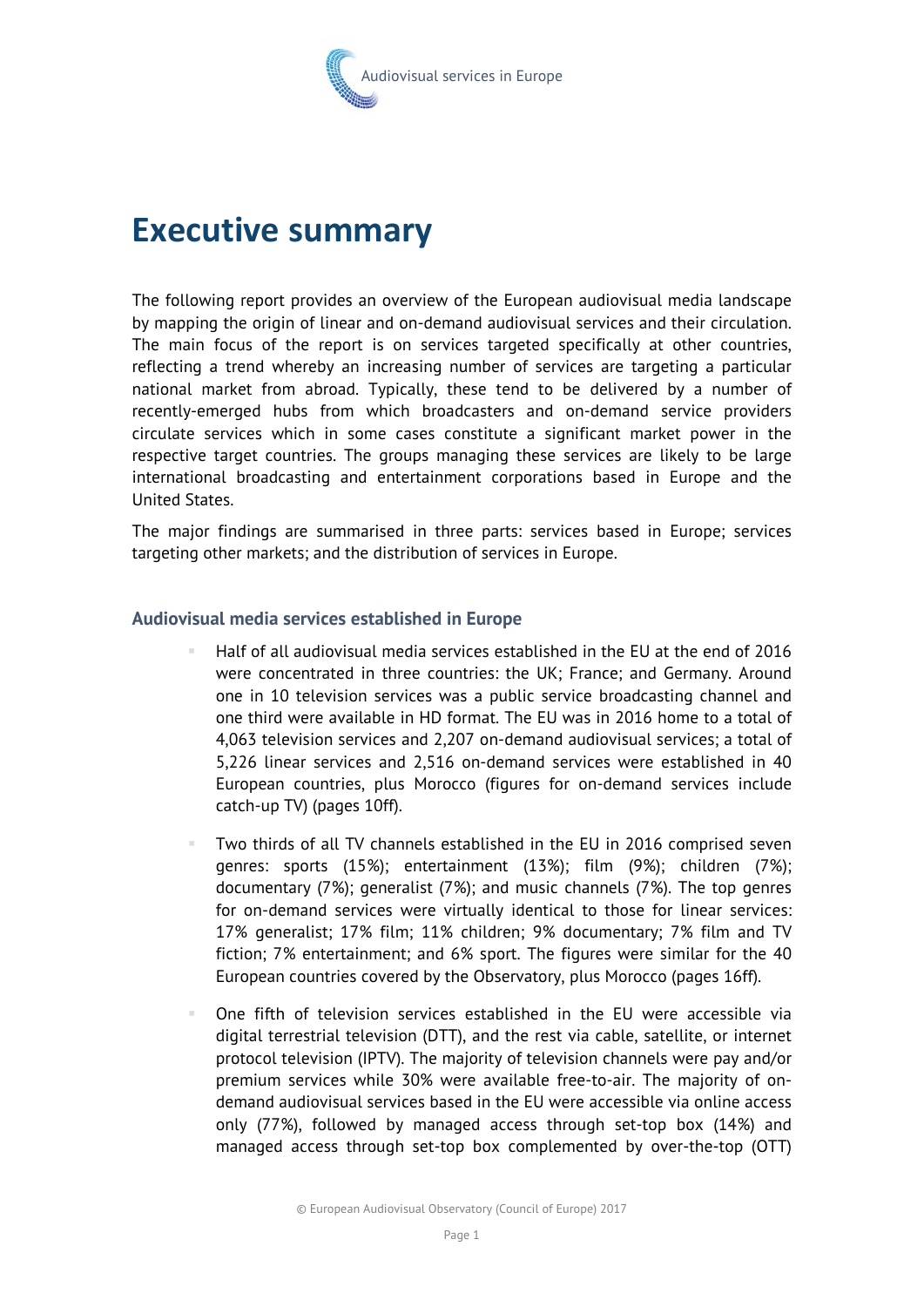# Executive summary

The following report provides an overview of the European audiovisual media landscape by mapping the origin of linear and on-demand audiovisual services and their circulation. The main focus of the report is on services targeted specifically at other countries, reflecting a trend whereby an increasing number of services are targeting a particular national market from abroad. Typically, these tend to be delivered by a number of recently-emerged hubs from which broadcasters and on-demand service providers circulate services which in some cases constitute a significant market power in the respective target countries. The groups managing these services are likely to be large international broadcasting and entertainment corporations based in Europe and the United States.

The major findings are summarised in three parts: services based in Europe; services targeting other markets; and the distribution of services in Europe.

### Audiovisual media services established in Europe

- Half of all audiovisual media services established in the EU at the end of 2016 were concentrated in three countries: the UK; France; and Germany. Around one in 10 television services was a public service broadcasting channel and one third were available in HD format. The EU was in 2016 home to a total of 4,063 television services and 2,207 on-demand audiovisual services; a total of 5,226 linear services and 2,516 on-demand services were established in 40 European countries, plus Morocco (figures for on-demand services include catch-up TV) (pages 10ff).

- Two thirds of all TV channels established in the EU in 2016 comprised seven genres: sports (15%); entertainment (13%); film (9%); children (7%); documentary (7%); generalist (7%); and music channels (7%). The top genres for on-demand services were virtually identical to those for linear services: 17% generalist; 17% film; 11% children; 9% documentary; 7% film and TV fiction; 7% entertainment; and 6% sport. The figures were similar for the 40 European countries covered by the Observatory, plus Morocco (pages 16ff).

- One fifth of television services established in the EU were accessible via digital terrestrial television (DTT), and the rest via cable, satellite, or internet protocol television (IPTV). The majority of television channels were pay and/or premium services while 30% were available free-to-air. The majority of on-demand audiovisual services based in the EU were accessible via online access only (77%), followed by managed access through set-top box (14%) and managed access through set-top box complemented by over-the-top (OTT)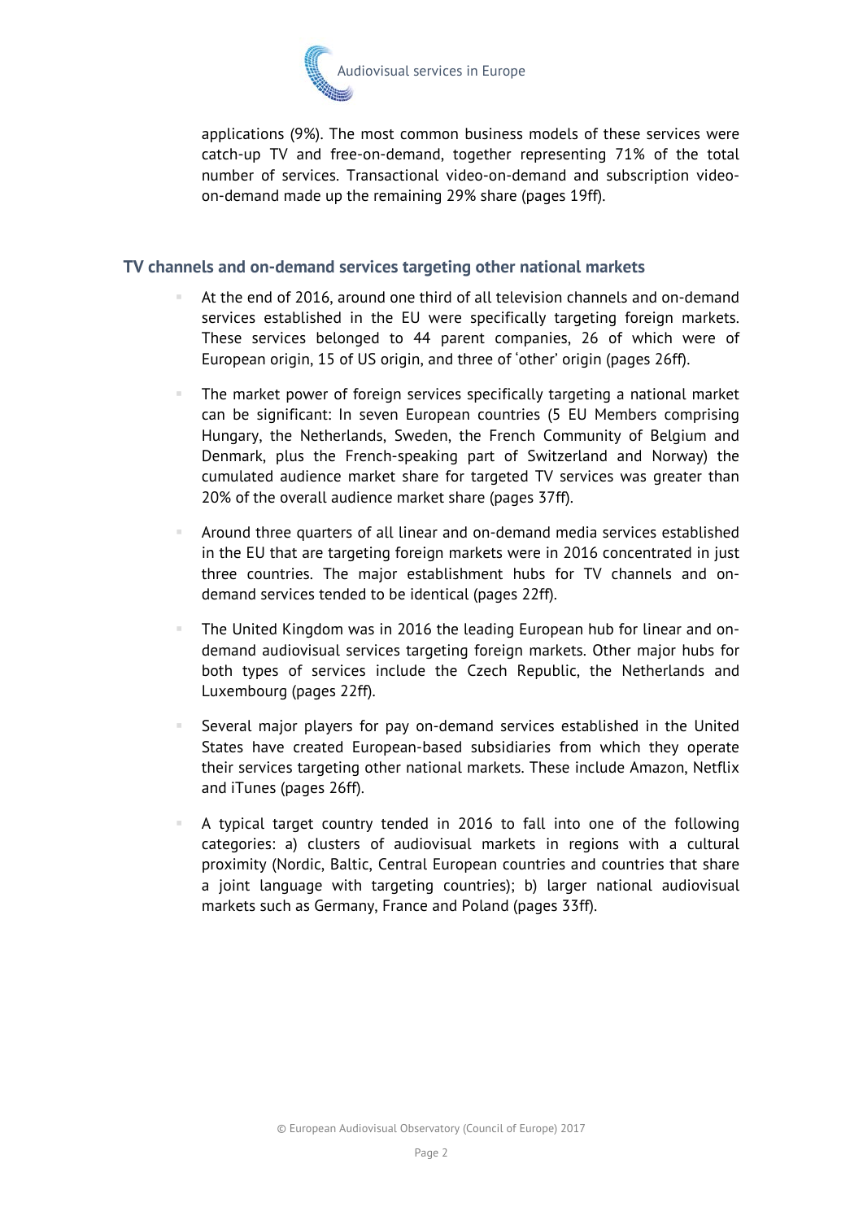applications (9%). The most common business models of these services were catch-up TV and free-on-demand, together representing 71% of the total number of services. Transactional video-on-demand and subscription video-on-demand made up the remaining 29% share (pages 19ff).

## TV channels and on-demand services targeting other national markets

- At the end of 2016, around one third of all television channels and on-demand services established in the EU were specifically targeting foreign markets. These services belonged to 44 parent companies, 26 of which were of European origin, 15 of US origin, and three of 'other' origin (pages 26ff).
- The market power of foreign services specifically targeting a national market can be significant: In seven European countries (5 EU Members comprising Hungary, the Netherlands, Sweden, the French Community of Belgium and Denmark, plus the French-speaking part of Switzerland and Norway) the cumulated audience market share for targeted TV services was greater than 20% of the overall audience market share (pages 37ff).
- Around three quarters of all linear and on-demand media services established in the EU that are targeting foreign markets were in 2016 concentrated in just three countries. The major establishment hubs for TV channels and on-demand services tended to be identical (pages 22ff).
- The United Kingdom was in 2016 the leading European hub for linear and on-demand audiovisual services targeting foreign markets. Other major hubs for both types of services include the Czech Republic, the Netherlands and Luxembourg (pages 22ff).
- Several major players for pay on-demand services established in the United States have created European-based subsidiaries from which they operate their services targeting other national markets. These include Amazon, Netflix and iTunes (pages 26ff).
- A typical target country tended in 2016 to fall into one of the following categories: a) clusters of audiovisual markets in regions with a cultural proximity (Nordic, Baltic, Central European countries and countries that share a joint language with targeting countries); b) larger national audiovisual markets such as Germany, France and Poland (pages 33ff).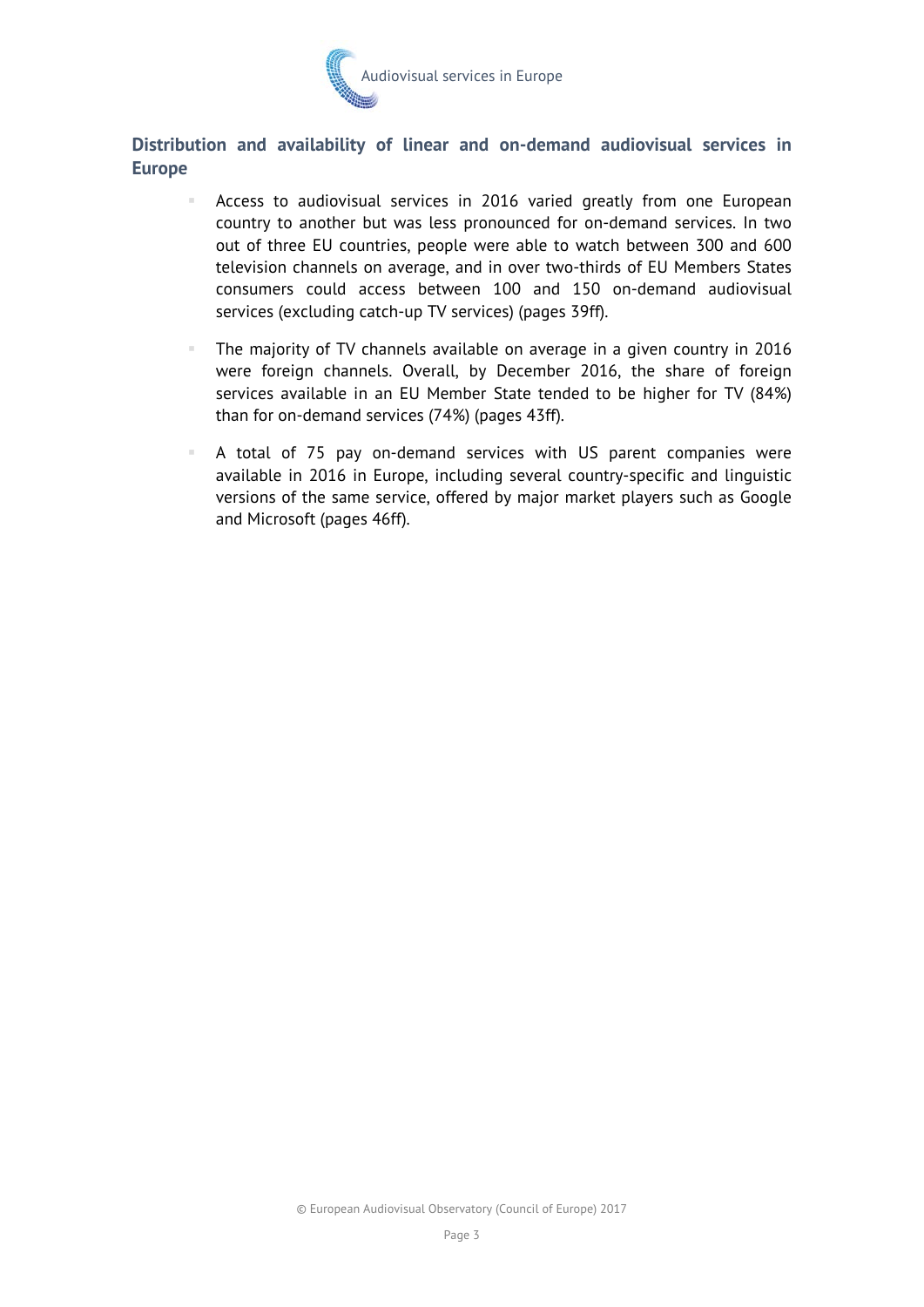## Distribution and availability of linear and on-demand audiovisual services in Europe

- Access to audiovisual services in 2016 varied greatly from one European country to another but was less pronounced for on-demand services. In two out of three EU countries, people were able to watch between 300 and 600 television channels on average, and in over two-thirds of EU Members States consumers could access between 100 and 150 on-demand audiovisual services (excluding catch-up TV services) (pages 39ff).
- The majority of TV channels available on average in a given country in 2016 were foreign channels. Overall, by December 2016, the share of foreign services available in an EU Member State tended to be higher for TV (84%) than for on-demand services (74%) (pages 43ff).
- A total of 75 pay on-demand services with US parent companies were available in 2016 in Europe, including several country-specific and linguistic versions of the same service, offered by major market players such as Google and Microsoft (pages 46ff).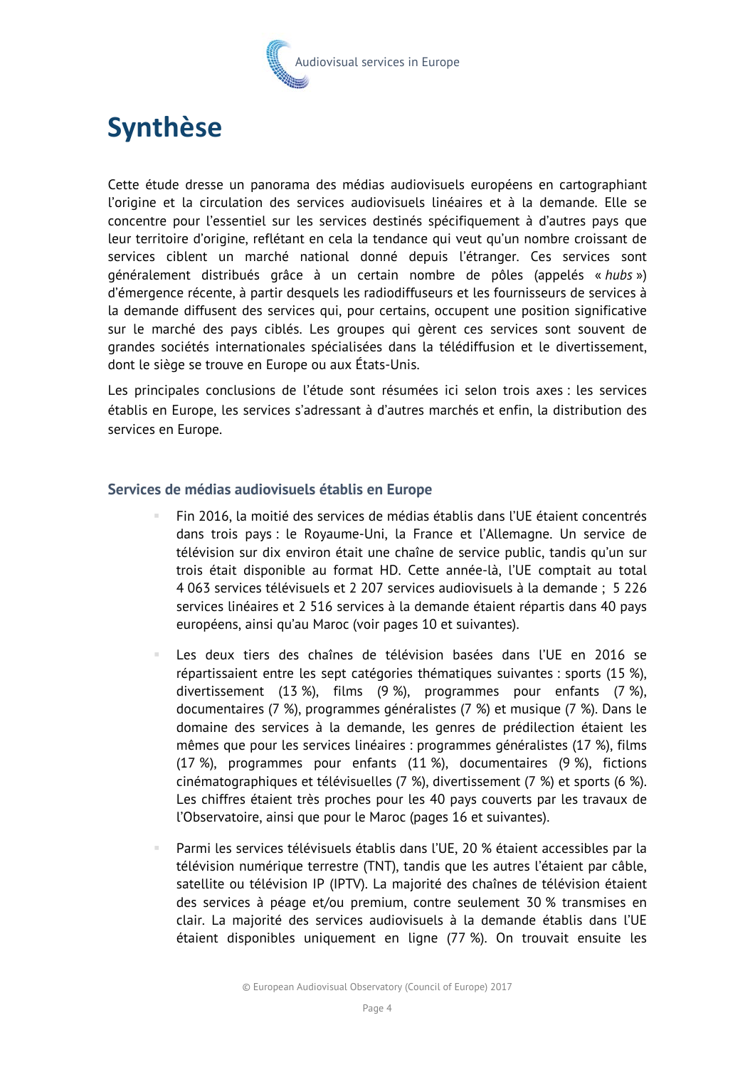# Synthèse

Cette étude dresse un panorama des médias audiovisuels européens en cartographiant l'origine et la circulation des services audiovisuels linéaires et à la demande. Elle se concentre pour l'essentiel sur les services destinés spécifiquement à d'autres pays que leur territoire d'origine, reflétant en cela la tendance qui veut qu'un nombre croissant de services ciblent un marché national donné depuis l'étranger. Ces services sont généralement distribués grâce à un certain nombre de pôles (appelés « *hubs* ») d'émergence récente, à partir desquels les radiodiffuseurs et les fournisseurs de services à la demande diffusent des services qui, pour certains, occupent une position significative sur le marché des pays ciblés. Les groupes qui gèrent ces services sont souvent de grandes sociétés internationales spécialisées dans la télédiffusion et le divertissement, dont le siège se trouve en Europe ou aux États-Unis.

Les principales conclusions de l'étude sont résumées ici selon trois axes : les services établis en Europe, les services s'adressant à d'autres marchés et enfin, la distribution des services en Europe.

## Services de médias audiovisuels établis en Europe

- Fin 2016, la moitié des services de médias établis dans l'UE étaient concentrés dans trois pays : le Royaume-Uni, la France et l'Allemagne. Un service de télévision sur dix environ était une chaîne de service public, tandis qu'un sur trois était disponible au format HD. Cette année-là, l'UE comptait au total 4 063 services télévisuels et 2 207 services audiovisuels à la demande ; 5 226 services linéaires et 2 516 services à la demande étaient répartis dans 40 pays européens, ainsi qu'au Maroc (voir pages 10 et suivantes).
- Les deux tiers des chaînes de télévision basées dans l'UE en 2016 se répartissaient entre les sept catégories thématiques suivantes : sports (15 %), divertissement (13 %), films (9 %), programmes pour enfants (7 %), documentaires (7 %), programmes généralistes (7 %) et musique (7 %). Dans le domaine des services à la demande, les genres de prédilection étaient les mêmes que pour les services linéaires : programmes généralistes (17 %), films (17 %), programmes pour enfants (11 %), documentaires (9 %), fictions cinématographiques et télévisuelles (7 %), divertissement (7 %) et sports (6 %). Les chiffres étaient très proches pour les 40 pays couverts par les travaux de l'Observatoire, ainsi que pour le Maroc (pages 16 et suivantes).
- Parmi les services télévisuels établis dans l'UE, 20 % étaient accessibles par la télévision numérique terrestre (TNT), tandis que les autres l'étaient par câble, satellite ou télévision IP (IPTV). La majorité des chaînes de télévision étaient des services à péage et/ou premium, contre seulement 30 % transmises en clair. La majorité des services audiovisuels à la demande établis dans l'UE étaient disponibles uniquement en ligne (77 %). On trouvait ensuite les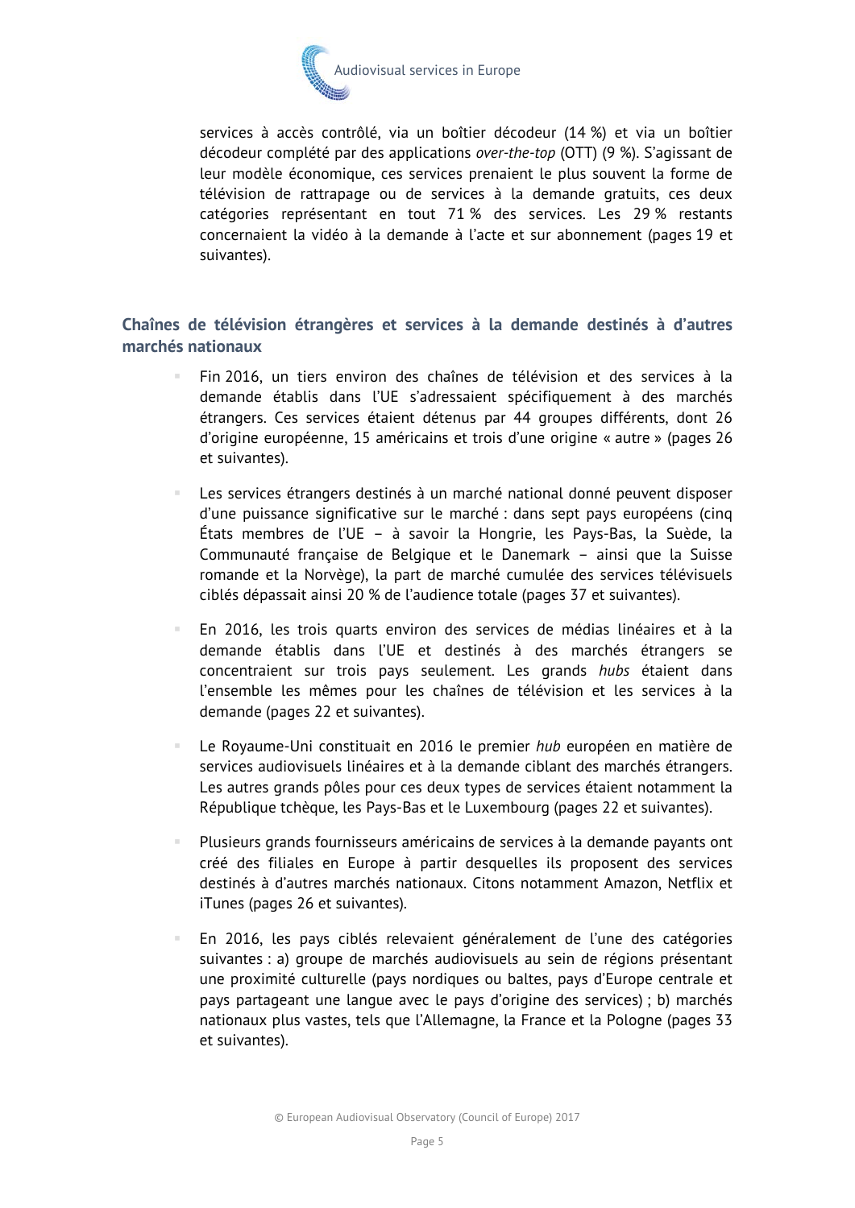services à accès contrôlé, via un boîtier décodeur (14 %) et via un boîtier décodeur complété par des applications *over-the-top* (OTT) (9 %). S'agissant de leur modèle économique, ces services prenaient le plus souvent la forme de télévision de rattrapage ou de services à la demande gratuits, ces deux catégories représentant en tout 71 % des services. Les 29 % restants concernaient la vidéo à la demande à l'acte et sur abonnement (pages 19 et suivantes).

## Chaînes de télévision étrangères et services à la demande destinés à d'autres marchés nationaux

- Fin 2016, un tiers environ des chaînes de télévision et des services à la demande établis dans l'UE s'adressaient spécifiquement à des marchés étrangers. Ces services étaient détenus par 44 groupes différents, dont 26 d'origine européenne, 15 américains et trois d'une origine « autre » (pages 26 et suivantes).

- Les services étrangers destinés à un marché national donné peuvent disposer d'une puissance significative sur le marché : dans sept pays européens (cinq États membres de l'UE – à savoir la Hongrie, les Pays-Bas, la Suède, la Communauté française de Belgique et le Danemark – ainsi que la Suisse romande et la Norvège), la part de marché cumulée des services télévisuels ciblés dépassait ainsi 20 % de l'audience totale (pages 37 et suivantes).

- En 2016, les trois quarts environ des services de médias linéaires et à la demande établis dans l'UE et destinés à des marchés étrangers se concentraient sur trois pays seulement. Les grands *hubs* étaient dans l'ensemble les mêmes pour les chaînes de télévision et les services à la demande (pages 22 et suivantes).

- Le Royaume-Uni constituait en 2016 le premier *hub* européen en matière de services audiovisuels linéaires et à la demande ciblant des marchés étrangers. Les autres grands pôles pour ces deux types de services étaient notamment la République tchèque, les Pays-Bas et le Luxembourg (pages 22 et suivantes).

- Plusieurs grands fournisseurs américains de services à la demande payants ont créé des filiales en Europe à partir desquelles ils proposent des services destinés à d'autres marchés nationaux. Citons notamment Amazon, Netflix et iTunes (pages 26 et suivantes).

- En 2016, les pays ciblés relevaient généralement de l'une des catégories suivantes : a) groupe de marchés audiovisuels au sein de régions présentant une proximité culturelle (pays nordiques ou baltes, pays d'Europe centrale et pays partageant une langue avec le pays d'origine des services) ; b) marchés nationaux plus vastes, tels que l'Allemagne, la France et la Pologne (pages 33 et suivantes).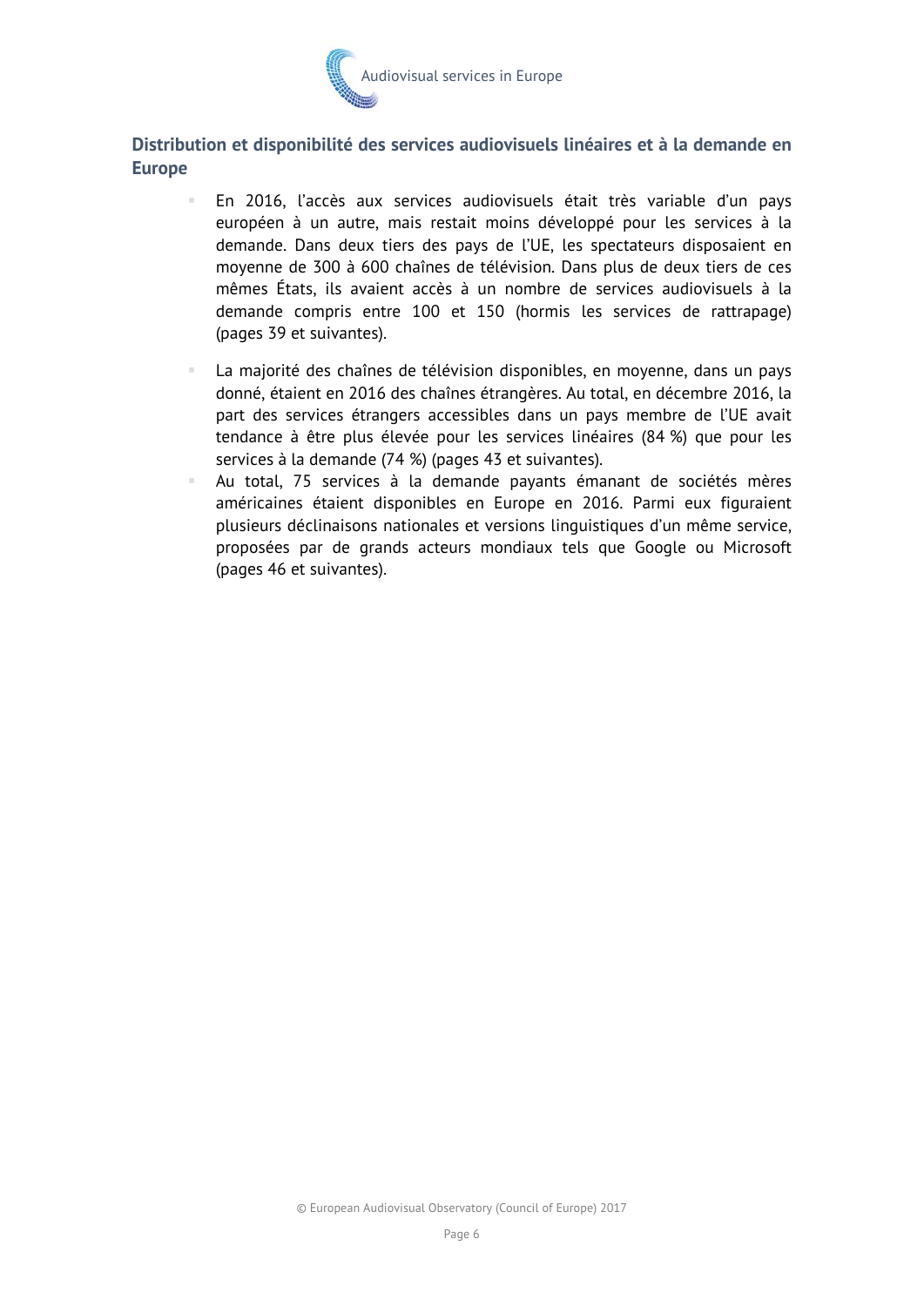## Distribution et disponibilité des services audiovisuels linéaires et à la demande en Europe

- En 2016, l'accès aux services audiovisuels était très variable d'un pays européen à un autre, mais restait moins développé pour les services à la demande. Dans deux tiers des pays de l'UE, les spectateurs disposaient en moyenne de 300 à 600 chaînes de télévision. Dans plus de deux tiers de ces mêmes États, ils avaient accès à un nombre de services audiovisuels à la demande compris entre 100 et 150 (hormis les services de rattrapage) (pages 39 et suivantes).
- La majorité des chaînes de télévision disponibles, en moyenne, dans un pays donné, étaient en 2016 des chaînes étrangères. Au total, en décembre 2016, la part des services étrangers accessibles dans un pays membre de l'UE avait tendance à être plus élevée pour les services linéaires (84 %) que pour les services à la demande (74 %) (pages 43 et suivantes).
- Au total, 75 services à la demande payants émanant de sociétés mères américaines étaient disponibles en Europe en 2016. Parmi eux figuraient plusieurs déclinaisons nationales et versions linguistiques d'un même service, proposées par de grands acteurs mondiaux tels que Google ou Microsoft (pages 46 et suivantes).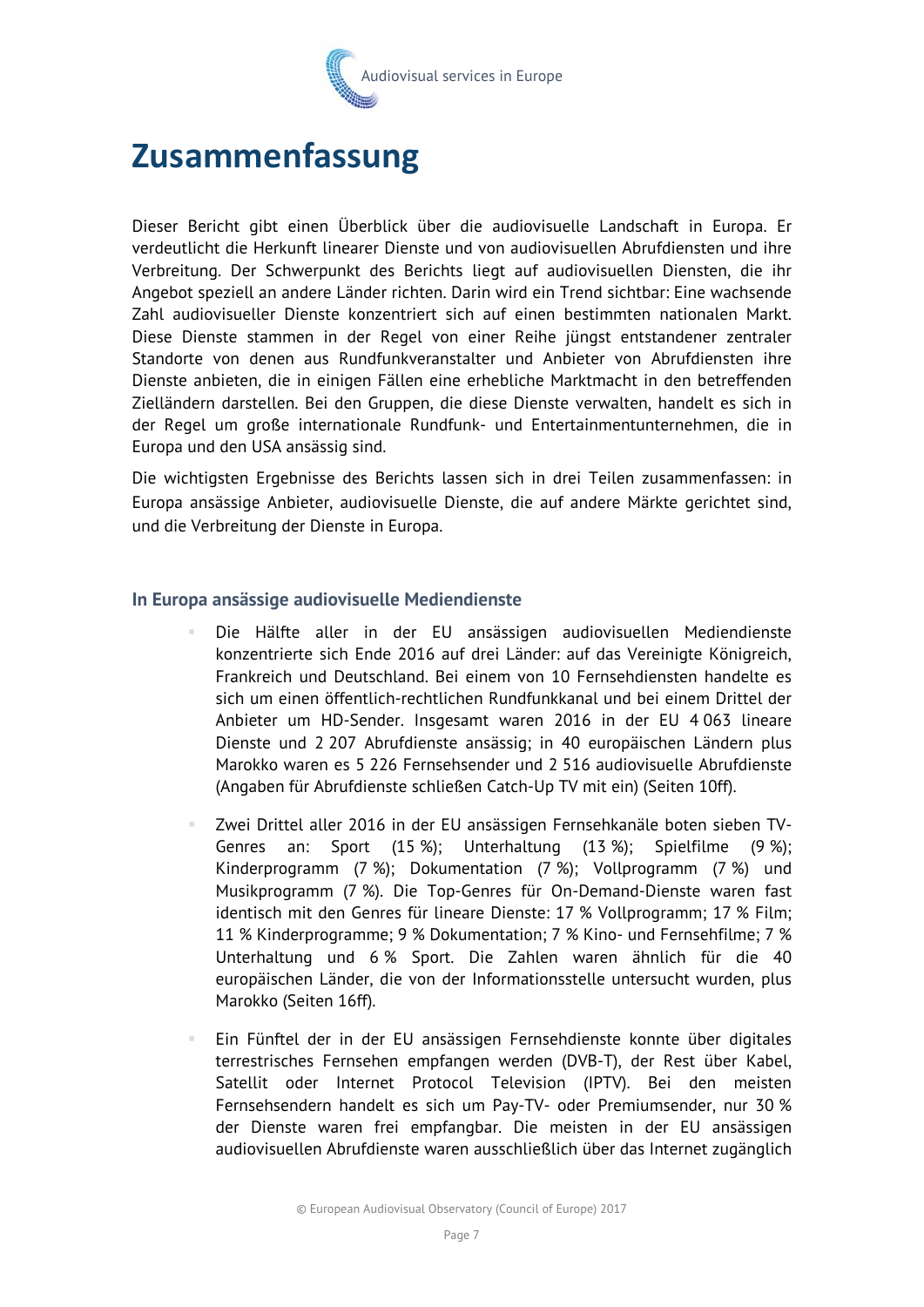# Zusammenfassung

Dieser Bericht gibt einen Überblick über die audiovisuelle Landschaft in Europa. Er verdeutlicht die Herkunft linearer Dienste und von audiovisuellen Abrufdiensten und ihre Verbreitung. Der Schwerpunkt des Berichts liegt auf audiovisuellen Diensten, die ihr Angebot speziell an andere Länder richten. Darin wird ein Trend sichtbar: Eine wachsende Zahl audiovisueller Dienste konzentriert sich auf einen bestimmten nationalen Markt. Diese Dienste stammen in der Regel von einer Reihe jüngst entstandener zentraler Standorte von denen aus Rundfunkveranstalter und Anbieter von Abrufdiensten ihre Dienste anbieten, die in einigen Fällen eine erhebliche Marktmacht in den betreffenden Zielländern darstellen. Bei den Gruppen, die diese Dienste verwalten, handelt es sich in der Regel um große internationale Rundfunk- und Entertainmentunternehmen, die in Europa und den USA ansässig sind.

Die wichtigsten Ergebnisse des Berichts lassen sich in drei Teilen zusammenfassen: in Europa ansässige Anbieter, audiovisuelle Dienste, die auf andere Märkte gerichtet sind, und die Verbreitung der Dienste in Europa.

### In Europa ansässige audiovisuelle Mediendienste

- Die Hälfte aller in der EU ansässigen audiovisuellen Mediendienste konzentrierte sich Ende 2016 auf drei Länder: auf das Vereinigte Königreich, Frankreich und Deutschland. Bei einem von 10 Fernsehdiensten handelte es sich um einen öffentlich-rechtlichen Rundfunkkanal und bei einem Drittel der Anbieter um HD-Sender. Insgesamt waren 2016 in der EU 4 063 lineare Dienste und 2 207 Abrufdienste ansässig; in 40 europäischen Ländern plus Marokko waren es 5 226 Fernsehsender und 2 516 audiovisuelle Abrufdienste (Angaben für Abrufdienste schließen Catch-Up TV mit ein) (Seiten 10ff).

- Zwei Drittel aller 2016 in der EU ansässigen Fernsehkanäle boten sieben TV-Genres an: Sport (15 %); Unterhaltung (13 %); Spielfilme (9 %); Kinderprogramm (7 %); Dokumentation (7 %); Vollprogramm (7 %) und Musikprogramm (7 %). Die Top-Genres für On-Demand-Dienste waren fast identisch mit den Genres für lineare Dienste: 17 % Vollprogramm; 17 % Film; 11 % Kinderprogramme; 9 % Dokumentation; 7 % Kino- und Fernsehfilme; 7 % Unterhaltung und 6 % Sport. Die Zahlen waren ähnlich für die 40 europäischen Länder, die von der Informationsstelle untersucht wurden, plus Marokko (Seiten 16ff).

- Ein Fünftel der in der EU ansässigen Fernsehdienste konnte über digitales terrestrisches Fernsehen empfangen werden (DVB-T), der Rest über Kabel, Satellit oder Internet Protocol Television (IPTV). Bei den meisten Fernsehsendern handelt es sich um Pay-TV- oder Premiumsender, nur 30 % der Dienste waren frei empfangbar. Die meisten in der EU ansässigen audiovisuellen Abrufdienste waren ausschließlich über das Internet zugänglich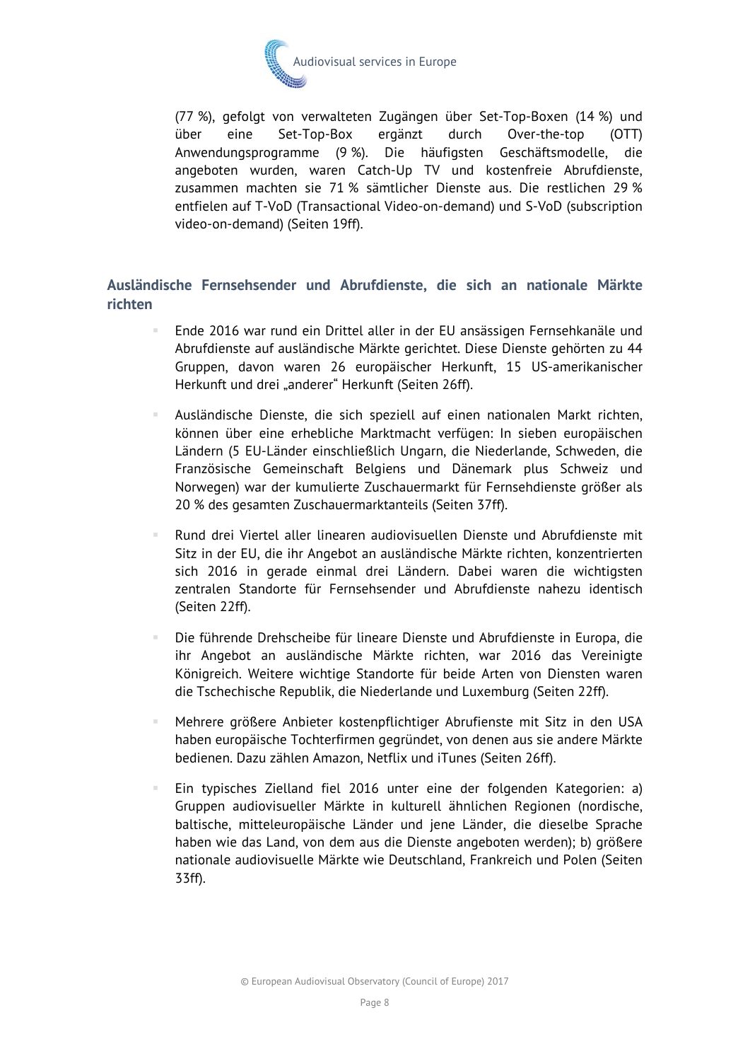(77 %), gefolgt von verwalteten Zugängen über Set-Top-Boxen (14 %) und über eine Set-Top-Box ergänzt durch Over-the-top (OTT) Anwendungsprogramme (9 %). Die häufigsten Geschäftsmodelle, die angeboten wurden, waren Catch-Up TV und kostenfreie Abrufdienste, zusammen machten sie 71 % sämtlicher Dienste aus. Die restlichen 29 % entfielen auf T-VoD (Transactional Video-on-demand) und S-VoD (subscription video-on-demand) (Seiten 19ff).

### Ausländische Fernsehsender und Abrufdienste, die sich an nationale Märkte richten

- Ende 2016 war rund ein Drittel aller in der EU ansässigen Fernsehkanäle und Abrufdienste auf ausländische Märkte gerichtet. Diese Dienste gehörten zu 44 Gruppen, davon waren 26 europäischer Herkunft, 15 US-amerikanischer Herkunft und drei „anderer" Herkunft (Seiten 26ff).

- Ausländische Dienste, die sich speziell auf einen nationalen Markt richten, können über eine erhebliche Marktmacht verfügen: In sieben europäischen Ländern (5 EU-Länder einschließlich Ungarn, die Niederlande, Schweden, die Französische Gemeinschaft Belgiens und Dänemark plus Schweiz und Norwegen) war der kumulierte Zuschauermarkt für Fernsehdienste größer als 20 % des gesamten Zuschauermarktanteils (Seiten 37ff).

- Rund drei Viertel aller linearen audiovisuellen Dienste und Abrufdienste mit Sitz in der EU, die ihr Angebot an ausländische Märkte richten, konzentrierten sich 2016 in gerade einmal drei Ländern. Dabei waren die wichtigsten zentralen Standorte für Fernsehsender und Abrufdienste nahezu identisch (Seiten 22ff).

- Die führende Drehscheibe für lineare Dienste und Abrufdienste in Europa, die ihr Angebot an ausländische Märkte richten, war 2016 das Vereinigte Königreich. Weitere wichtige Standorte für beide Arten von Diensten waren die Tschechische Republik, die Niederlande und Luxemburg (Seiten 22ff).

- Mehrere größere Anbieter kostenpflichtiger Abrufienste mit Sitz in den USA haben europäische Tochterfirmen gegründet, von denen aus sie andere Märkte bedienen. Dazu zählen Amazon, Netflix und iTunes (Seiten 26ff).

- Ein typisches Zielland fiel 2016 unter eine der folgenden Kategorien: a) Gruppen audiovisueller Märkte in kulturell ähnlichen Regionen (nordische, baltische, mitteleuropäische Länder und jene Länder, die dieselbe Sprache haben wie das Land, von dem aus die Dienste angeboten werden); b) größere nationale audiovisuelle Märkte wie Deutschland, Frankreich und Polen (Seiten 33ff).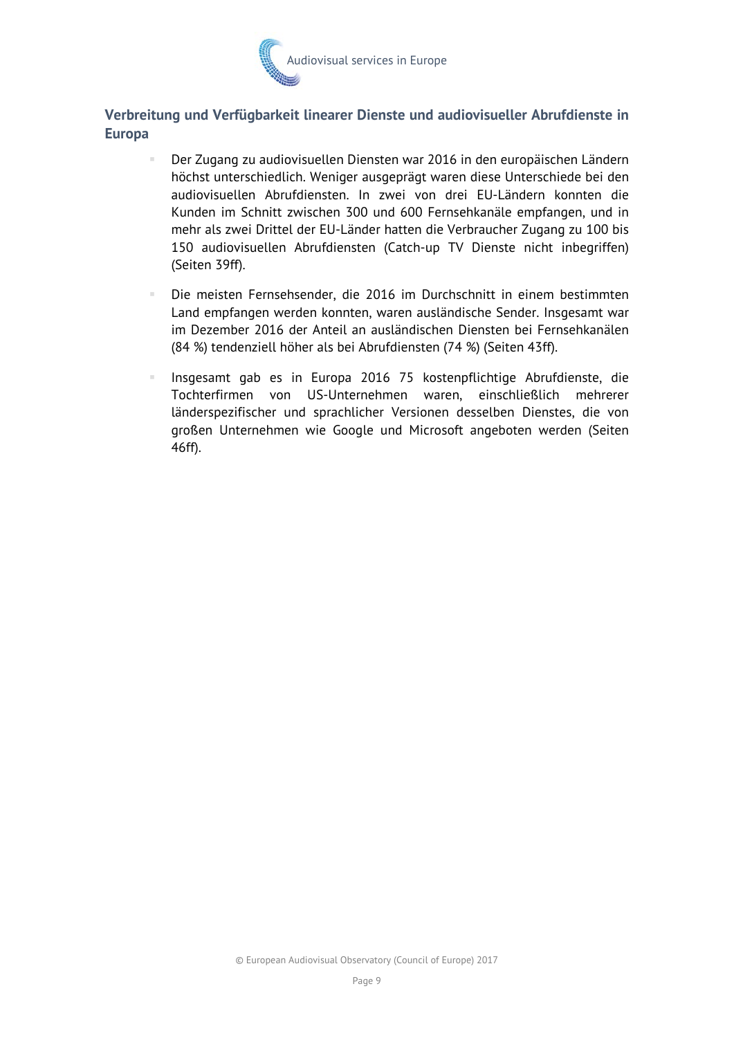## Verbreitung und Verfügbarkeit linearer Dienste und audiovisueller Abrufdienste in Europa

- Der Zugang zu audiovisuellen Diensten war 2016 in den europäischen Ländern höchst unterschiedlich. Weniger ausgeprägt waren diese Unterschiede bei den audiovisuellen Abrufdiensten. In zwei von drei EU-Ländern konnten die Kunden im Schnitt zwischen 300 und 600 Fernsehkanäle empfangen, und in mehr als zwei Drittel der EU-Länder hatten die Verbraucher Zugang zu 100 bis 150 audiovisuellen Abrufdiensten (Catch-up TV Dienste nicht inbegriffen) (Seiten 39ff).

- Die meisten Fernsehsender, die 2016 im Durchschnitt in einem bestimmten Land empfangen werden konnten, waren ausländische Sender. Insgesamt war im Dezember 2016 der Anteil an ausländischen Diensten bei Fernsehkanälen (84 %) tendenziell höher als bei Abrufdiensten (74 %) (Seiten 43ff).

- Insgesamt gab es in Europa 2016 75 kostenpflichtige Abrufdienste, die Tochterfirmen von US-Unternehmen waren, einschließlich mehrerer länderspezifischer und sprachlicher Versionen desselben Dienstes, die von großen Unternehmen wie Google und Microsoft angeboten werden (Seiten 46ff).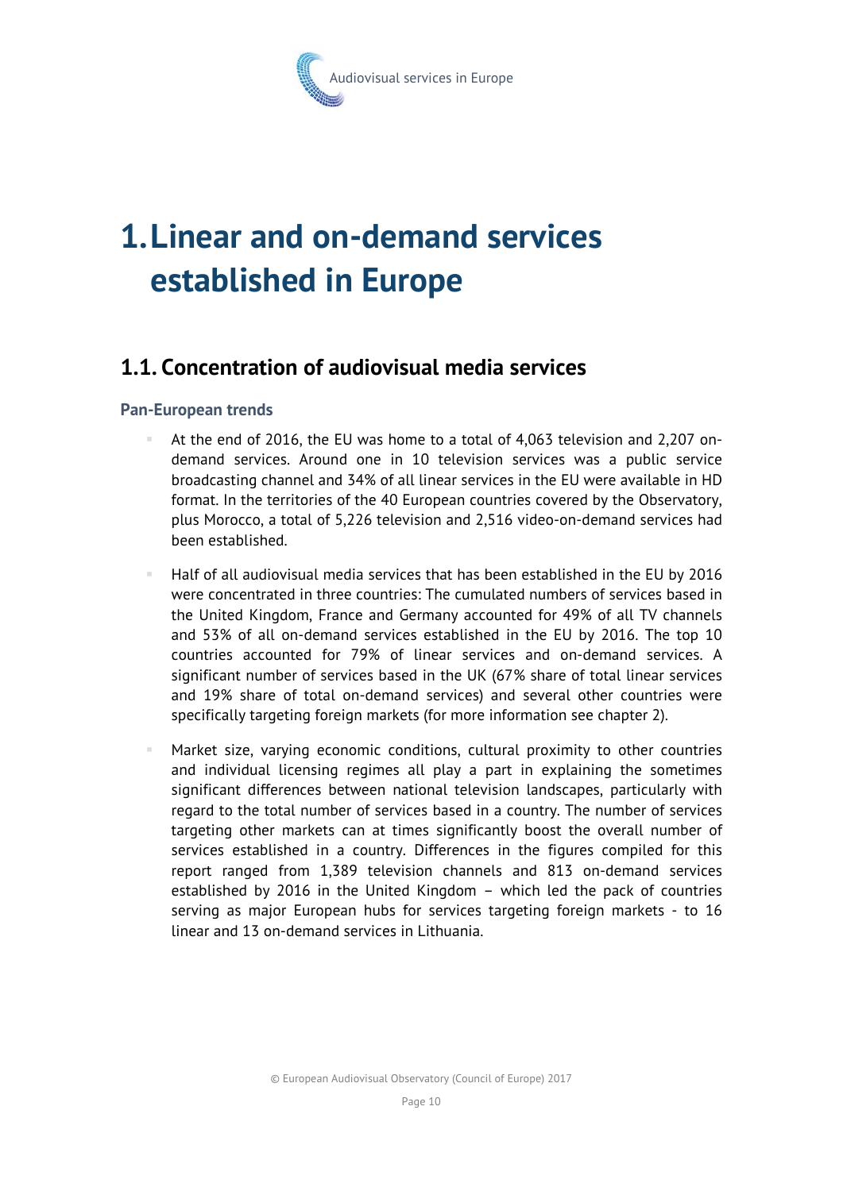# 1. Linear and on-demand services established in Europe

## 1.1. Concentration of audiovisual media services

### Pan-European trends

- At the end of 2016, the EU was home to a total of 4,063 television and 2,207 on-demand services. Around one in 10 television services was a public service broadcasting channel and 34% of all linear services in the EU were available in HD format. In the territories of the 40 European countries covered by the Observatory, plus Morocco, a total of 5,226 television and 2,516 video-on-demand services had been established.

- Half of all audiovisual media services that has been established in the EU by 2016 were concentrated in three countries: The cumulated numbers of services based in the United Kingdom, France and Germany accounted for 49% of all TV channels and 53% of all on-demand services established in the EU by 2016. The top 10 countries accounted for 79% of linear services and on-demand services. A significant number of services based in the UK (67% share of total linear services and 19% share of total on-demand services) and several other countries were specifically targeting foreign markets (for more information see chapter 2).

- Market size, varying economic conditions, cultural proximity to other countries and individual licensing regimes all play a part in explaining the sometimes significant differences between national television landscapes, particularly with regard to the total number of services based in a country. The number of services targeting other markets can at times significantly boost the overall number of services established in a country. Differences in the figures compiled for this report ranged from 1,389 television channels and 813 on-demand services established by 2016 in the United Kingdom – which led the pack of countries serving as major European hubs for services targeting foreign markets - to 16 linear and 13 on-demand services in Lithuania.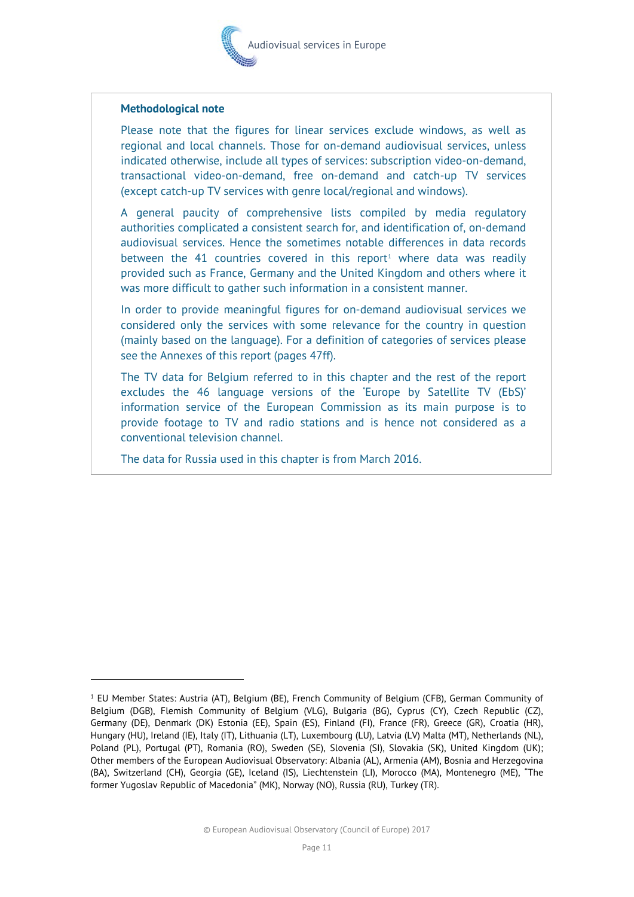**Methodological note**

Please note that the figures for linear services exclude windows, as well as regional and local channels. Those for on-demand audiovisual services, unless indicated otherwise, include all types of services: subscription video-on-demand, transactional video-on-demand, free on-demand and catch-up TV services (except catch-up TV services with genre local/regional and windows).

A general paucity of comprehensive lists compiled by media regulatory authorities complicated a consistent search for, and identification of, on-demand audiovisual services. Hence the sometimes notable differences in data records between the 41 countries covered in this report[1] where data was readily provided such as France, Germany and the United Kingdom and others where it was more difficult to gather such information in a consistent manner.

In order to provide meaningful figures for on-demand audiovisual services we considered only the services with some relevance for the country in question (mainly based on the language). For a definition of categories of services please see the Annexes of this report (pages 47ff).

The TV data for Belgium referred to in this chapter and the rest of the report excludes the 46 language versions of the 'Europe by Satellite TV (EbS)' information service of the European Commission as its main purpose is to provide footage to TV and radio stations and is hence not considered as a conventional television channel.

The data for Russia used in this chapter is from March 2016.

---

[1] EU Member States: Austria (AT), Belgium (BE), French Community of Belgium (CFB), German Community of Belgium (DGB), Flemish Community of Belgium (VLG), Bulgaria (BG), Cyprus (CY), Czech Republic (CZ), Germany (DE), Denmark (DK) Estonia (EE), Spain (ES), Finland (FI), France (FR), Greece (GR), Croatia (HR), Hungary (HU), Ireland (IE), Italy (IT), Lithuania (LT), Luxembourg (LU), Latvia (LV) Malta (MT), Netherlands (NL), Poland (PL), Portugal (PT), Romania (RO), Sweden (SE), Slovenia (SI), Slovakia (SK), United Kingdom (UK); Other members of the European Audiovisual Observatory: Albania (AL), Armenia (AM), Bosnia and Herzegovina (BA), Switzerland (CH), Georgia (GE), Iceland (IS), Liechtenstein (LI), Morocco (MA), Montenegro (ME), "The former Yugoslav Republic of Macedonia" (MK), Norway (NO), Russia (RU), Turkey (TR).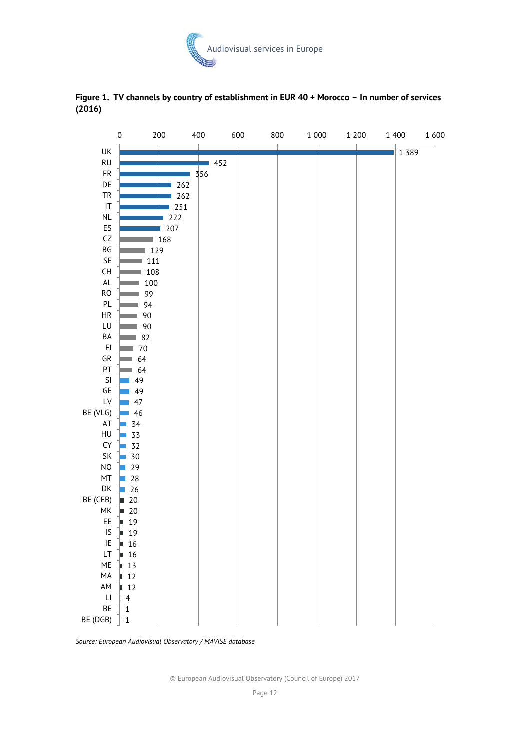**Figure 1. TV channels by country of establishment in EUR 40 + Morocco – In number of services (2016)**

| Country | Number of services |
|---|---|
| UK | 1 389 |
| RU | 452 |
| FR | 356 |
| DE | 262 |
| TR | 262 |
| IT | 251 |
| NL | 222 |
| ES | 207 |
| CZ | 168 |
| BG | 129 |
| SE | 111 |
| CH | 108 |
| AL | 100 |
| RO | 99 |
| PL | 94 |
| HR | 90 |
| LU | 90 |
| BA | 82 |
| FI | 70 |
| GR | 64 |
| PT | 64 |
| SI | 49 |
| GE | 49 |
| LV | 47 |
| BE (VLG) | 46 |
| AT | 34 |
| HU | 33 |
| CY | 32 |
| SK | 30 |
| NO | 29 |
| MT | 28 |
| DK | 26 |
| BE (CFB) | 20 |
| MK | 20 |
| EE | 19 |
| IS | 19 |
| IE | 16 |
| LT | 16 |
| ME | 13 |
| MA | 12 |
| AM | 12 |
| LI | 4 |
| BE | 1 |
| BE (DGB) | 1 |

*Source: European Audiovisual Observatory / MAVISE database*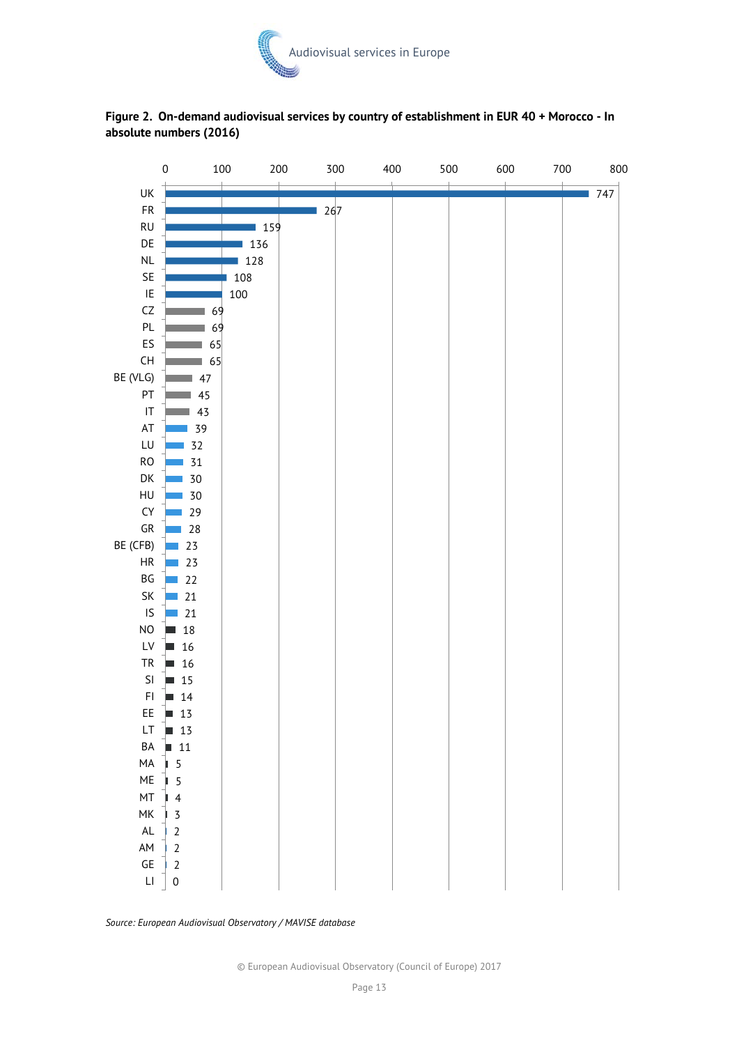**Figure 2. On-demand audiovisual services by country of establishment in EUR 40 + Morocco - In absolute numbers (2016)**

| Country | Number |
|---|---|
| UK | 747 |
| FR | 267 |
| RU | 159 |
| DE | 136 |
| NL | 128 |
| SE | 108 |
| IE | 100 |
| CZ | 69 |
| PL | 69 |
| ES | 65 |
| CH | 65 |
| BE (VLG) | 47 |
| PT | 45 |
| IT | 43 |
| AT | 39 |
| LU | 32 |
| RO | 31 |
| DK | 30 |
| HU | 30 |
| CY | 29 |
| GR | 28 |
| BE (CFB) | 23 |
| HR | 23 |
| BG | 22 |
| SK | 21 |
| IS | 21 |
| NO | 18 |
| LV | 16 |
| TR | 16 |
| SI | 15 |
| FI | 14 |
| EE | 13 |
| LT | 13 |
| BA | 11 |
| MA | 5 |
| ME | 5 |
| MT | 4 |
| MK | 3 |
| AL | 2 |
| AM | 2 |
| GE | 2 |
| LI | 0 |

*Source: European Audiovisual Observatory / MAVISE database*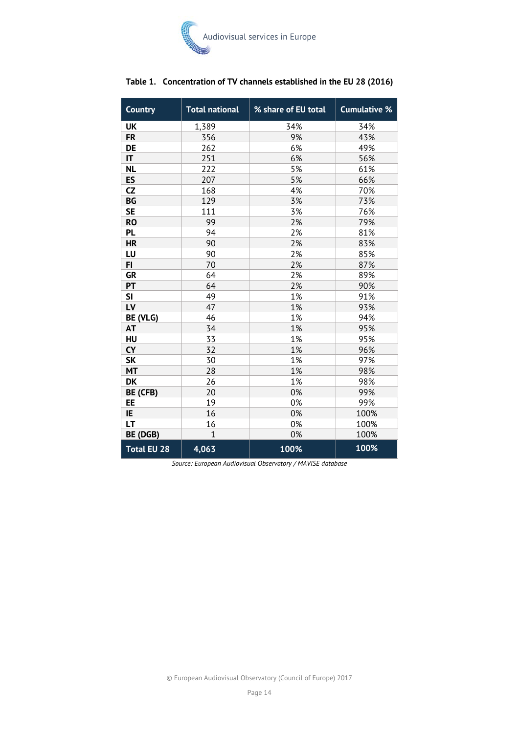**Table 1. Concentration of TV channels established in the EU 28 (2016)**

| Country | Total national | % share of EU total | Cumulative % |
|---|---|---|---|
| **UK** | 1,389 | 34% | 34% |
| **FR** | 356 | 9% | 43% |
| **DE** | 262 | 6% | 49% |
| **IT** | 251 | 6% | 56% |
| **NL** | 222 | 5% | 61% |
| **ES** | 207 | 5% | 66% |
| **CZ** | 168 | 4% | 70% |
| **BG** | 129 | 3% | 73% |
| **SE** | 111 | 3% | 76% |
| **RO** | 99 | 2% | 79% |
| **PL** | 94 | 2% | 81% |
| **HR** | 90 | 2% | 83% |
| **LU** | 90 | 2% | 85% |
| **FI** | 70 | 2% | 87% |
| **GR** | 64 | 2% | 89% |
| **PT** | 64 | 2% | 90% |
| **SI** | 49 | 1% | 91% |
| **LV** | 47 | 1% | 93% |
| **BE (VLG)** | 46 | 1% | 94% |
| **AT** | 34 | 1% | 95% |
| **HU** | 33 | 1% | 95% |
| **CY** | 32 | 1% | 96% |
| **SK** | 30 | 1% | 97% |
| **MT** | 28 | 1% | 98% |
| **DK** | 26 | 1% | 98% |
| **BE (CFB)** | 20 | 0% | 99% |
| **EE** | 19 | 0% | 99% |
| **IE** | 16 | 0% | 100% |
| **LT** | 16 | 0% | 100% |
| **BE (DGB)** | 1 | 0% | 100% |
| **Total EU 28** | **4,063** | **100%** | **100%** |

*Source: European Audiovisual Observatory / MAVISE database*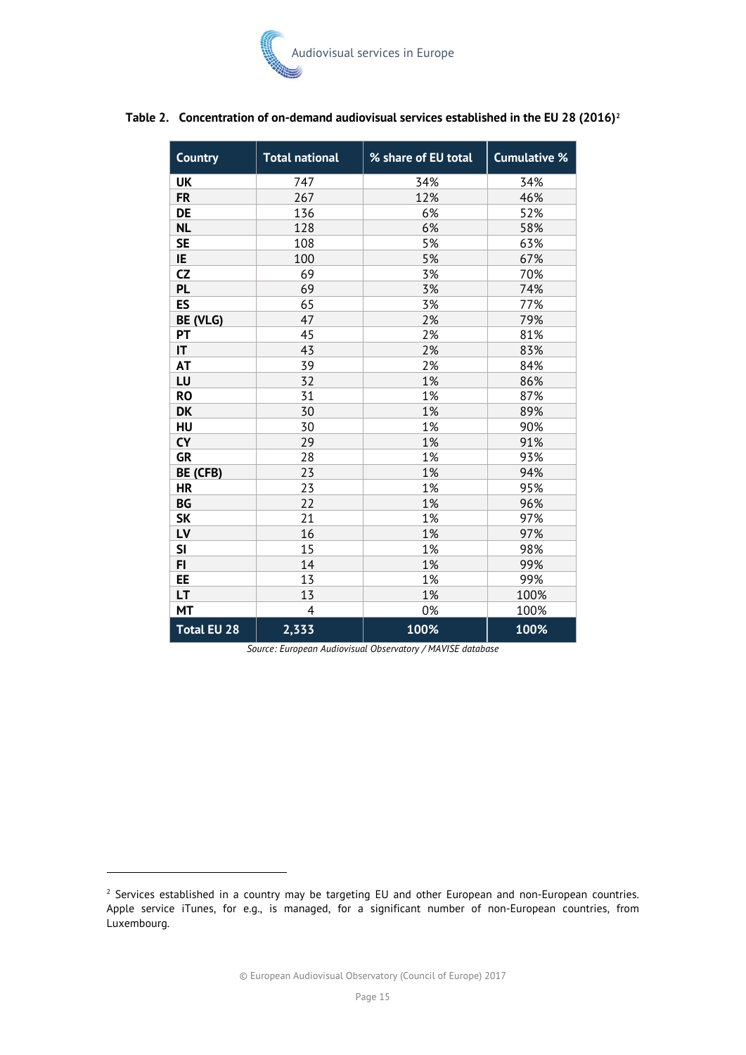**Table 2. Concentration of on-demand audiovisual services established in the EU 28 (2016)**[2]

| Country | Total national | % share of EU total | Cumulative % |
|---|---|---|---|
| **UK** | 747 | 34% | 34% |
| **FR** | 267 | 12% | 46% |
| **DE** | 136 | 6% | 52% |
| **NL** | 128 | 6% | 58% |
| **SE** | 108 | 5% | 63% |
| **IE** | 100 | 5% | 67% |
| **CZ** | 69 | 3% | 70% |
| **PL** | 69 | 3% | 74% |
| **ES** | 65 | 3% | 77% |
| **BE (VLG)** | 47 | 2% | 79% |
| **PT** | 45 | 2% | 81% |
| **IT** | 43 | 2% | 83% |
| **AT** | 39 | 2% | 84% |
| **LU** | 32 | 1% | 86% |
| **RO** | 31 | 1% | 87% |
| **DK** | 30 | 1% | 89% |
| **HU** | 30 | 1% | 90% |
| **CY** | 29 | 1% | 91% |
| **GR** | 28 | 1% | 93% |
| **BE (CFB)** | 23 | 1% | 94% |
| **HR** | 23 | 1% | 95% |
| **BG** | 22 | 1% | 96% |
| **SK** | 21 | 1% | 97% |
| **LV** | 16 | 1% | 97% |
| **SI** | 15 | 1% | 98% |
| **FI** | 14 | 1% | 99% |
| **EE** | 13 | 1% | 99% |
| **LT** | 13 | 1% | 100% |
| **MT** | 4 | 0% | 100% |
| **Total EU 28** | **2,333** | **100%** | **100%** |

*Source: European Audiovisual Observatory / MAVISE database*

[2] Services established in a country may be targeting EU and other European and non-European countries. Apple service iTunes, for e.g., is managed, for a significant number of non-European countries, from Luxembourg.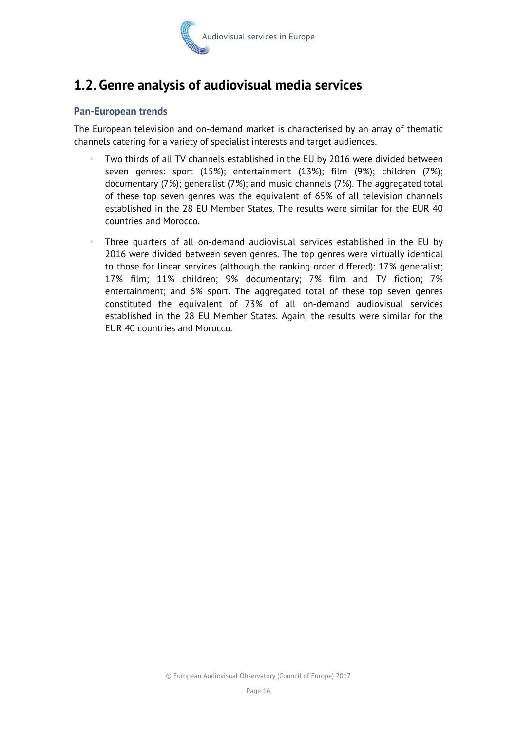## 1.2. Genre analysis of audiovisual media services

### Pan-European trends

The European television and on-demand market is characterised by an array of thematic channels catering for a variety of specialist interests and target audiences.

- Two thirds of all TV channels established in the EU by 2016 were divided between seven genres: sport (15%); entertainment (13%); film (9%); children (7%); documentary (7%); generalist (7%); and music channels (7%). The aggregated total of these top seven genres was the equivalent of 65% of all television channels established in the 28 EU Member States. The results were similar for the EUR 40 countries and Morocco.

- Three quarters of all on-demand audiovisual services established in the EU by 2016 were divided between seven genres. The top genres were virtually identical to those for linear services (although the ranking order differed): 17% generalist; 17% film; 11% children; 9% documentary; 7% film and TV fiction; 7% entertainment; and 6% sport. The aggregated total of these top seven genres constituted the equivalent of 73% of all on-demand audiovisual services established in the 28 EU Member States. Again, the results were similar for the EUR 40 countries and Morocco.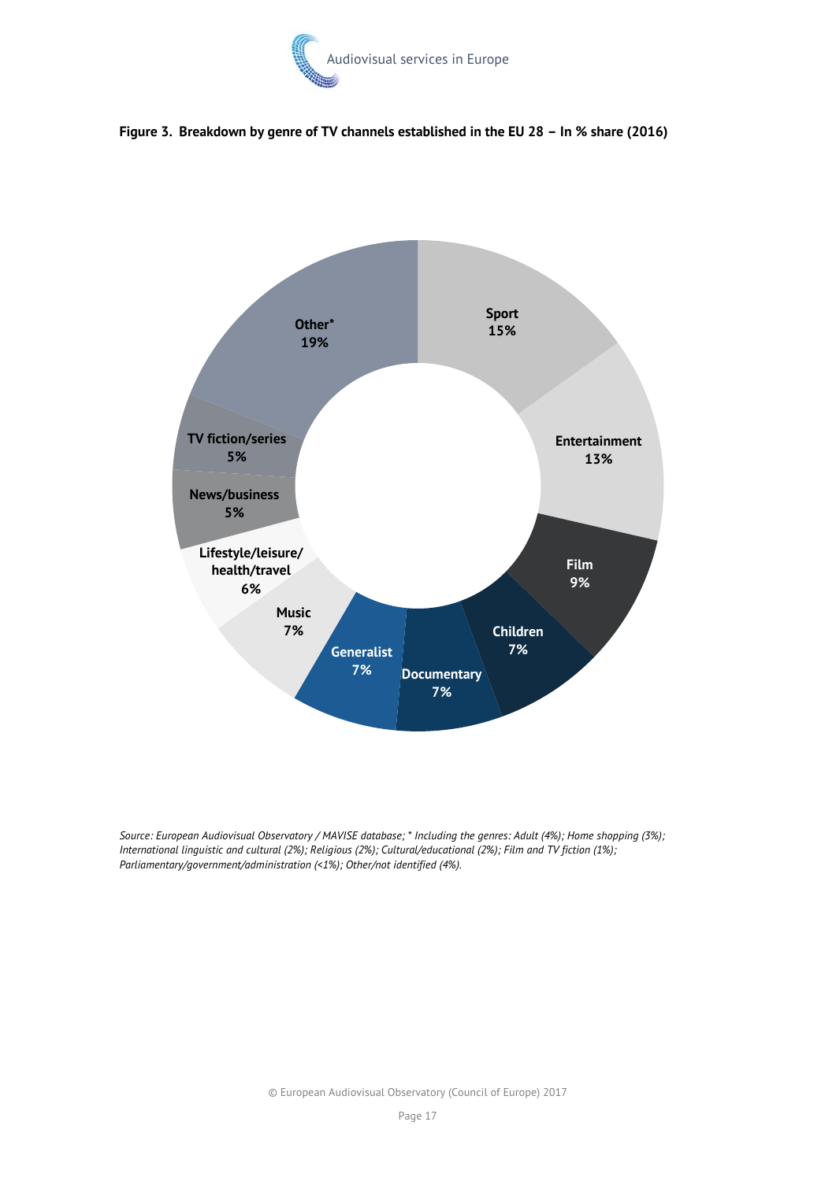**Figure 3. Breakdown by genre of TV channels established in the EU 28 – In % share (2016)**

| Genre | % share |
|---|---|
| Sport | 15% |
| Entertainment | 13% |
| Film | 9% |
| Children | 7% |
| Documentary | 7% |
| Generalist | 7% |
| Music | 7% |
| Lifestyle/leisure/health/travel | 6% |
| News/business | 5% |
| TV fiction/series | 5% |
| Other* | 19% |

*Source: European Audiovisual Observatory / MAVISE database; * Including the genres: Adult (4%); Home shopping (3%); International linguistic and cultural (2%); Religious (2%); Cultural/educational (2%); Film and TV fiction (1%); Parliamentary/government/administration (<1%); Other/not identified (4%).*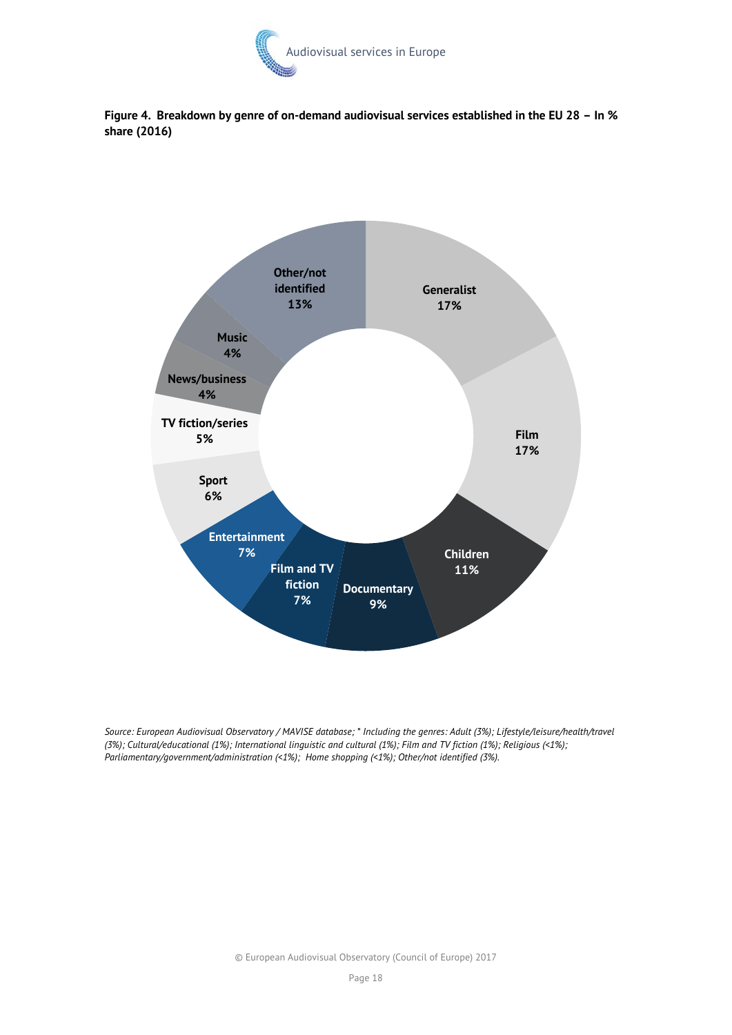**Figure 4. Breakdown by genre of on-demand audiovisual services established in the EU 28 – In % share (2016)**

| Genre | Share |
| --- | --- |
| Generalist | 17% |
| Film | 17% |
| Children | 11% |
| Documentary | 9% |
| Film and TV fiction | 7% |
| Entertainment | 7% |
| Sport | 6% |
| TV fiction/series | 5% |
| News/business | 4% |
| Music | 4% |
| Other/not identified | 13% |

*Source: European Audiovisual Observatory / MAVISE database; * Including the genres: Adult (3%); Lifestyle/leisure/health/travel (3%); Cultural/educational (1%); International linguistic and cultural (1%); Film and TV fiction (1%); Religious (<1%); Parliamentary/government/administration (<1%); Home shopping (<1%); Other/not identified (3%).*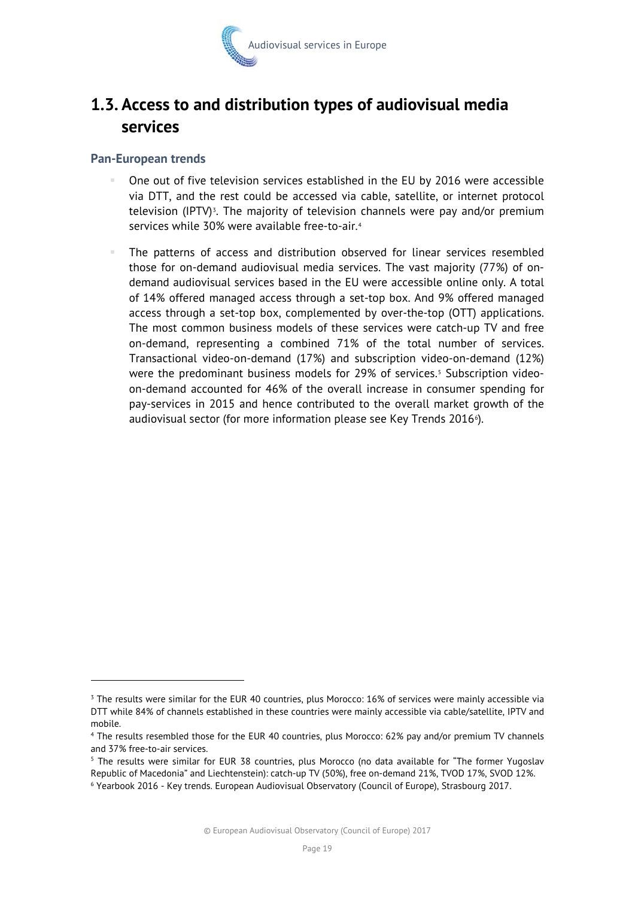## 1.3. Access to and distribution types of audiovisual media services

### Pan-European trends

- One out of five television services established in the EU by 2016 were accessible via DTT, and the rest could be accessed via cable, satellite, or internet protocol television (IPTV)[3]. The majority of television channels were pay and/or premium services while 30% were available free-to-air.[4]
- The patterns of access and distribution observed for linear services resembled those for on-demand audiovisual media services. The vast majority (77%) of on-demand audiovisual services based in the EU were accessible online only. A total of 14% offered managed access through a set-top box. And 9% offered managed access through a set-top box, complemented by over-the-top (OTT) applications. The most common business models of these services were catch-up TV and free on-demand, representing a combined 71% of the total number of services. Transactional video-on-demand (17%) and subscription video-on-demand (12%) were the predominant business models for 29% of services.[5] Subscription video-on-demand accounted for 46% of the overall increase in consumer spending for pay-services in 2015 and hence contributed to the overall market growth of the audiovisual sector (for more information please see Key Trends 2016[6]).

---

[3] The results were similar for the EUR 40 countries, plus Morocco: 16% of services were mainly accessible via DTT while 84% of channels established in these countries were mainly accessible via cable/satellite, IPTV and mobile.

[4] The results resembled those for the EUR 40 countries, plus Morocco: 62% pay and/or premium TV channels and 37% free-to-air services.

[5] The results were similar for EUR 38 countries, plus Morocco (no data available for "The former Yugoslav Republic of Macedonia" and Liechtenstein): catch-up TV (50%), free on-demand 21%, TVOD 17%, SVOD 12%.

[6] Yearbook 2016 - Key trends. European Audiovisual Observatory (Council of Europe), Strasbourg 2017.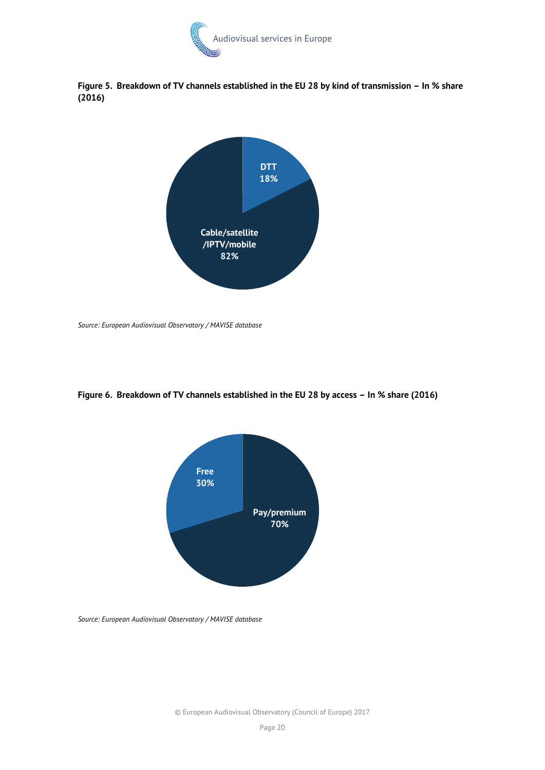**Figure 5. Breakdown of TV channels established in the EU 28 by kind of transmission – In % share (2016)**

DTT
18%

Cable/satellite
/IPTV/mobile
82%

*Source: European Audiovisual Observatory / MAVISE database*

**Figure 6. Breakdown of TV channels established in the EU 28 by access – In % share (2016)**

Free
30%

Pay/premium
70%

*Source: European Audiovisual Observatory / MAVISE database*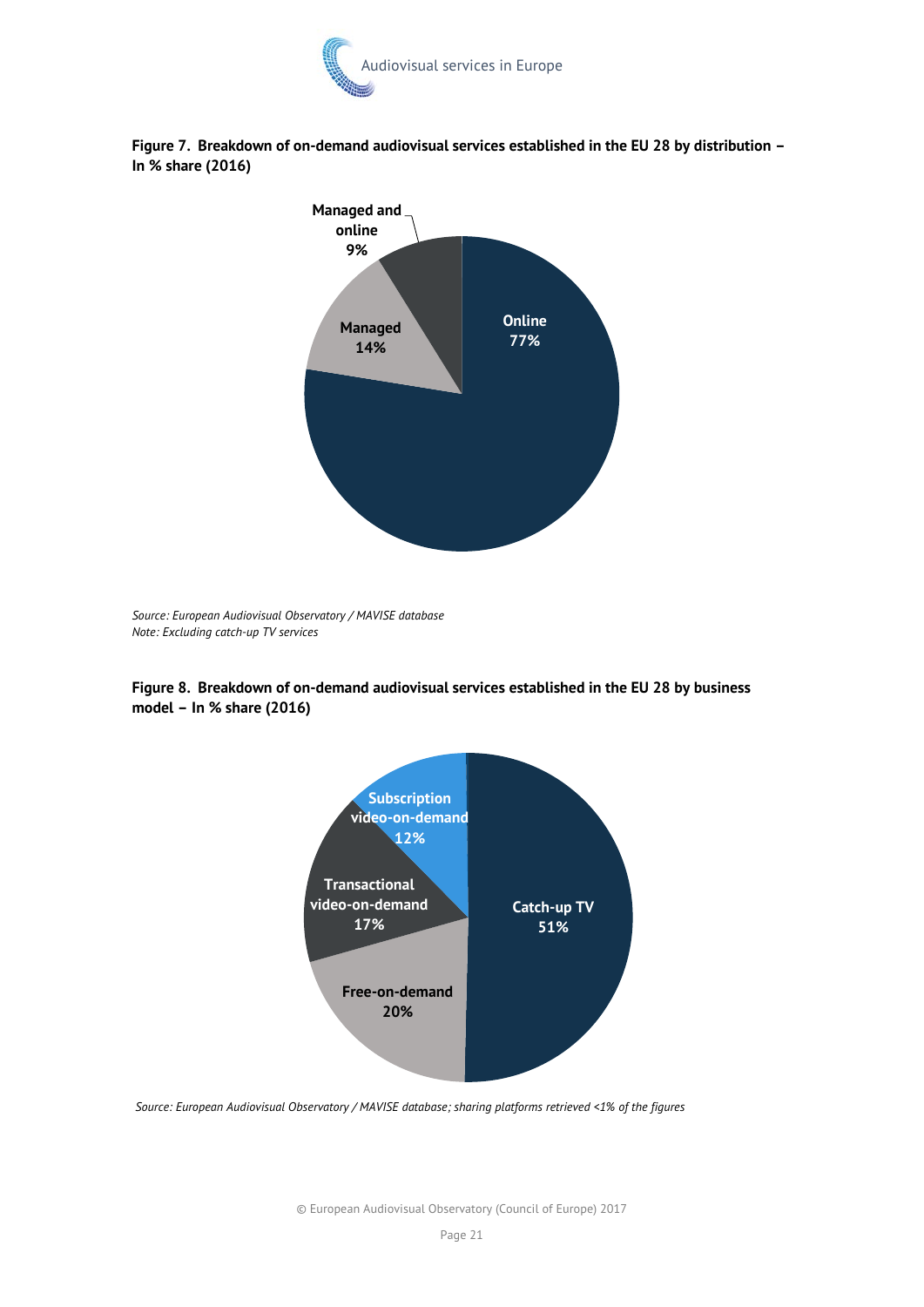**Figure 7. Breakdown of on-demand audiovisual services established in the EU 28 by distribution – In % share (2016)**

| Distribution | Share |
|---|---|
| Online | 77% |
| Managed | 14% |
| Managed and online | 9% |

*Source: European Audiovisual Observatory / MAVISE database*
*Note: Excluding catch-up TV services*

**Figure 8. Breakdown of on-demand audiovisual services established in the EU 28 by business model – In % share (2016)**

| Business model | Share |
|---|---|
| Catch-up TV | 51% |
| Free-on-demand | 20% |
| Transactional video-on-demand | 17% |
| Subscription video-on-demand | 12% |

*Source: European Audiovisual Observatory / MAVISE database; sharing platforms retrieved <1% of the figures*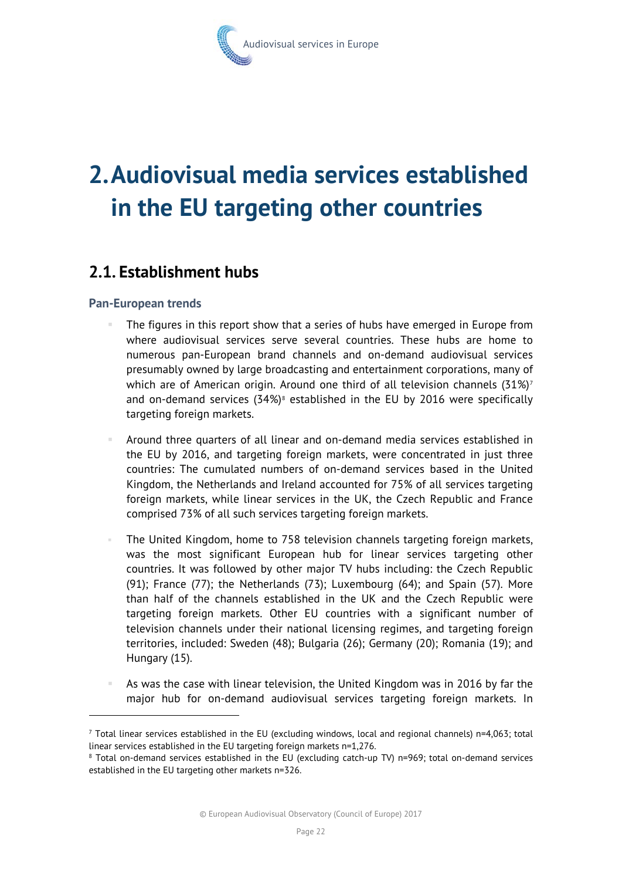# 2. Audiovisual media services established in the EU targeting other countries

## 2.1. Establishment hubs

### Pan-European trends

- The figures in this report show that a series of hubs have emerged in Europe from where audiovisual services serve several countries. These hubs are home to numerous pan-European brand channels and on-demand audiovisual services presumably owned by large broadcasting and entertainment corporations, many of which are of American origin. Around one third of all television channels (31%)[7] and on-demand services (34%)[8] established in the EU by 2016 were specifically targeting foreign markets.

- Around three quarters of all linear and on-demand media services established in the EU by 2016, and targeting foreign markets, were concentrated in just three countries: The cumulated numbers of on-demand services based in the United Kingdom, the Netherlands and Ireland accounted for 75% of all services targeting foreign markets, while linear services in the UK, the Czech Republic and France comprised 73% of all such services targeting foreign markets.

- The United Kingdom, home to 758 television channels targeting foreign markets, was the most significant European hub for linear services targeting other countries. It was followed by other major TV hubs including: the Czech Republic (91); France (77); the Netherlands (73); Luxembourg (64); and Spain (57). More than half of the channels established in the UK and the Czech Republic were targeting foreign markets. Other EU countries with a significant number of television channels under their national licensing regimes, and targeting foreign territories, included: Sweden (48); Bulgaria (26); Germany (20); Romania (19); and Hungary (15).

- As was the case with linear television, the United Kingdom was in 2016 by far the major hub for on-demand audiovisual services targeting foreign markets. In

[7] Total linear services established in the EU (excluding windows, local and regional channels) n=4,063; total linear services established in the EU targeting foreign markets n=1,276.

[8] Total on-demand services established in the EU (excluding catch-up TV) n=969; total on-demand services established in the EU targeting other markets n=326.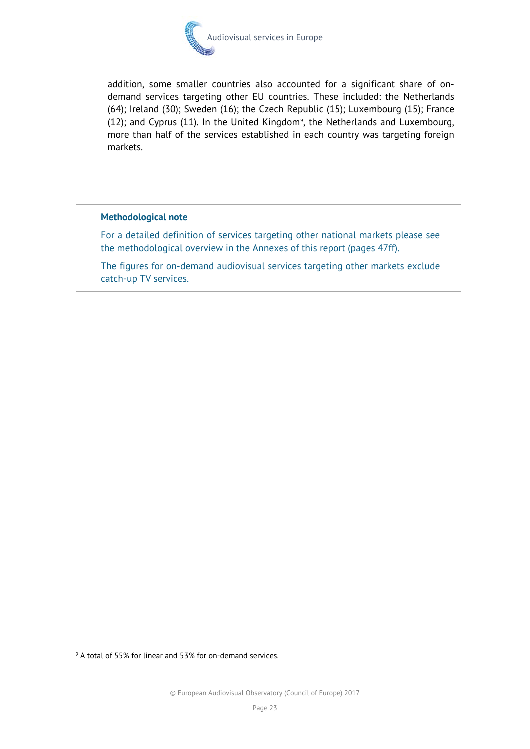addition, some smaller countries also accounted for a significant share of on-demand services targeting other EU countries. These included: the Netherlands (64); Ireland (30); Sweden (16); the Czech Republic (15); Luxembourg (15); France (12); and Cyprus (11). In the United Kingdom[9], the Netherlands and Luxembourg, more than half of the services established in each country was targeting foreign markets.

**Methodological note**

For a detailed definition of services targeting other national markets please see the methodological overview in the Annexes of this report (pages 47ff).

The figures for on-demand audiovisual services targeting other markets exclude catch-up TV services.

[9] A total of 55% for linear and 53% for on-demand services.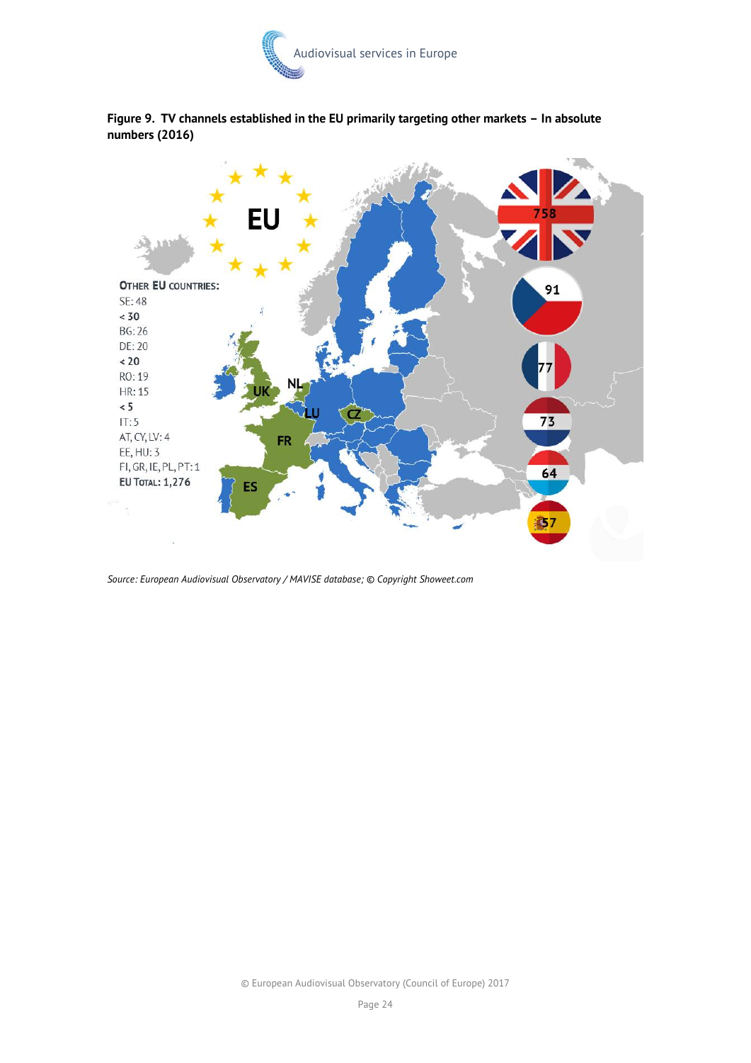**Figure 9. TV channels established in the EU primarily targeting other markets – In absolute numbers (2016)**

EU

OTHER EU COUNTRIES:
SE: 48
< 30
BG: 26
DE: 20
< 20
RO: 19
HR: 15
< 5
IT: 5
AT, CY, LV: 4
EE, HU: 3
FI, GR, IE, PL, PT: 1
EU TOTAL: 1,276

UK, NL, LU, CZ, FR, ES

758
91
77
73
64
57

*Source: European Audiovisual Observatory / MAVISE database; © Copyright Showeet.com*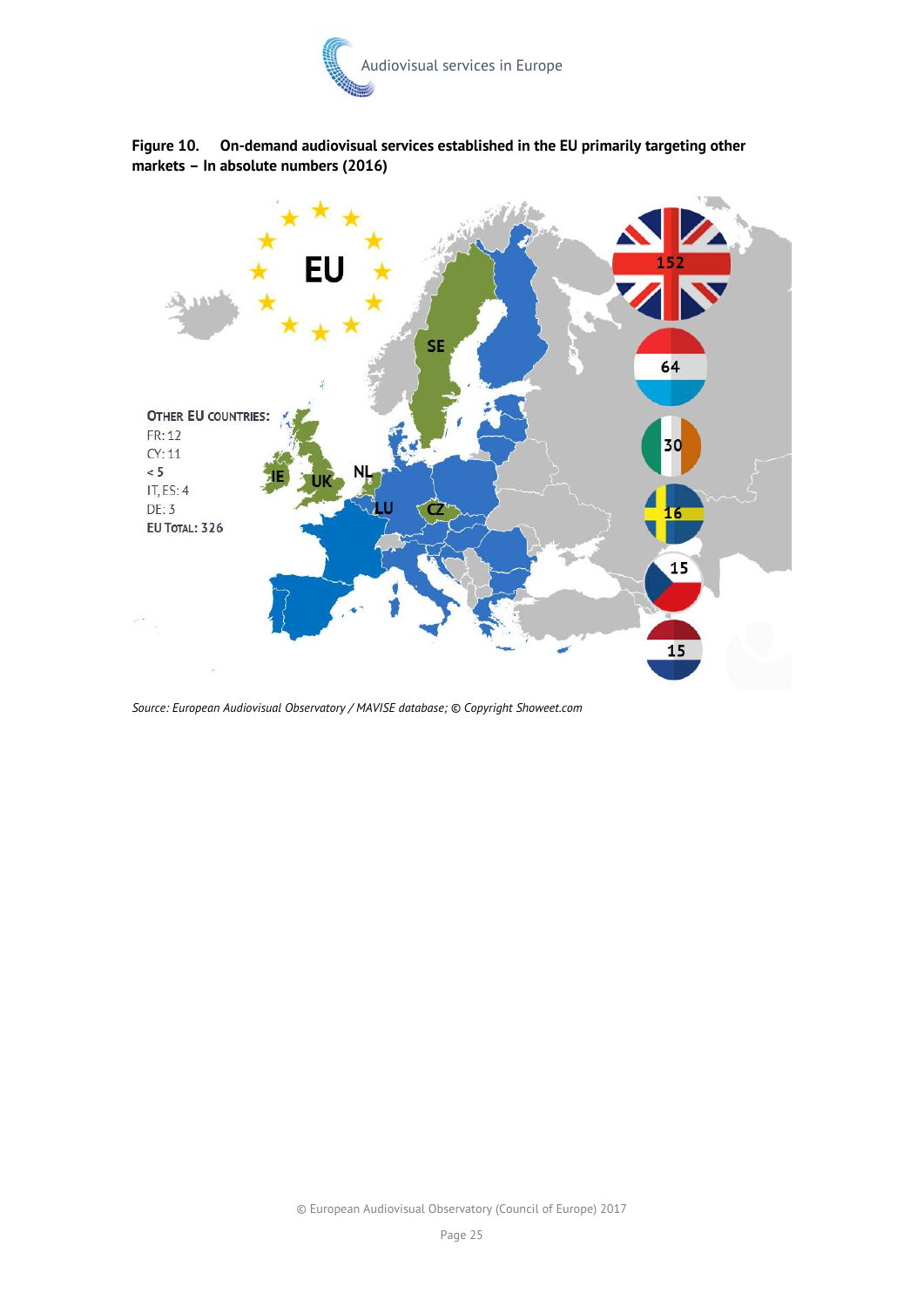**Figure 10. On-demand audiovisual services established in the EU primarily targeting other markets – In absolute numbers (2016)**

EU

OTHER EU COUNTRIES:
FR: 12
CY: 11
< 5
IT, ES: 4
DE: 3
EU TOTAL: 326

SE, IE, UK, NL, LU, CZ

152
64
30
16
15
15

*Source: European Audiovisual Observatory / MAVISE database; © Copyright Showeet.com*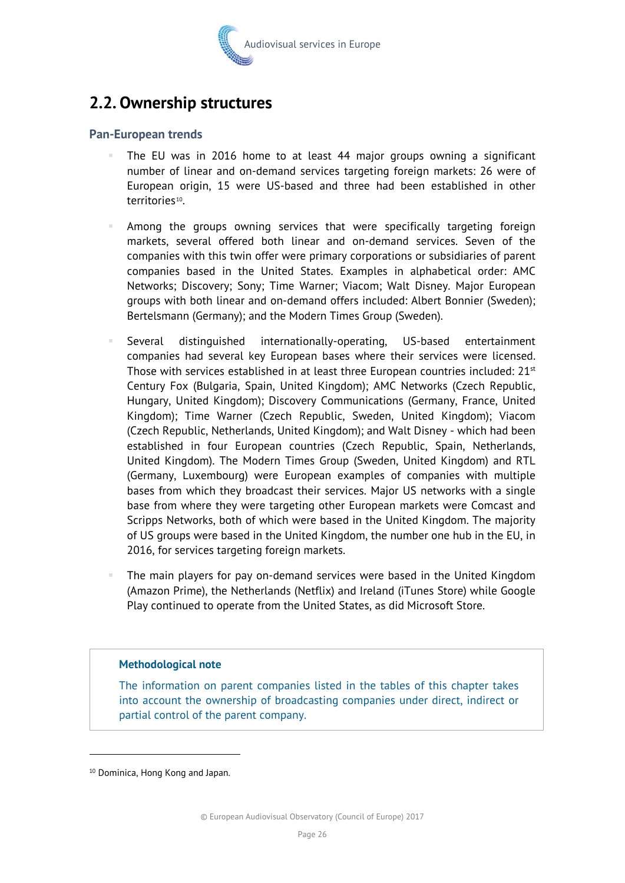## 2.2. Ownership structures

### Pan-European trends

- The EU was in 2016 home to at least 44 major groups owning a significant number of linear and on-demand services targeting foreign markets: 26 were of European origin, 15 were US-based and three had been established in other territories[10].

- Among the groups owning services that were specifically targeting foreign markets, several offered both linear and on-demand services. Seven of the companies with this twin offer were primary corporations or subsidiaries of parent companies based in the United States. Examples in alphabetical order: AMC Networks; Discovery; Sony; Time Warner; Viacom; Walt Disney. Major European groups with both linear and on-demand offers included: Albert Bonnier (Sweden); Bertelsmann (Germany); and the Modern Times Group (Sweden).

- Several distinguished internationally-operating, US-based entertainment companies had several key European bases where their services were licensed. Those with services established in at least three European countries included: 21st Century Fox (Bulgaria, Spain, United Kingdom); AMC Networks (Czech Republic, Hungary, United Kingdom); Discovery Communications (Germany, France, United Kingdom); Time Warner (Czech Republic, Sweden, United Kingdom); Viacom (Czech Republic, Netherlands, United Kingdom); and Walt Disney - which had been established in four European countries (Czech Republic, Spain, Netherlands, United Kingdom). The Modern Times Group (Sweden, United Kingdom) and RTL (Germany, Luxembourg) were European examples of companies with multiple bases from which they broadcast their services. Major US networks with a single base from where they were targeting other European markets were Comcast and Scripps Networks, both of which were based in the United Kingdom. The majority of US groups were based in the United Kingdom, the number one hub in the EU, in 2016, for services targeting foreign markets.

- The main players for pay on-demand services were based in the United Kingdom (Amazon Prime), the Netherlands (Netflix) and Ireland (iTunes Store) while Google Play continued to operate from the United States, as did Microsoft Store.

> **Methodological note**
>
> The information on parent companies listed in the tables of this chapter takes into account the ownership of broadcasting companies under direct, indirect or partial control of the parent company.

[10] Dominica, Hong Kong and Japan.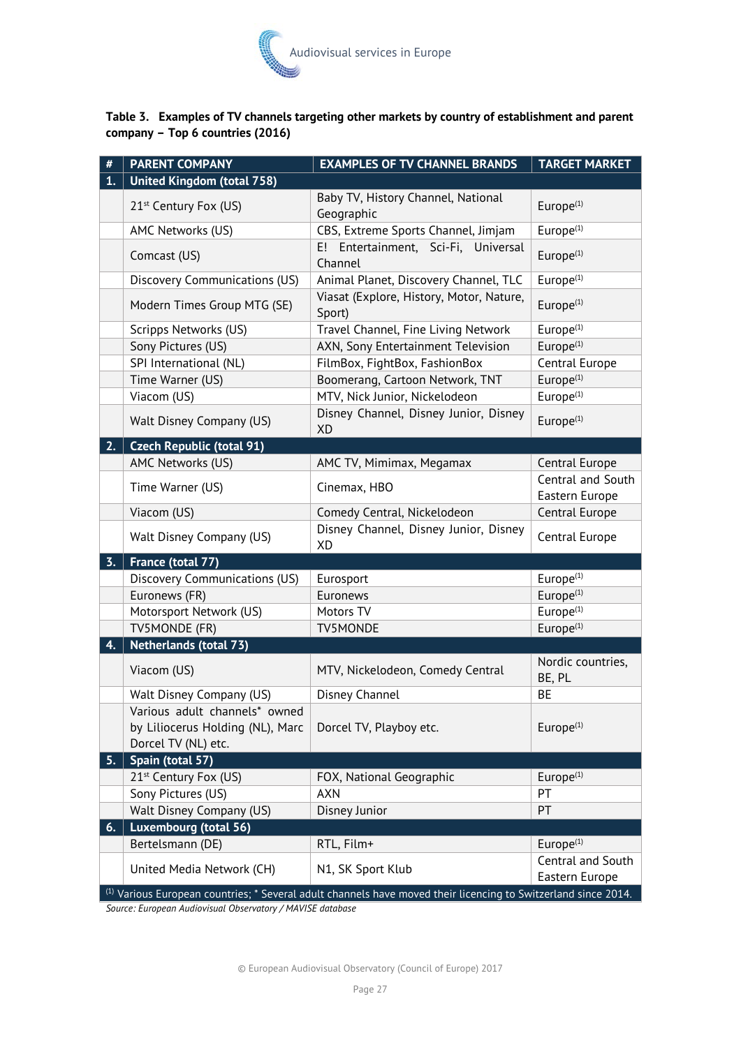**Table 3. Examples of TV channels targeting other markets by country of establishment and parent company – Top 6 countries (2016)**

| # | PARENT COMPANY | EXAMPLES OF TV CHANNEL BRANDS | TARGET MARKET |
|---|---|---|---|
| **1.** | **United Kingdom (total 758)** | | |
| | 21st Century Fox (US) | Baby TV, History Channel, National Geographic | Europe[1] |
| | AMC Networks (US) | CBS, Extreme Sports Channel, Jimjam | Europe[1] |
| | Comcast (US) | E! Entertainment, Sci-Fi, Universal Channel | Europe[1] |
| | Discovery Communications (US) | Animal Planet, Discovery Channel, TLC | Europe[1] |
| | Modern Times Group MTG (SE) | Viasat (Explore, History, Motor, Nature, Sport) | Europe[1] |
| | Scripps Networks (US) | Travel Channel, Fine Living Network | Europe[1] |
| | Sony Pictures (US) | AXN, Sony Entertainment Television | Europe[1] |
| | SPI International (NL) | FilmBox, FightBox, FashionBox | Central Europe |
| | Time Warner (US) | Boomerang, Cartoon Network, TNT | Europe[1] |
| | Viacom (US) | MTV, Nick Junior, Nickelodeon | Europe[1] |
| | Walt Disney Company (US) | Disney Channel, Disney Junior, Disney XD | Europe[1] |
| **2.** | **Czech Republic (total 91)** | | |
| | AMC Networks (US) | AMC TV, Mimimax, Megamax | Central Europe |
| | Time Warner (US) | Cinemax, HBO | Central and South Eastern Europe |
| | Viacom (US) | Comedy Central, Nickelodeon | Central Europe |
| | Walt Disney Company (US) | Disney Channel, Disney Junior, Disney XD | Central Europe |
| **3.** | **France (total 77)** | | |
| | Discovery Communications (US) | Eurosport | Europe[1] |
| | Euronews (FR) | Euronews | Europe[1] |
| | Motorsport Network (US) | Motors TV | Europe[1] |
| | TV5MONDE (FR) | TV5MONDE | Europe[1] |
| **4.** | **Netherlands (total 73)** | | |
| | Viacom (US) | MTV, Nickelodeon, Comedy Central | Nordic countries, BE, PL |
| | Walt Disney Company (US) | Disney Channel | BE |
| | Various adult channels* owned by Liliocerus Holding (NL), Marc Dorcel TV (NL) etc. | Dorcel TV, Playboy etc. | Europe[1] |
| **5.** | **Spain (total 57)** | | |
| | 21st Century Fox (US) | FOX, National Geographic | Europe[1] |
| | Sony Pictures (US) | AXN | PT |
| | Walt Disney Company (US) | Disney Junior | PT |
| **6.** | **Luxembourg (total 56)** | | |
| | Bertelsmann (DE) | RTL, Film+ | Europe[1] |
| | United Media Network (CH) | N1, SK Sport Klub | Central and South Eastern Europe |

[1] Various European countries; * Several adult channels have moved their licencing to Switzerland since 2014.

*Source: European Audiovisual Observatory / MAVISE database*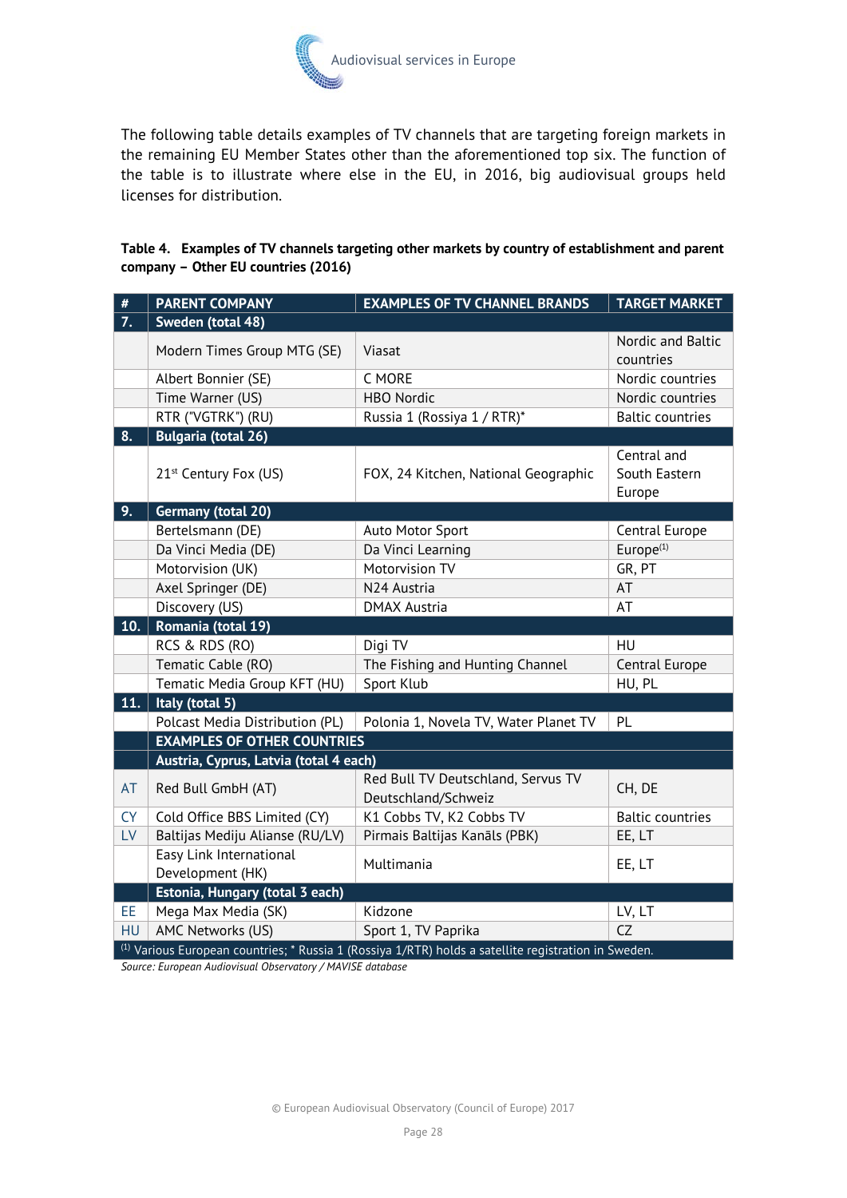The following table details examples of TV channels that are targeting foreign markets in the remaining EU Member States other than the aforementioned top six. The function of the table is to illustrate where else in the EU, in 2016, big audiovisual groups held licenses for distribution.

**Table 4. Examples of TV channels targeting other markets by country of establishment and parent company – Other EU countries (2016)**

| # | PARENT COMPANY | EXAMPLES OF TV CHANNEL BRANDS | TARGET MARKET |
|---|---|---|---|
| **7.** | **Sweden (total 48)** | | |
| | Modern Times Group MTG (SE) | Viasat | Nordic and Baltic countries |
| | Albert Bonnier (SE) | C MORE | Nordic countries |
| | Time Warner (US) | HBO Nordic | Nordic countries |
| | RTR ("VGTRK") (RU) | Russia 1 (Rossiya 1 / RTR)* | Baltic countries |
| **8.** | **Bulgaria (total 26)** | | |
| | 21st Century Fox (US) | FOX, 24 Kitchen, National Geographic | Central and South Eastern Europe |
| **9.** | **Germany (total 20)** | | |
| | Bertelsmann (DE) | Auto Motor Sport | Central Europe |
| | Da Vinci Media (DE) | Da Vinci Learning | Europe(1) |
| | Motorvision (UK) | Motorvision TV | GR, PT |
| | Axel Springer (DE) | N24 Austria | AT |
| | Discovery (US) | DMAX Austria | AT |
| **10.** | **Romania (total 19)** | | |
| | RCS & RDS (RO) | Digi TV | HU |
| | Tematic Cable (RO) | The Fishing and Hunting Channel | Central Europe |
| | Tematic Media Group KFT (HU) | Sport Klub | HU, PL |
| **11.** | **Italy (total 5)** | | |
| | Polcast Media Distribution (PL) | Polonia 1, Novela TV, Water Planet TV | PL |
| | **EXAMPLES OF OTHER COUNTRIES** | | |
| | **Austria, Cyprus, Latvia (total 4 each)** | | |
| AT | Red Bull GmbH (AT) | Red Bull TV Deutschland, Servus TV Deutschland/Schweiz | CH, DE |
| CY | Cold Office BBS Limited (CY) | K1 Cobbs TV, K2 Cobbs TV | Baltic countries |
| LV | Baltijas Mediju Alianse (RU/LV) | Pirmais Baltijas Kanāls (PBK) | EE, LT |
| | Easy Link International Development (HK) | Multimania | EE, LT |
| | **Estonia, Hungary (total 3 each)** | | |
| EE | Mega Max Media (SK) | Kidzone | LV, LT |
| HU | AMC Networks (US) | Sport 1, TV Paprika | CZ |

(1) Various European countries; * Russia 1 (Rossiya 1/RTR) holds a satellite registration in Sweden.

*Source: European Audiovisual Observatory / MAVISE database*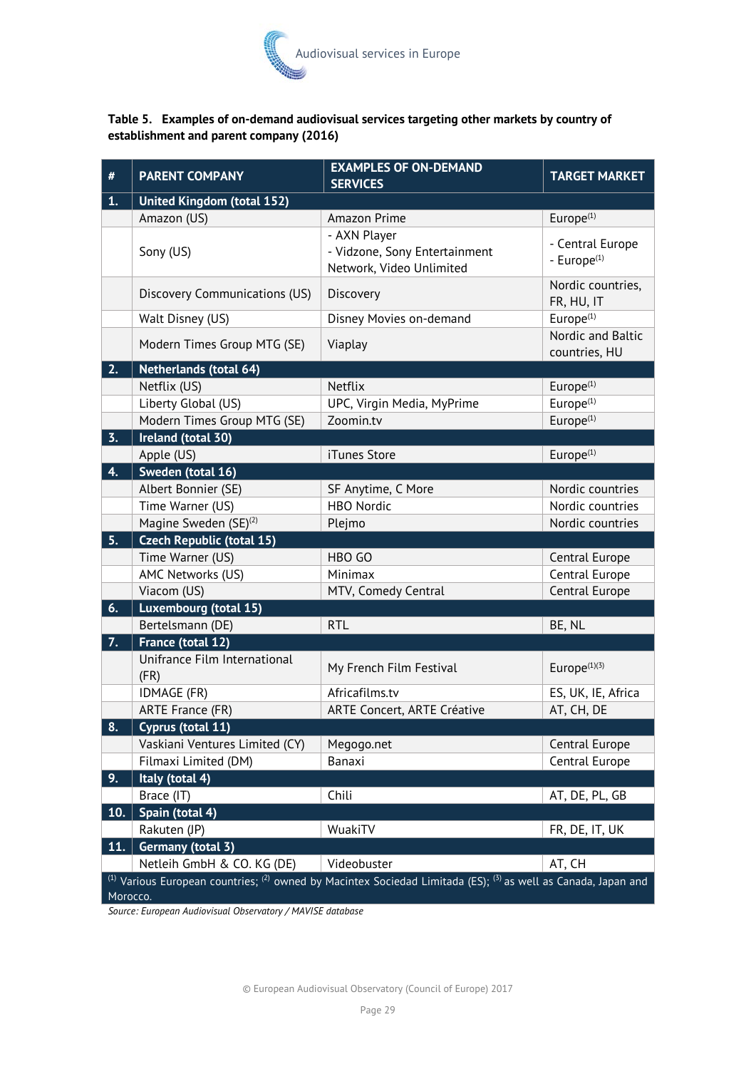**Table 5. Examples of on-demand audiovisual services targeting other markets by country of establishment and parent company (2016)**

| # | PARENT COMPANY | EXAMPLES OF ON-DEMAND SERVICES | TARGET MARKET |
|---|---|---|---|
| **1.** | **United Kingdom (total 152)** | | |
| | Amazon (US) | Amazon Prime | Europe[1] |
| | Sony (US) | - AXN Player<br>- Vidzone, Sony Entertainment Network, Video Unlimited | - Central Europe<br>- Europe[1] |
| | Discovery Communications (US) | Discovery | Nordic countries, FR, HU, IT |
| | Walt Disney (US) | Disney Movies on-demand | Europe[1] |
| | Modern Times Group MTG (SE) | Viaplay | Nordic and Baltic countries, HU |
| **2.** | **Netherlands (total 64)** | | |
| | Netflix (US) | Netflix | Europe[1] |
| | Liberty Global (US) | UPC, Virgin Media, MyPrime | Europe[1] |
| | Modern Times Group MTG (SE) | Zoomin.tv | Europe[1] |
| **3.** | **Ireland (total 30)** | | |
| | Apple (US) | iTunes Store | Europe[1] |
| **4.** | **Sweden (total 16)** | | |
| | Albert Bonnier (SE) | SF Anytime, C More | Nordic countries |
| | Time Warner (US) | HBO Nordic | Nordic countries |
| | Magine Sweden (SE)[2] | Plejmo | Nordic countries |
| **5.** | **Czech Republic (total 15)** | | |
| | Time Warner (US) | HBO GO | Central Europe |
| | AMC Networks (US) | Minimax | Central Europe |
| | Viacom (US) | MTV, Comedy Central | Central Europe |
| **6.** | **Luxembourg (total 15)** | | |
| | Bertelsmann (DE) | RTL | BE, NL |
| **7.** | **France (total 12)** | | |
| | Unifrance Film International (FR) | My French Film Festival | Europe[1][3] |
| | IDMAGE (FR) | Africafilms.tv | ES, UK, IE, Africa |
| | ARTE France (FR) | ARTE Concert, ARTE Créative | AT, CH, DE |
| **8.** | **Cyprus (total 11)** | | |
| | Vaskiani Ventures Limited (CY) | Megogo.net | Central Europe |
| | Filmaxi Limited (DM) | Banaxi | Central Europe |
| **9.** | **Italy (total 4)** | | |
| | Brace (IT) | Chili | AT, DE, PL, GB |
| **10.** | **Spain (total 4)** | | |
| | Rakuten (JP) | WuakiTV | FR, DE, IT, UK |
| **11.** | **Germany (total 3)** | | |
| | Netleih GmbH & CO. KG (DE) | Videobuster | AT, CH |

[1] Various European countries; [2] owned by Macintex Sociedad Limitada (ES); [3] as well as Canada, Japan and Morocco.

*Source: European Audiovisual Observatory / MAVISE database*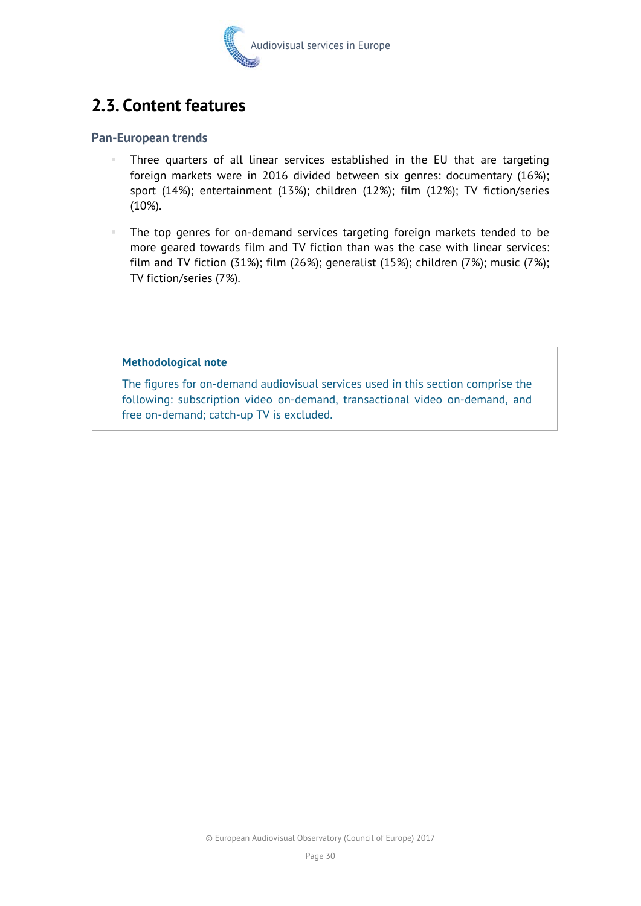## 2.3. Content features

### Pan-European trends

- Three quarters of all linear services established in the EU that are targeting foreign markets were in 2016 divided between six genres: documentary (16%); sport (14%); entertainment (13%); children (12%); film (12%); TV fiction/series (10%).
- The top genres for on-demand services targeting foreign markets tended to be more geared towards film and TV fiction than was the case with linear services: film and TV fiction (31%); film (26%); generalist (15%); children (7%); music (7%); TV fiction/series (7%).

**Methodological note**

The figures for on-demand audiovisual services used in this section comprise the following: subscription video on-demand, transactional video on-demand, and free on-demand; catch-up TV is excluded.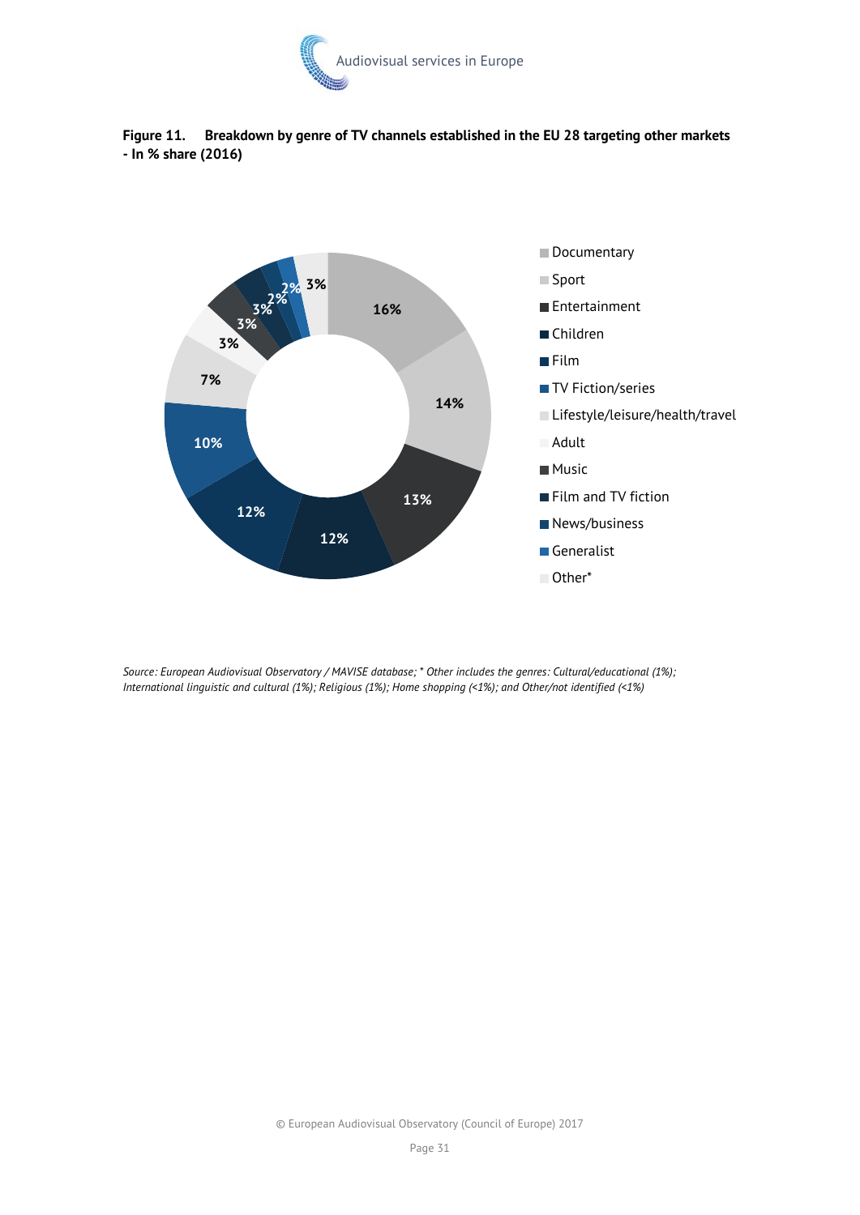**Figure 11. Breakdown by genre of TV channels established in the EU 28 targeting other markets - In % share (2016)**

| Genre | % share |
|---|---|
| Documentary | 16% |
| Sport | 14% |
| Entertainment | 13% |
| Children | 12% |
| Film | 12% |
| TV Fiction/series | 10% |
| Lifestyle/leisure/health/travel | 7% |
| Adult | 3% |
| Music | 3% |
| Film and TV fiction | 3% |
| News/business | 2% |
| Generalist | 2% |
| Other* | 3% |

*Source: European Audiovisual Observatory / MAVISE database; * Other includes the genres: Cultural/educational (1%); International linguistic and cultural (1%); Religious (1%); Home shopping (<1%); and Other/not identified (<1%)*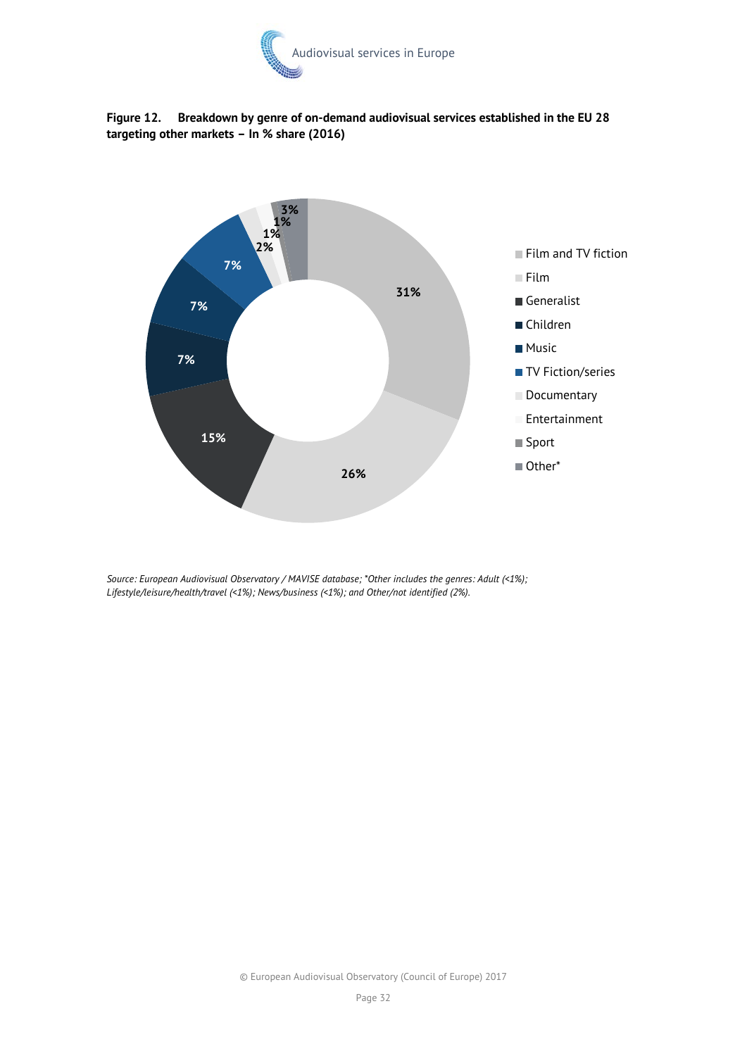**Figure 12. Breakdown by genre of on-demand audiovisual services established in the EU 28 targeting other markets – In % share (2016)**

| Genre | % share |
|---|---|
| Film and TV fiction | 31% |
| Film | 26% |
| Generalist | 15% |
| Children | 7% |
| Music | 7% |
| TV Fiction/series | 7% |
| Documentary | 2% |
| Entertainment | 1% |
| Sport | 1% |
| Other* | 3% |

*Source: European Audiovisual Observatory / MAVISE database; *Other includes the genres: Adult (<1%); Lifestyle/leisure/health/travel (<1%); News/business (<1%); and Other/not identified (2%).*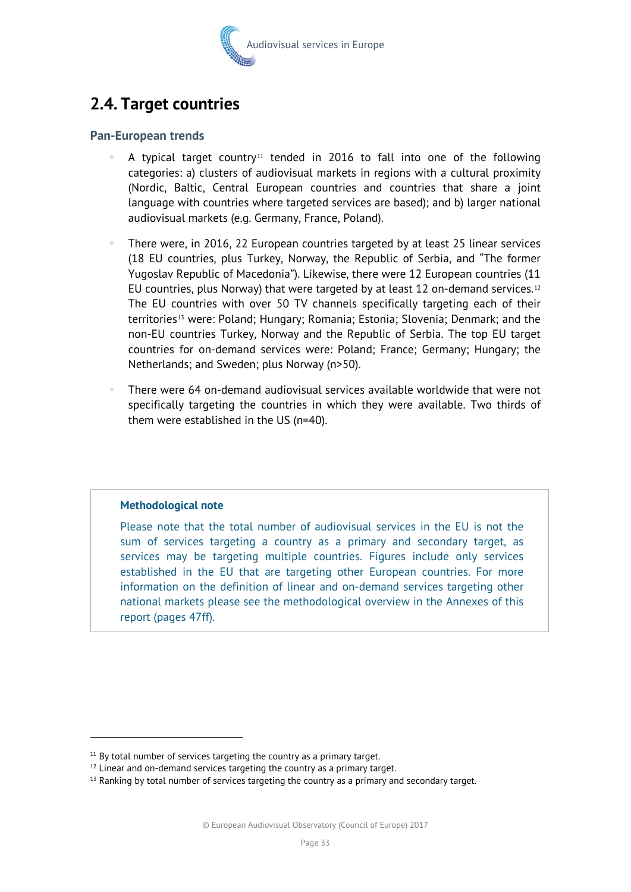## 2.4. Target countries

### Pan-European trends

- A typical target country[11] tended in 2016 to fall into one of the following categories: a) clusters of audiovisual markets in regions with a cultural proximity (Nordic, Baltic, Central European countries and countries that share a joint language with countries where targeted services are based); and b) larger national audiovisual markets (e.g. Germany, France, Poland).

- There were, in 2016, 22 European countries targeted by at least 25 linear services (18 EU countries, plus Turkey, Norway, the Republic of Serbia, and "The former Yugoslav Republic of Macedonia"). Likewise, there were 12 European countries (11 EU countries, plus Norway) that were targeted by at least 12 on-demand services.[12] The EU countries with over 50 TV channels specifically targeting each of their territories[13] were: Poland; Hungary; Romania; Estonia; Slovenia; Denmark; and the non-EU countries Turkey, Norway and the Republic of Serbia. The top EU target countries for on-demand services were: Poland; France; Germany; Hungary; the Netherlands; and Sweden; plus Norway (n>50).

- There were 64 on-demand audiovisual services available worldwide that were not specifically targeting the countries in which they were available. Two thirds of them were established in the US (n=40).

> **Methodological note**
>
> Please note that the total number of audiovisual services in the EU is not the sum of services targeting a country as a primary and secondary target, as services may be targeting multiple countries. Figures include only services established in the EU that are targeting other European countries. For more information on the definition of linear and on-demand services targeting other national markets please see the methodological overview in the Annexes of this report (pages 47ff).

---

[11] By total number of services targeting the country as a primary target.

[12] Linear and on-demand services targeting the country as a primary target.

[13] Ranking by total number of services targeting the country as a primary and secondary target.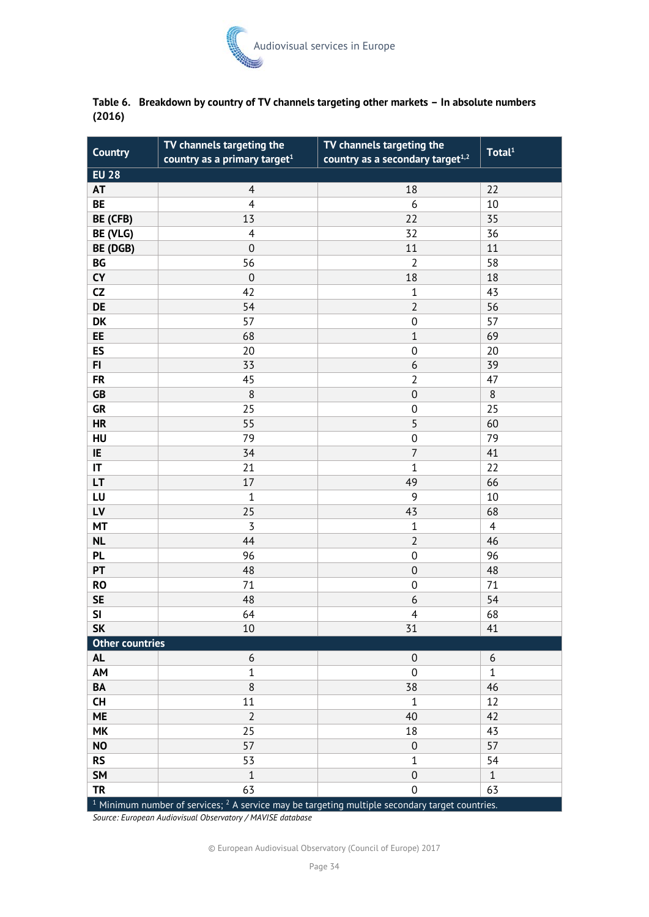**Table 6. Breakdown by country of TV channels targeting other markets – In absolute numbers (2016)**

| Country | TV channels targeting the country as a primary target[1] | TV channels targeting the country as a secondary target[1,2] | Total[1] |
|---|---|---|---|
| **EU 28** | | | |
| **AT** | 4 | 18 | 22 |
| **BE** | 4 | 6 | 10 |
| **BE (CFB)** | 13 | 22 | 35 |
| **BE (VLG)** | 4 | 32 | 36 |
| **BE (DGB)** | 0 | 11 | 11 |
| **BG** | 56 | 2 | 58 |
| **CY** | 0 | 18 | 18 |
| **CZ** | 42 | 1 | 43 |
| **DE** | 54 | 2 | 56 |
| **DK** | 57 | 0 | 57 |
| **EE** | 68 | 1 | 69 |
| **ES** | 20 | 0 | 20 |
| **FI** | 33 | 6 | 39 |
| **FR** | 45 | 2 | 47 |
| **GB** | 8 | 0 | 8 |
| **GR** | 25 | 0 | 25 |
| **HR** | 55 | 5 | 60 |
| **HU** | 79 | 0 | 79 |
| **IE** | 34 | 7 | 41 |
| **IT** | 21 | 1 | 22 |
| **LT** | 17 | 49 | 66 |
| **LU** | 1 | 9 | 10 |
| **LV** | 25 | 43 | 68 |
| **MT** | 3 | 1 | 4 |
| **NL** | 44 | 2 | 46 |
| **PL** | 96 | 0 | 96 |
| **PT** | 48 | 0 | 48 |
| **RO** | 71 | 0 | 71 |
| **SE** | 48 | 6 | 54 |
| **SI** | 64 | 4 | 68 |
| **SK** | 10 | 31 | 41 |
| **Other countries** | | | |
| **AL** | 6 | 0 | 6 |
| **AM** | 1 | 0 | 1 |
| **BA** | 8 | 38 | 46 |
| **CH** | 11 | 1 | 12 |
| **ME** | 2 | 40 | 42 |
| **MK** | 25 | 18 | 43 |
| **NO** | 57 | 0 | 57 |
| **RS** | 53 | 1 | 54 |
| **SM** | 1 | 0 | 1 |
| **TR** | 63 | 0 | 63 |

[1] Minimum number of services; [2] A service may be targeting multiple secondary target countries.

*Source: European Audiovisual Observatory / MAVISE database*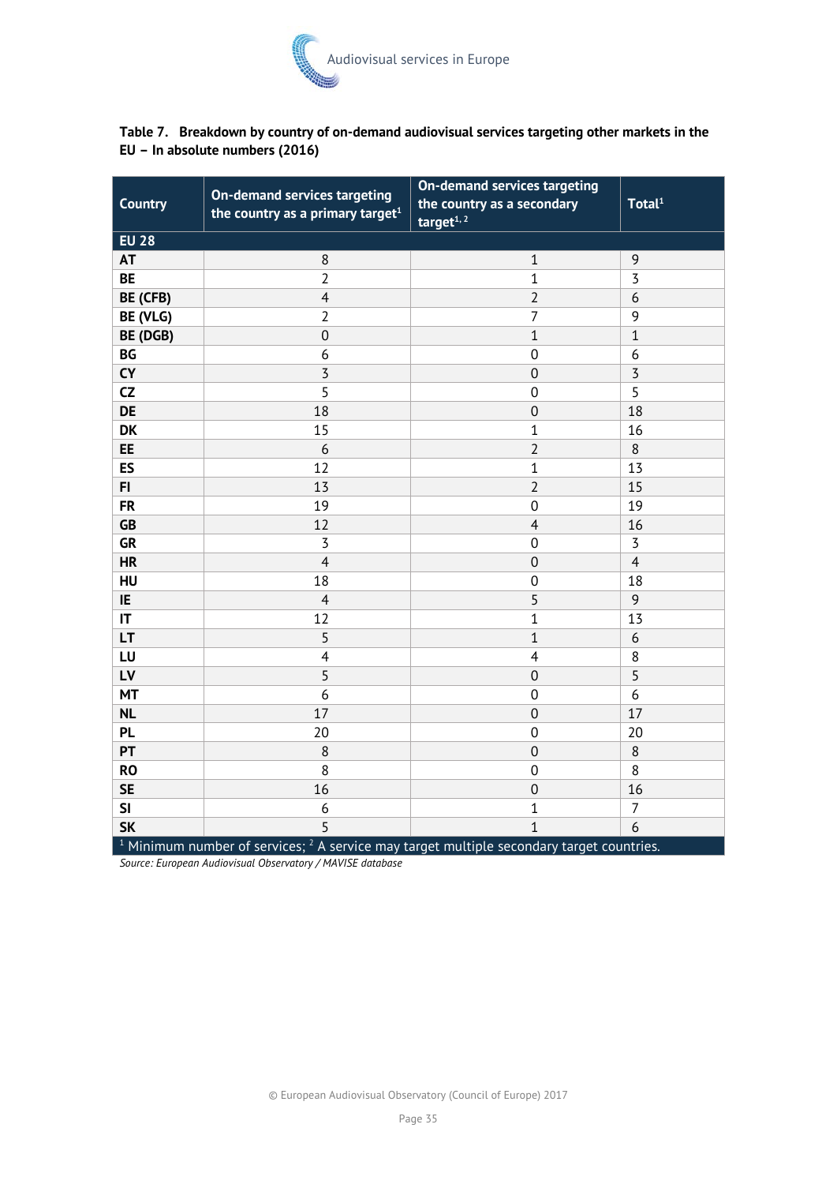**Table 7. Breakdown by country of on-demand audiovisual services targeting other markets in the EU – In absolute numbers (2016)**

| Country | On-demand services targeting the country as a primary target[1] | On-demand services targeting the country as a secondary target[1, 2] | Total[1] |
|---|---|---|---|
| **EU 28** | | | |
| **AT** | 8 | 1 | 9 |
| **BE** | 2 | 1 | 3 |
| **BE (CFB)** | 4 | 2 | 6 |
| **BE (VLG)** | 2 | 7 | 9 |
| **BE (DGB)** | 0 | 1 | 1 |
| **BG** | 6 | 0 | 6 |
| **CY** | 3 | 0 | 3 |
| **CZ** | 5 | 0 | 5 |
| **DE** | 18 | 0 | 18 |
| **DK** | 15 | 1 | 16 |
| **EE** | 6 | 2 | 8 |
| **ES** | 12 | 1 | 13 |
| **FI** | 13 | 2 | 15 |
| **FR** | 19 | 0 | 19 |
| **GB** | 12 | 4 | 16 |
| **GR** | 3 | 0 | 3 |
| **HR** | 4 | 0 | 4 |
| **HU** | 18 | 0 | 18 |
| **IE** | 4 | 5 | 9 |
| **IT** | 12 | 1 | 13 |
| **LT** | 5 | 1 | 6 |
| **LU** | 4 | 4 | 8 |
| **LV** | 5 | 0 | 5 |
| **MT** | 6 | 0 | 6 |
| **NL** | 17 | 0 | 17 |
| **PL** | 20 | 0 | 20 |
| **PT** | 8 | 0 | 8 |
| **RO** | 8 | 0 | 8 |
| **SE** | 16 | 0 | 16 |
| **SI** | 6 | 1 | 7 |
| **SK** | 5 | 1 | 6 |

[1] Minimum number of services; [2] A service may target multiple secondary target countries.

*Source: European Audiovisual Observatory / MAVISE database*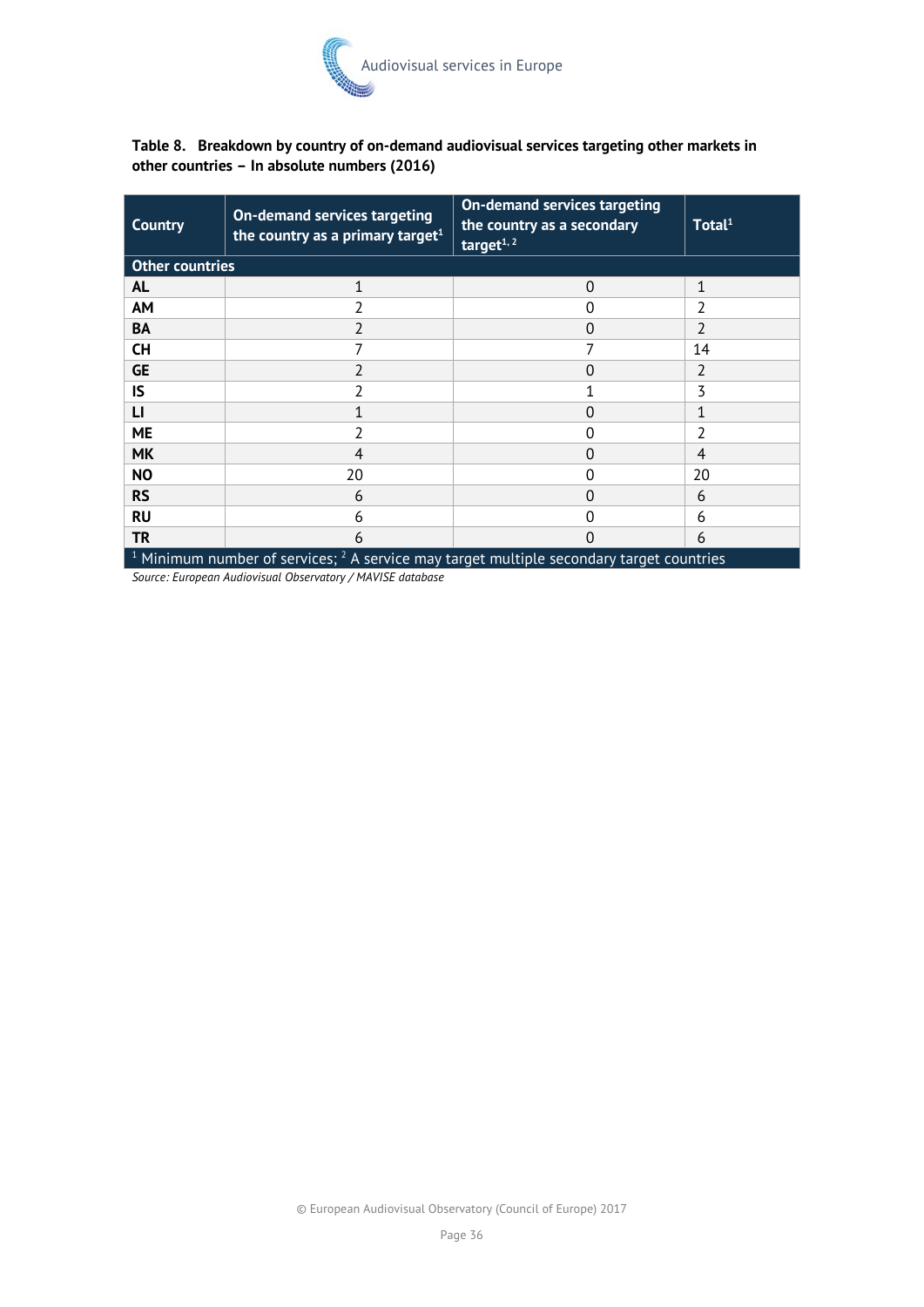**Table 8. Breakdown by country of on-demand audiovisual services targeting other markets in other countries – In absolute numbers (2016)**

| Country | On-demand services targeting the country as a primary target[1] | On-demand services targeting the country as a secondary target[1, 2] | Total[1] |
|---|---|---|---|
| **Other countries** | | | |
| **AL** | 1 | 0 | 1 |
| **AM** | 2 | 0 | 2 |
| **BA** | 2 | 0 | 2 |
| **CH** | 7 | 7 | 14 |
| **GE** | 2 | 0 | 2 |
| **IS** | 2 | 1 | 3 |
| **LI** | 1 | 0 | 1 |
| **ME** | 2 | 0 | 2 |
| **MK** | 4 | 0 | 4 |
| **NO** | 20 | 0 | 20 |
| **RS** | 6 | 0 | 6 |
| **RU** | 6 | 0 | 6 |
| **TR** | 6 | 0 | 6 |

[1] Minimum number of services; [2] A service may target multiple secondary target countries

*Source: European Audiovisual Observatory / MAVISE database*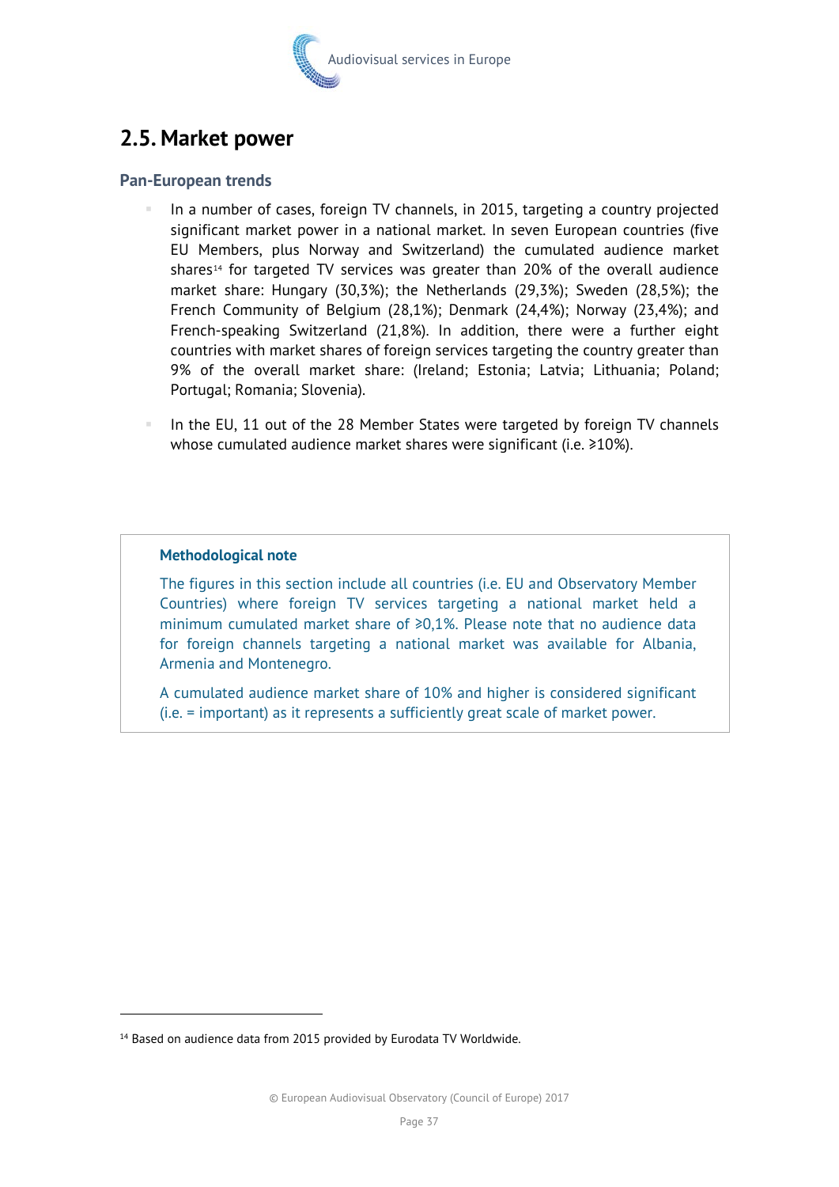## 2.5. Market power

### Pan-European trends

- In a number of cases, foreign TV channels, in 2015, targeting a country projected significant market power in a national market. In seven European countries (five EU Members, plus Norway and Switzerland) the cumulated audience market shares[14] for targeted TV services was greater than 20% of the overall audience market share: Hungary (30,3%); the Netherlands (29,3%); Sweden (28,5%); the French Community of Belgium (28,1%); Denmark (24,4%); Norway (23,4%); and French-speaking Switzerland (21,8%). In addition, there were a further eight countries with market shares of foreign services targeting the country greater than 9% of the overall market share: (Ireland; Estonia; Latvia; Lithuania; Poland; Portugal; Romania; Slovenia).
- In the EU, 11 out of the 28 Member States were targeted by foreign TV channels whose cumulated audience market shares were significant (i.e. ≥10%).

**Methodological note**

The figures in this section include all countries (i.e. EU and Observatory Member Countries) where foreign TV services targeting a national market held a minimum cumulated market share of ≥0,1%. Please note that no audience data for foreign channels targeting a national market was available for Albania, Armenia and Montenegro.

A cumulated audience market share of 10% and higher is considered significant (i.e. = important) as it represents a sufficiently great scale of market power.

---

[14] Based on audience data from 2015 provided by Eurodata TV Worldwide.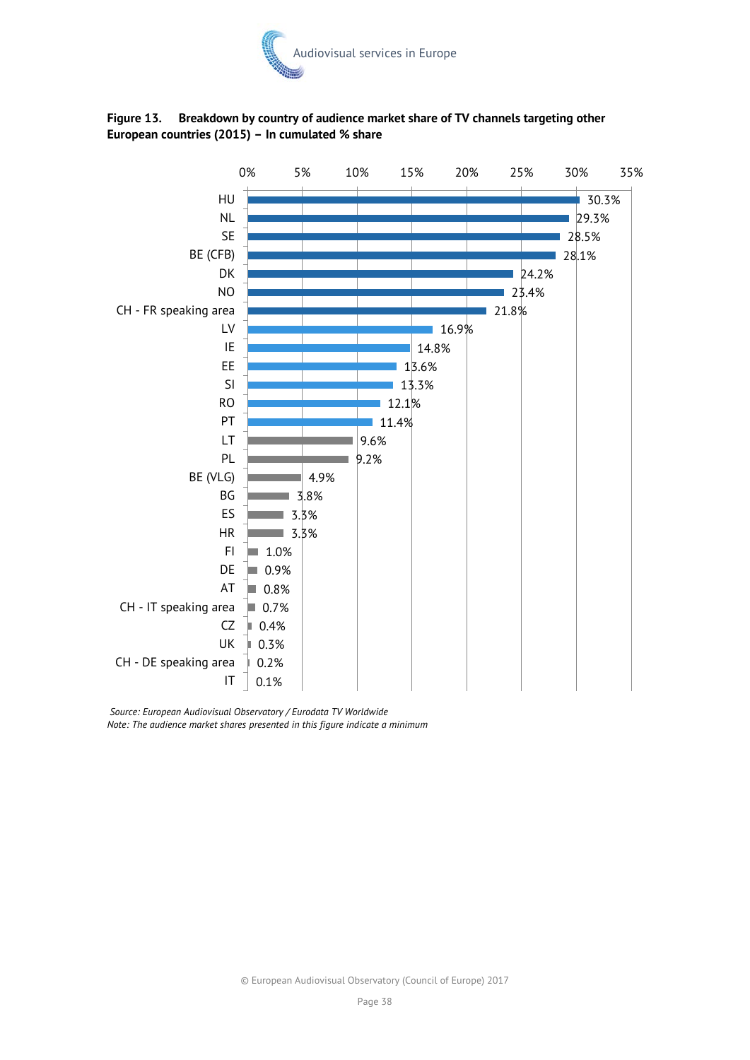**Figure 13. Breakdown by country of audience market share of TV channels targeting other European countries (2015) – In cumulated % share**

| Country | Share |
|---|---|
| HU | 30.3% |
| NL | 29.3% |
| SE | 28.5% |
| BE (CFB) | 28.1% |
| DK | 24.2% |
| NO | 23.4% |
| CH - FR speaking area | 21.8% |
| LV | 16.9% |
| IE | 14.8% |
| EE | 13.6% |
| SI | 13.3% |
| RO | 12.1% |
| PT | 11.4% |
| LT | 9.6% |
| PL | 9.2% |
| BE (VLG) | 4.9% |
| BG | 3.8% |
| ES | 3.3% |
| HR | 3.3% |
| FI | 1.0% |
| DE | 0.9% |
| AT | 0.8% |
| CH - IT speaking area | 0.7% |
| CZ | 0.4% |
| UK | 0.3% |
| CH - DE speaking area | 0.2% |
| IT | 0.1% |

*Source: European Audiovisual Observatory / Eurodata TV Worldwide*
*Note: The audience market shares presented in this figure indicate a minimum*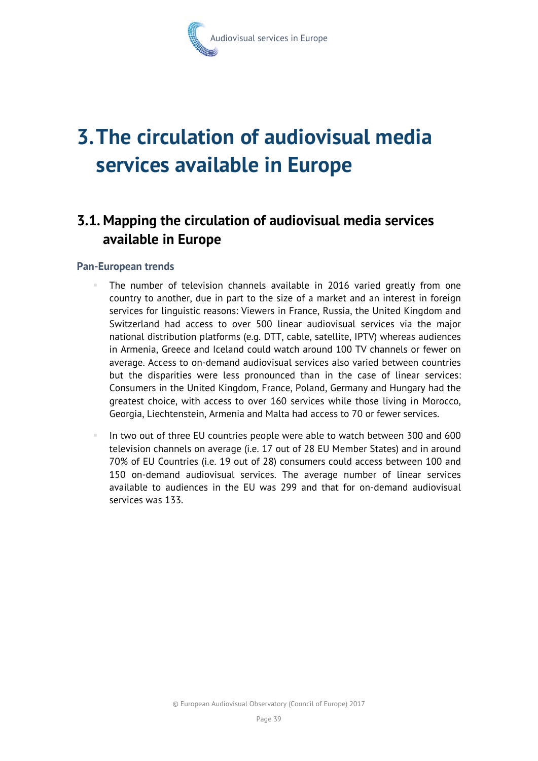# 3. The circulation of audiovisual media services available in Europe

## 3.1. Mapping the circulation of audiovisual media services available in Europe

### Pan-European trends

- The number of television channels available in 2016 varied greatly from one country to another, due in part to the size of a market and an interest in foreign services for linguistic reasons: Viewers in France, Russia, the United Kingdom and Switzerland had access to over 500 linear audiovisual services via the major national distribution platforms (e.g. DTT, cable, satellite, IPTV) whereas audiences in Armenia, Greece and Iceland could watch around 100 TV channels or fewer on average. Access to on-demand audiovisual services also varied between countries but the disparities were less pronounced than in the case of linear services: Consumers in the United Kingdom, France, Poland, Germany and Hungary had the greatest choice, with access to over 160 services while those living in Morocco, Georgia, Liechtenstein, Armenia and Malta had access to 70 or fewer services.

- In two out of three EU countries people were able to watch between 300 and 600 television channels on average (i.e. 17 out of 28 EU Member States) and in around 70% of EU Countries (i.e. 19 out of 28) consumers could access between 100 and 150 on-demand audiovisual services. The average number of linear services available to audiences in the EU was 299 and that for on-demand audiovisual services was 133.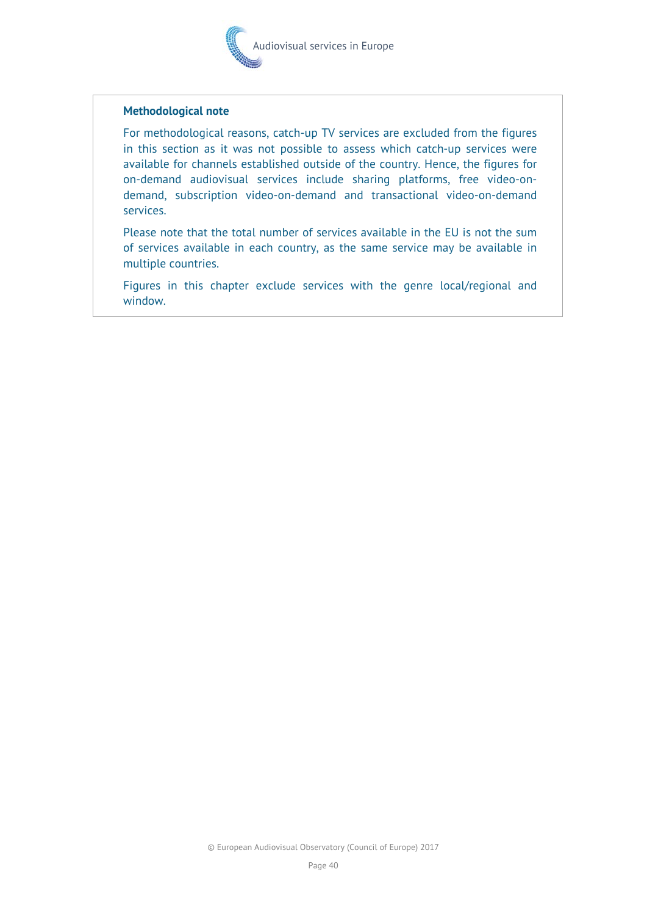**Methodological note**

For methodological reasons, catch-up TV services are excluded from the figures in this section as it was not possible to assess which catch-up services were available for channels established outside of the country. Hence, the figures for on-demand audiovisual services include sharing platforms, free video-on-demand, subscription video-on-demand and transactional video-on-demand services.

Please note that the total number of services available in the EU is not the sum of services available in each country, as the same service may be available in multiple countries.

Figures in this chapter exclude services with the genre local/regional and window.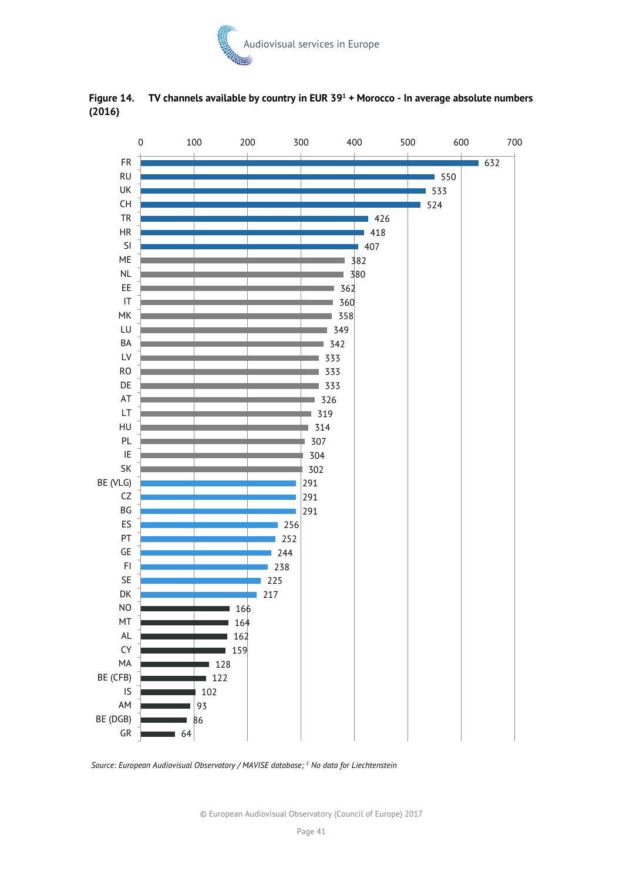**Figure 14. TV channels available by country in EUR 39[1] + Morocco - In average absolute numbers (2016)**

| Country | TV channels |
|---|---|
| FR | 632 |
| RU | 550 |
| UK | 533 |
| CH | 524 |
| TR | 426 |
| HR | 418 |
| SI | 407 |
| ME | 382 |
| NL | 380 |
| EE | 362 |
| IT | 360 |
| MK | 358 |
| LU | 349 |
| BA | 342 |
| LV | 333 |
| RO | 333 |
| DE | 333 |
| AT | 326 |
| LT | 319 |
| HU | 314 |
| PL | 307 |
| IE | 304 |
| SK | 302 |
| BE (VLG) | 291 |
| CZ | 291 |
| BG | 291 |
| ES | 256 |
| PT | 252 |
| GE | 244 |
| FI | 238 |
| SE | 225 |
| DK | 217 |
| NO | 166 |
| MT | 164 |
| AL | 162 |
| CY | 159 |
| MA | 128 |
| BE (CFB) | 122 |
| IS | 102 |
| AM | 93 |
| BE (DGB) | 86 |
| GR | 64 |

*Source: European Audiovisual Observatory / MAVISE database; [1] No data for Liechtenstein*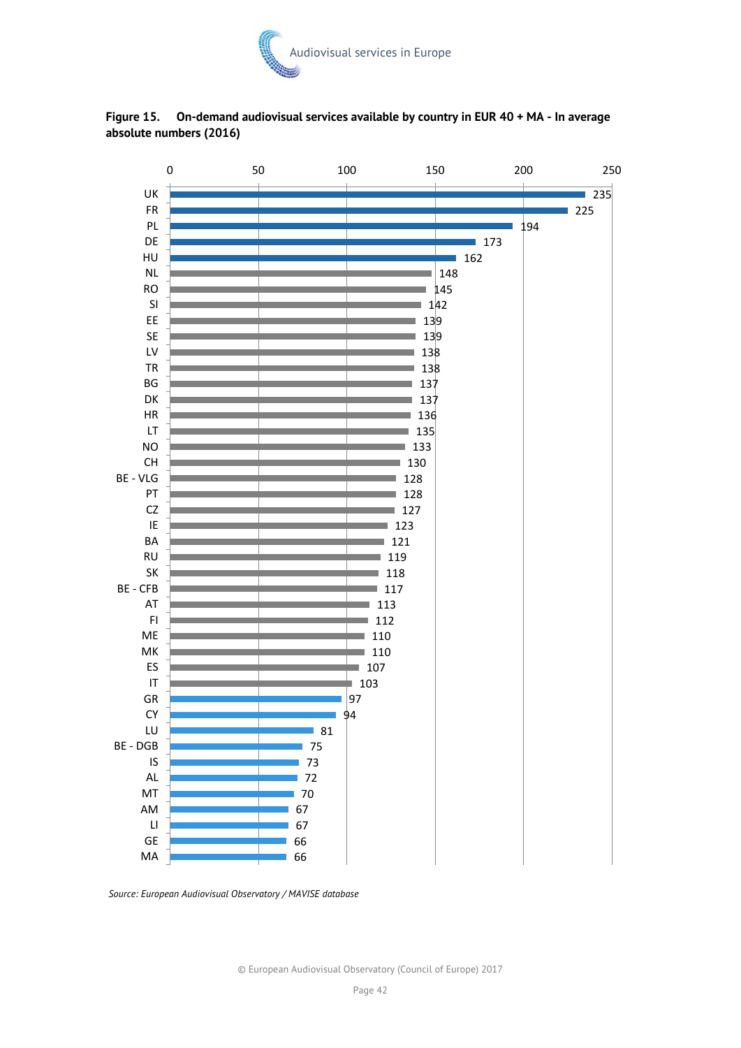**Figure 15. On-demand audiovisual services available by country in EUR 40 + MA - In average absolute numbers (2016)**

| Country | Number |
|---|---|
| UK | 235 |
| FR | 225 |
| PL | 194 |
| DE | 173 |
| HU | 162 |
| NL | 148 |
| RO | 145 |
| SI | 142 |
| EE | 139 |
| SE | 139 |
| LV | 138 |
| TR | 138 |
| BG | 137 |
| DK | 137 |
| HR | 136 |
| LT | 135 |
| NO | 133 |
| CH | 130 |
| BE - VLG | 128 |
| PT | 128 |
| CZ | 127 |
| IE | 123 |
| BA | 121 |
| RU | 119 |
| SK | 118 |
| BE - CFB | 117 |
| AT | 113 |
| FI | 112 |
| ME | 110 |
| MK | 110 |
| ES | 107 |
| IT | 103 |
| GR | 97 |
| CY | 94 |
| LU | 81 |
| BE - DGB | 75 |
| IS | 73 |
| AL | 72 |
| MT | 70 |
| AM | 67 |
| LI | 67 |
| GE | 66 |
| MA | 66 |

*Source: European Audiovisual Observatory / MAVISE database*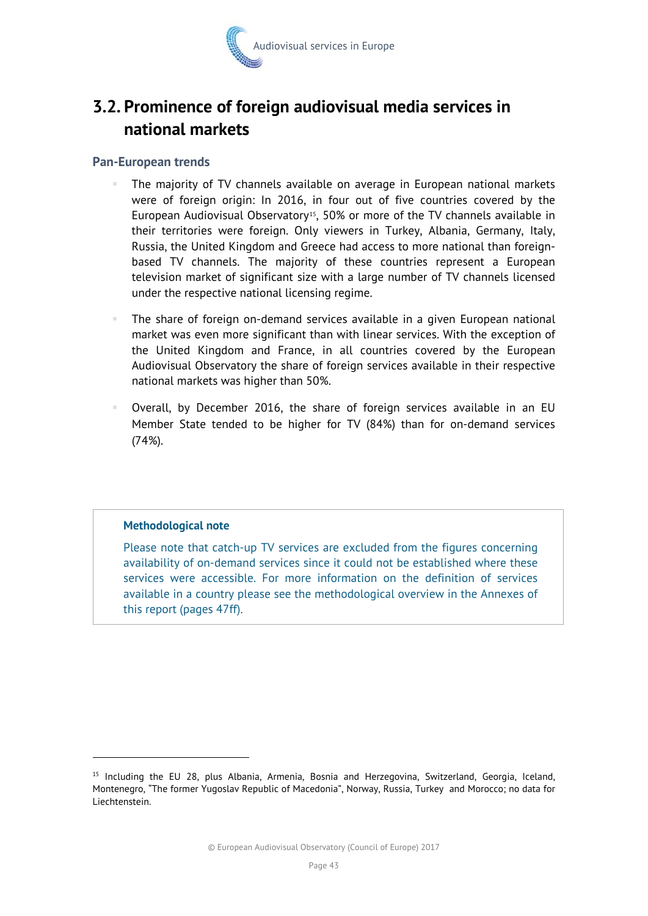## 3.2. Prominence of foreign audiovisual media services in national markets

### Pan-European trends

- The majority of TV channels available on average in European national markets were of foreign origin: In 2016, in four out of five countries covered by the European Audiovisual Observatory[15], 50% or more of the TV channels available in their territories were foreign. Only viewers in Turkey, Albania, Germany, Italy, Russia, the United Kingdom and Greece had access to more national than foreign-based TV channels. The majority of these countries represent a European television market of significant size with a large number of TV channels licensed under the respective national licensing regime.

- The share of foreign on-demand services available in a given European national market was even more significant than with linear services. With the exception of the United Kingdom and France, in all countries covered by the European Audiovisual Observatory the share of foreign services available in their respective national markets was higher than 50%.

- Overall, by December 2016, the share of foreign services available in an EU Member State tended to be higher for TV (84%) than for on-demand services (74%).

> **Methodological note**
>
> Please note that catch-up TV services are excluded from the figures concerning availability of on-demand services since it could not be established where these services were accessible. For more information on the definition of services available in a country please see the methodological overview in the Annexes of this report (pages 47ff).

[15] Including the EU 28, plus Albania, Armenia, Bosnia and Herzegovina, Switzerland, Georgia, Iceland, Montenegro, "The former Yugoslav Republic of Macedonia", Norway, Russia, Turkey and Morocco; no data for Liechtenstein.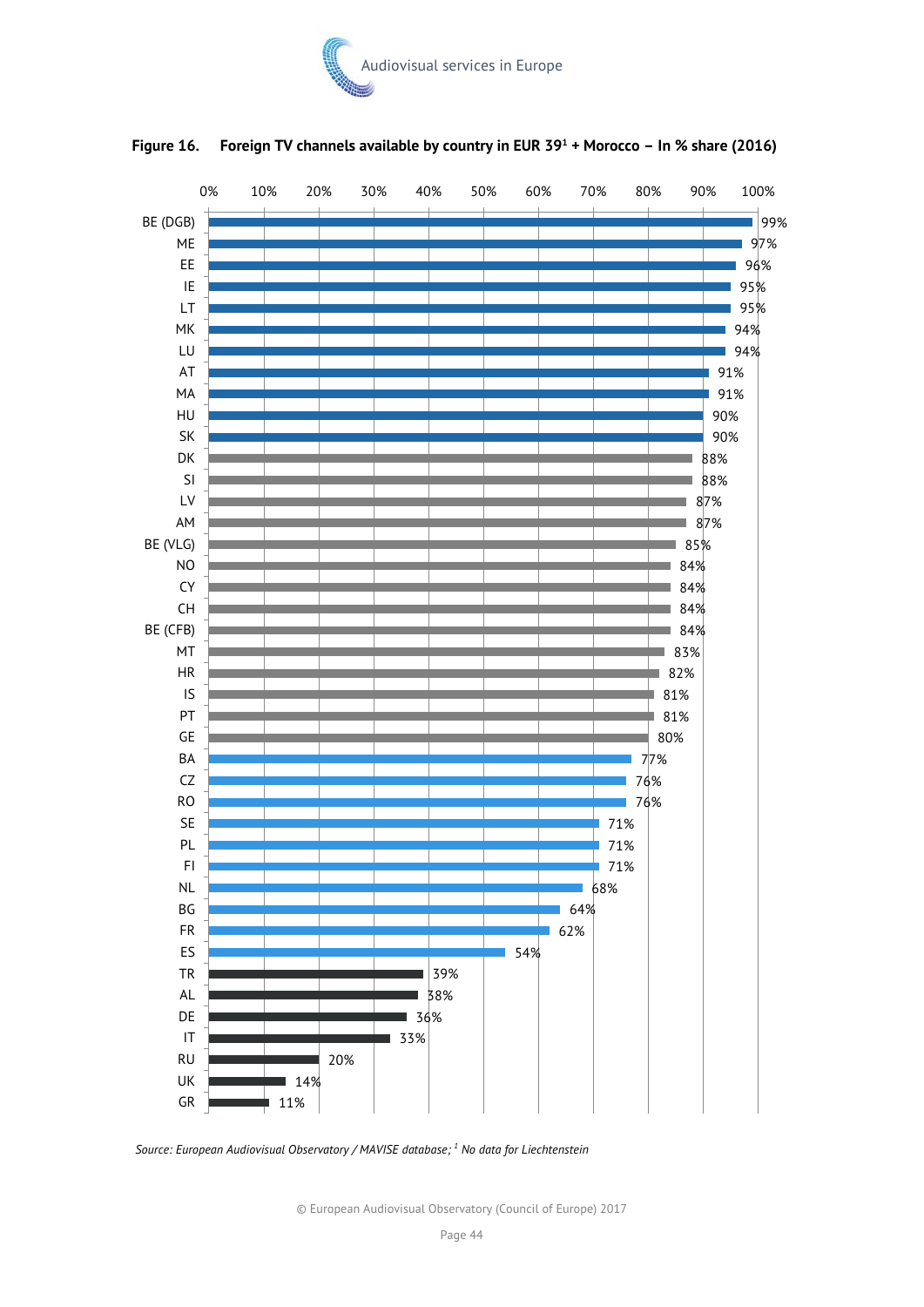**Figure 16. Foreign TV channels available by country in EUR 39[1] + Morocco – In % share (2016)**

| Country | Share |
|---|---|
| BE (DGB) | 99% |
| ME | 97% |
| EE | 96% |
| IE | 95% |
| LT | 95% |
| MK | 94% |
| LU | 94% |
| AT | 91% |
| MA | 91% |
| HU | 90% |
| SK | 90% |
| DK | 88% |
| SI | 88% |
| LV | 87% |
| AM | 87% |
| BE (VLG) | 85% |
| NO | 84% |
| CY | 84% |
| CH | 84% |
| BE (CFB) | 84% |
| MT | 83% |
| HR | 82% |
| IS | 81% |
| PT | 81% |
| GE | 80% |
| BA | 77% |
| CZ | 76% |
| RO | 76% |
| SE | 71% |
| PL | 71% |
| FI | 71% |
| NL | 68% |
| BG | 64% |
| FR | 62% |
| ES | 54% |
| TR | 39% |
| AL | 38% |
| DE | 36% |
| IT | 33% |
| RU | 20% |
| UK | 14% |
| GR | 11% |

*Source: European Audiovisual Observatory / MAVISE database; [1] No data for Liechtenstein*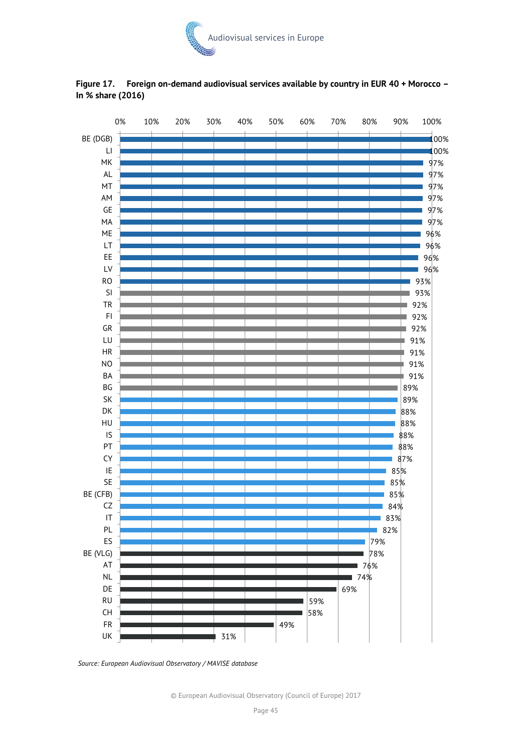**Figure 17. Foreign on-demand audiovisual services available by country in EUR 40 + Morocco – In % share (2016)**

| Country | % share |
|---|---|
| BE (DGB) | 100% |
| LI | 100% |
| MK | 97% |
| AL | 97% |
| MT | 97% |
| AM | 97% |
| GE | 97% |
| MA | 97% |
| ME | 96% |
| LT | 96% |
| EE | 96% |
| LV | 96% |
| RO | 93% |
| SI | 93% |
| TR | 92% |
| FI | 92% |
| GR | 92% |
| LU | 91% |
| HR | 91% |
| NO | 91% |
| BA | 91% |
| BG | 89% |
| SK | 89% |
| DK | 88% |
| HU | 88% |
| IS | 88% |
| PT | 88% |
| CY | 87% |
| IE | 85% |
| SE | 85% |
| BE (CFB) | 85% |
| CZ | 84% |
| IT | 83% |
| PL | 82% |
| ES | 79% |
| BE (VLG) | 78% |
| AT | 76% |
| NL | 74% |
| DE | 69% |
| RU | 59% |
| CH | 58% |
| FR | 49% |
| UK | 31% |

*Source: European Audiovisual Observatory / MAVISE database*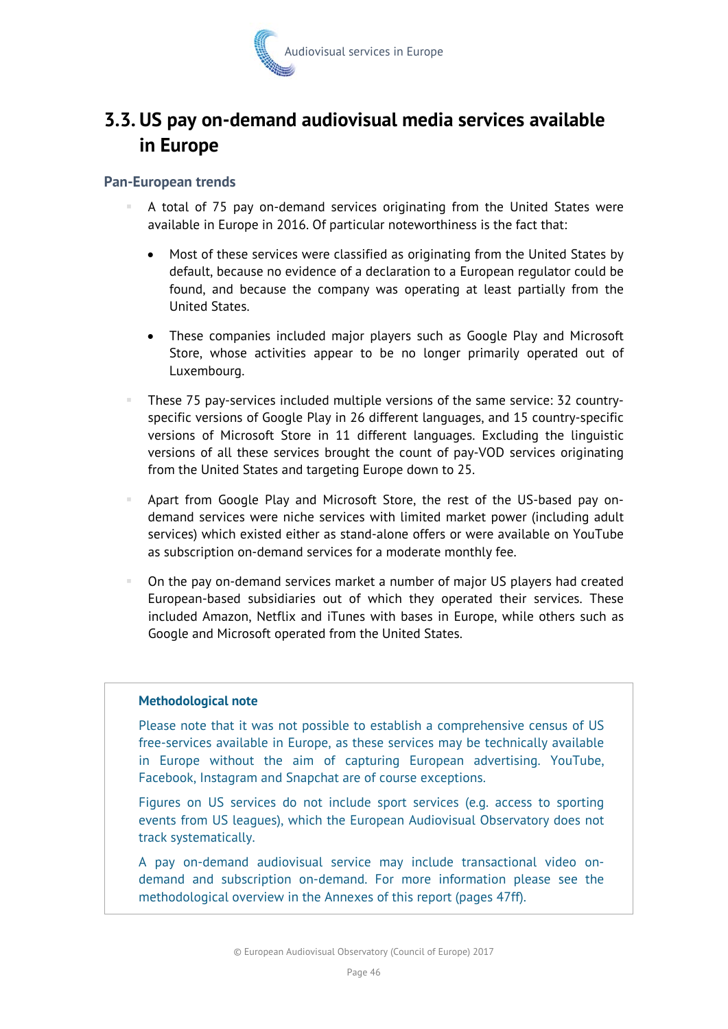## 3.3. US pay on-demand audiovisual media services available in Europe

### Pan-European trends

- A total of 75 pay on-demand services originating from the United States were available in Europe in 2016. Of particular noteworthiness is the fact that:
  - Most of these services were classified as originating from the United States by default, because no evidence of a declaration to a European regulator could be found, and because the company was operating at least partially from the United States.
  - These companies included major players such as Google Play and Microsoft Store, whose activities appear to be no longer primarily operated out of Luxembourg.
- These 75 pay-services included multiple versions of the same service: 32 country-specific versions of Google Play in 26 different languages, and 15 country-specific versions of Microsoft Store in 11 different languages. Excluding the linguistic versions of all these services brought the count of pay-VOD services originating from the United States and targeting Europe down to 25.
- Apart from Google Play and Microsoft Store, the rest of the US-based pay on-demand services were niche services with limited market power (including adult services) which existed either as stand-alone offers or were available on YouTube as subscription on-demand services for a moderate monthly fee.
- On the pay on-demand services market a number of major US players had created European-based subsidiaries out of which they operated their services. These included Amazon, Netflix and iTunes with bases in Europe, while others such as Google and Microsoft operated from the United States.

> **Methodological note**
>
> Please note that it was not possible to establish a comprehensive census of US free-services available in Europe, as these services may be technically available in Europe without the aim of capturing European advertising. YouTube, Facebook, Instagram and Snapchat are of course exceptions.
>
> Figures on US services do not include sport services (e.g. access to sporting events from US leagues), which the European Audiovisual Observatory does not track systematically.
>
> A pay on-demand audiovisual service may include transactional video on-demand and subscription on-demand. For more information please see the methodological overview in the Annexes of this report (pages 47ff).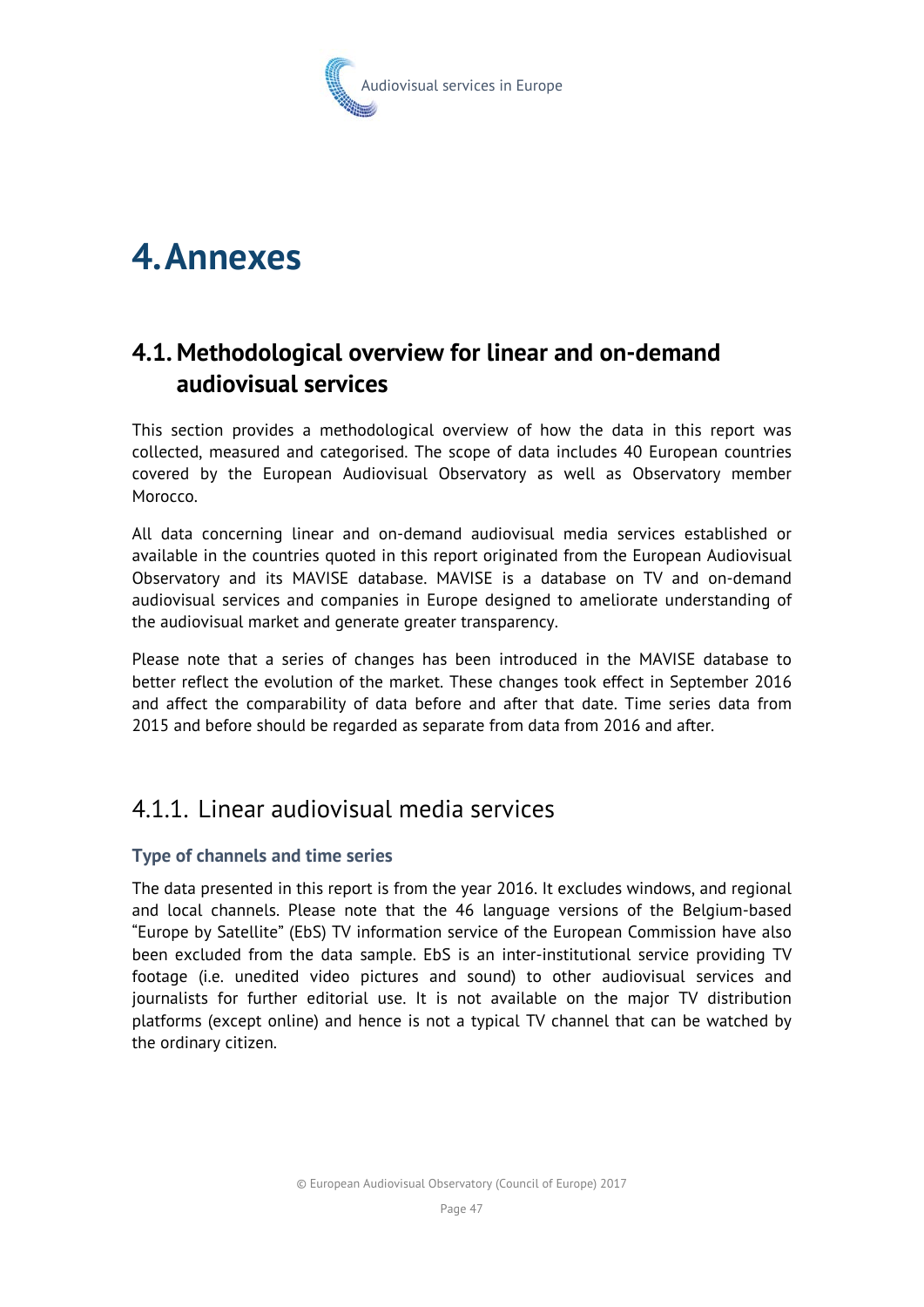# 4. Annexes

## 4.1. Methodological overview for linear and on-demand audiovisual services

This section provides a methodological overview of how the data in this report was collected, measured and categorised. The scope of data includes 40 European countries covered by the European Audiovisual Observatory as well as Observatory member Morocco.

All data concerning linear and on-demand audiovisual media services established or available in the countries quoted in this report originated from the European Audiovisual Observatory and its MAVISE database. MAVISE is a database on TV and on-demand audiovisual services and companies in Europe designed to ameliorate understanding of the audiovisual market and generate greater transparency.

Please note that a series of changes has been introduced in the MAVISE database to better reflect the evolution of the market. These changes took effect in September 2016 and affect the comparability of data before and after that date. Time series data from 2015 and before should be regarded as separate from data from 2016 and after.

### 4.1.1. Linear audiovisual media services

#### Type of channels and time series

The data presented in this report is from the year 2016. It excludes windows, and regional and local channels. Please note that the 46 language versions of the Belgium-based "Europe by Satellite" (EbS) TV information service of the European Commission have also been excluded from the data sample. EbS is an inter-institutional service providing TV footage (i.e. unedited video pictures and sound) to other audiovisual services and journalists for further editorial use. It is not available on the major TV distribution platforms (except online) and hence is not a typical TV channel that can be watched by the ordinary citizen.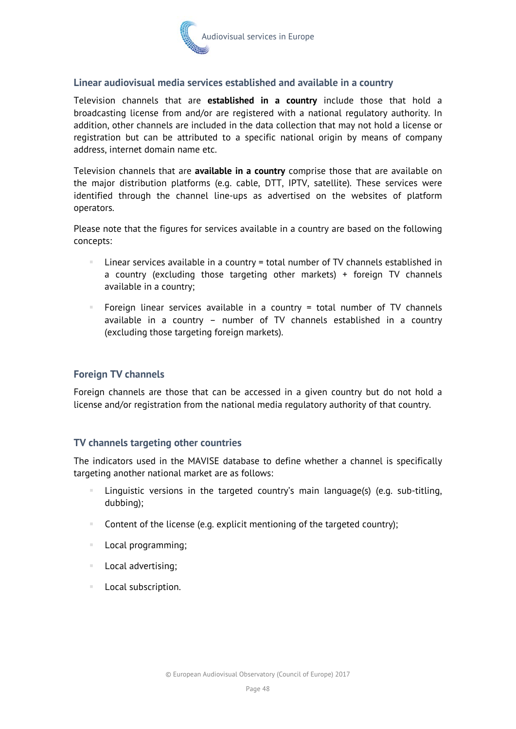### Linear audiovisual media services established and available in a country

Television channels that are **established in a country** include those that hold a broadcasting license from and/or are registered with a national regulatory authority. In addition, other channels are included in the data collection that may not hold a license or registration but can be attributed to a specific national origin by means of company address, internet domain name etc.

Television channels that are **available in a country** comprise those that are available on the major distribution platforms (e.g. cable, DTT, IPTV, satellite). These services were identified through the channel line-ups as advertised on the websites of platform operators.

Please note that the figures for services available in a country are based on the following concepts:

- Linear services available in a country = total number of TV channels established in a country (excluding those targeting other markets) + foreign TV channels available in a country;
- Foreign linear services available in a country = total number of TV channels available in a country – number of TV channels established in a country (excluding those targeting foreign markets).

### Foreign TV channels

Foreign channels are those that can be accessed in a given country but do not hold a license and/or registration from the national media regulatory authority of that country.

### TV channels targeting other countries

The indicators used in the MAVISE database to define whether a channel is specifically targeting another national market are as follows:

- Linguistic versions in the targeted country's main language(s) (e.g. sub-titling, dubbing);
- Content of the license (e.g. explicit mentioning of the targeted country);
- Local programming;
- Local advertising;
- Local subscription.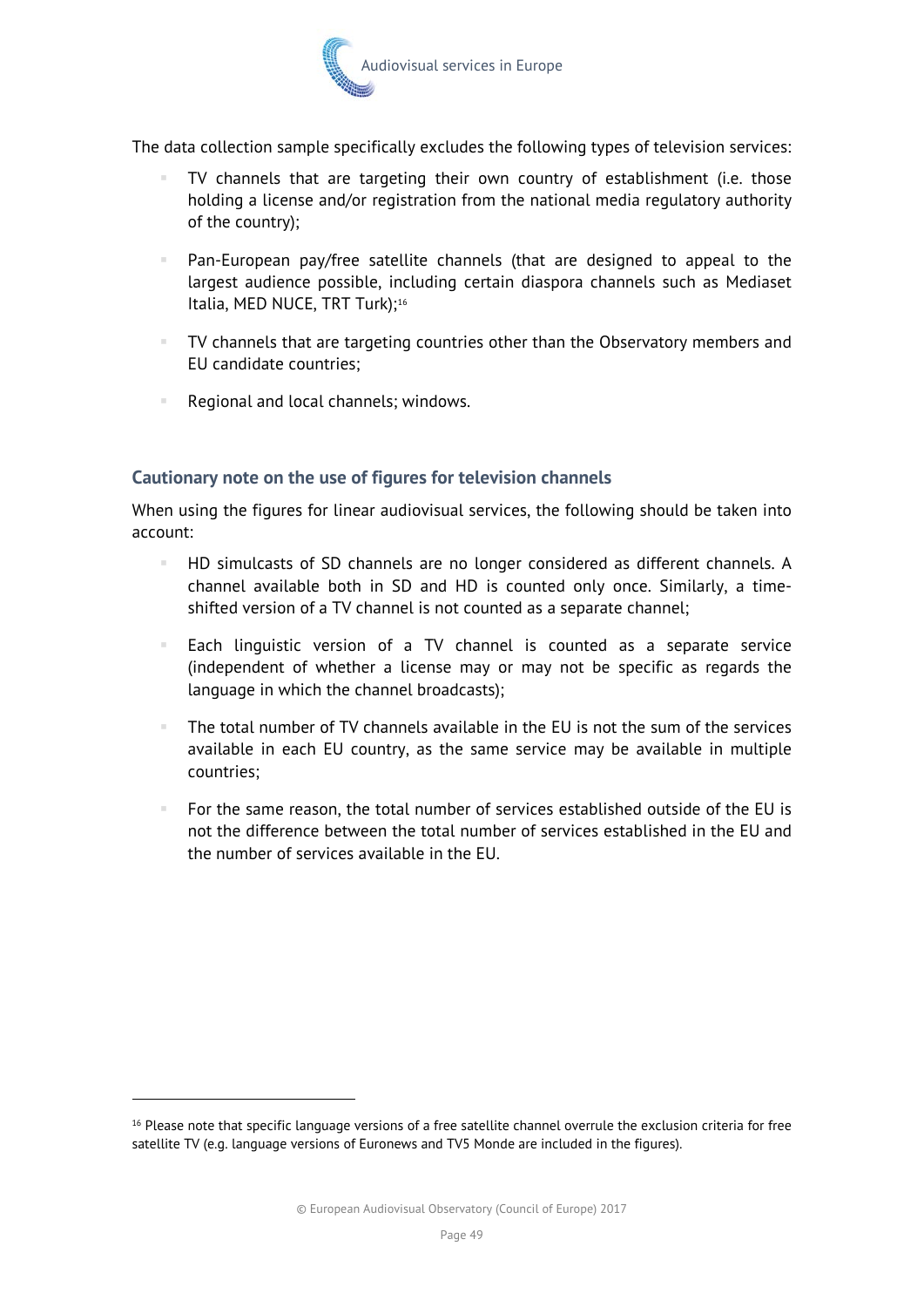The data collection sample specifically excludes the following types of television services:

- TV channels that are targeting their own country of establishment (i.e. those holding a license and/or registration from the national media regulatory authority of the country);
- Pan-European pay/free satellite channels (that are designed to appeal to the largest audience possible, including certain diaspora channels such as Mediaset Italia, MED NUCE, TRT Turk);[16]
- TV channels that are targeting countries other than the Observatory members and EU candidate countries;
- Regional and local channels; windows.

### Cautionary note on the use of figures for television channels

When using the figures for linear audiovisual services, the following should be taken into account:

- HD simulcasts of SD channels are no longer considered as different channels. A channel available both in SD and HD is counted only once. Similarly, a time-shifted version of a TV channel is not counted as a separate channel;
- Each linguistic version of a TV channel is counted as a separate service (independent of whether a license may or may not be specific as regards the language in which the channel broadcasts);
- The total number of TV channels available in the EU is not the sum of the services available in each EU country, as the same service may be available in multiple countries;
- For the same reason, the total number of services established outside of the EU is not the difference between the total number of services established in the EU and the number of services available in the EU.

[16] Please note that specific language versions of a free satellite channel overrule the exclusion criteria for free satellite TV (e.g. language versions of Euronews and TV5 Monde are included in the figures).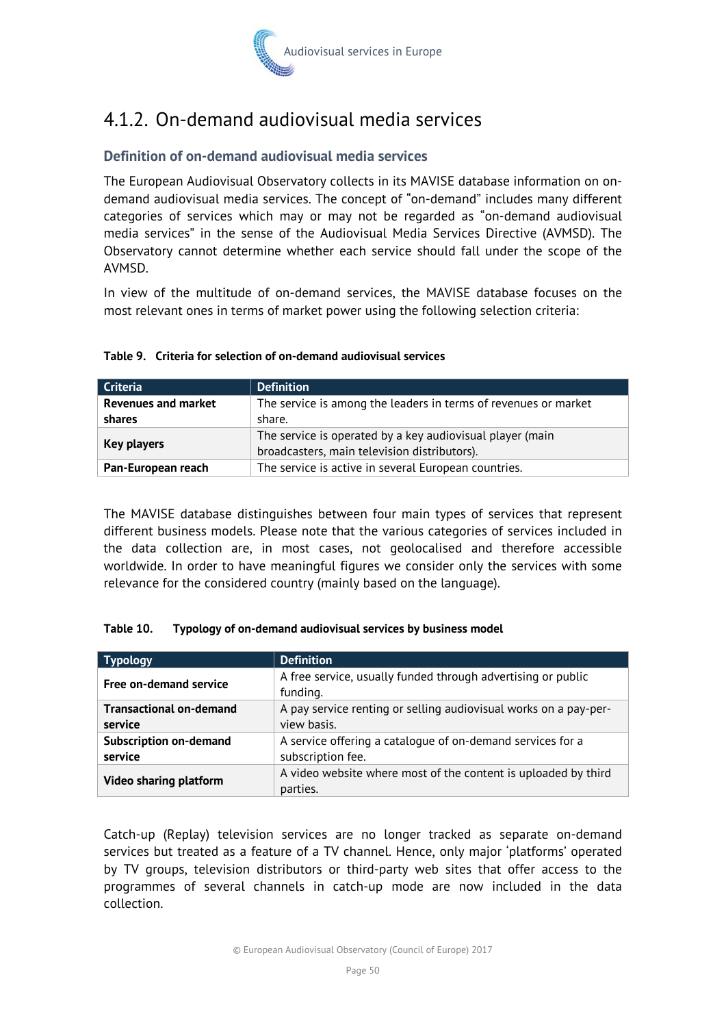## 4.1.2. On-demand audiovisual media services

### Definition of on-demand audiovisual media services

The European Audiovisual Observatory collects in its MAVISE database information on on-demand audiovisual media services. The concept of "on-demand" includes many different categories of services which may or may not be regarded as "on-demand audiovisual media services" in the sense of the Audiovisual Media Services Directive (AVMSD). The Observatory cannot determine whether each service should fall under the scope of the AVMSD.

In view of the multitude of on-demand services, the MAVISE database focuses on the most relevant ones in terms of market power using the following selection criteria:

**Table 9. Criteria for selection of on-demand audiovisual services**

| Criteria | Definition |
|---|---|
| **Revenues and market shares** | The service is among the leaders in terms of revenues or market share. |
| **Key players** | The service is operated by a key audiovisual player (main broadcasters, main television distributors). |
| **Pan-European reach** | The service is active in several European countries. |

The MAVISE database distinguishes between four main types of services that represent different business models. Please note that the various categories of services included in the data collection are, in most cases, not geolocalised and therefore accessible worldwide. In order to have meaningful figures we consider only the services with some relevance for the considered country (mainly based on the language).

**Table 10. Typology of on-demand audiovisual services by business model**

| Typology | Definition |
|---|---|
| **Free on-demand service** | A free service, usually funded through advertising or public funding. |
| **Transactional on-demand service** | A pay service renting or selling audiovisual works on a pay-per-view basis. |
| **Subscription on-demand service** | A service offering a catalogue of on-demand services for a subscription fee. |
| **Video sharing platform** | A video website where most of the content is uploaded by third parties. |

Catch-up (Replay) television services are no longer tracked as separate on-demand services but treated as a feature of a TV channel. Hence, only major 'platforms' operated by TV groups, television distributors or third-party web sites that offer access to the programmes of several channels in catch-up mode are now included in the data collection.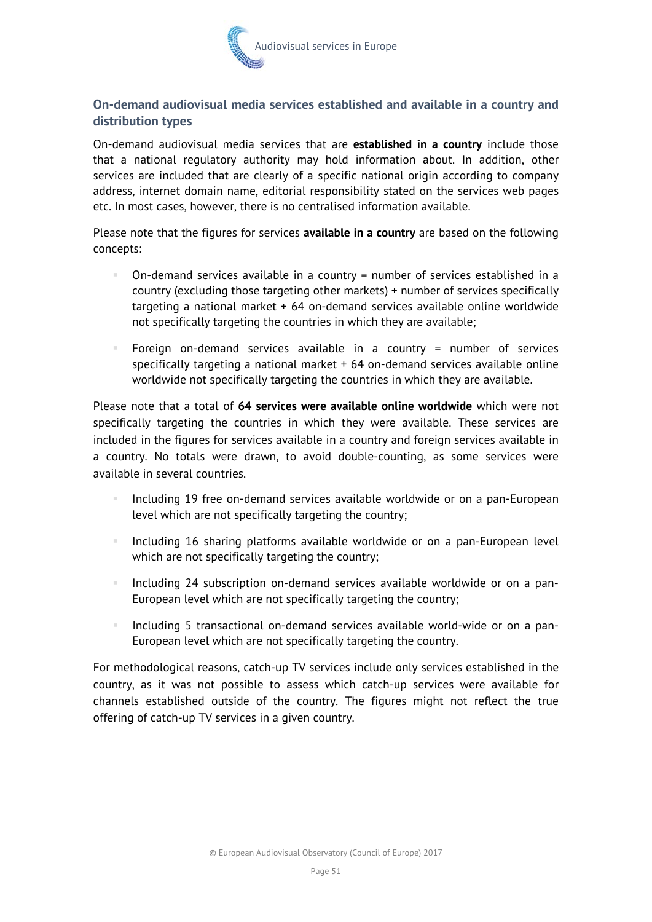## On-demand audiovisual media services established and available in a country and distribution types

On-demand audiovisual media services that are **established in a country** include those that a national regulatory authority may hold information about. In addition, other services are included that are clearly of a specific national origin according to company address, internet domain name, editorial responsibility stated on the services web pages etc. In most cases, however, there is no centralised information available.

Please note that the figures for services **available in a country** are based on the following concepts:

- On-demand services available in a country = number of services established in a country (excluding those targeting other markets) + number of services specifically targeting a national market + 64 on-demand services available online worldwide not specifically targeting the countries in which they are available;
- Foreign on-demand services available in a country = number of services specifically targeting a national market + 64 on-demand services available online worldwide not specifically targeting the countries in which they are available.

Please note that a total of **64 services were available online worldwide** which were not specifically targeting the countries in which they were available. These services are included in the figures for services available in a country and foreign services available in a country. No totals were drawn, to avoid double-counting, as some services were available in several countries.

- Including 19 free on-demand services available worldwide or on a pan-European level which are not specifically targeting the country;
- Including 16 sharing platforms available worldwide or on a pan-European level which are not specifically targeting the country;
- Including 24 subscription on-demand services available worldwide or on a pan-European level which are not specifically targeting the country;
- Including 5 transactional on-demand services available world-wide or on a pan-European level which are not specifically targeting the country.

For methodological reasons, catch-up TV services include only services established in the country, as it was not possible to assess which catch-up services were available for channels established outside of the country. The figures might not reflect the true offering of catch-up TV services in a given country.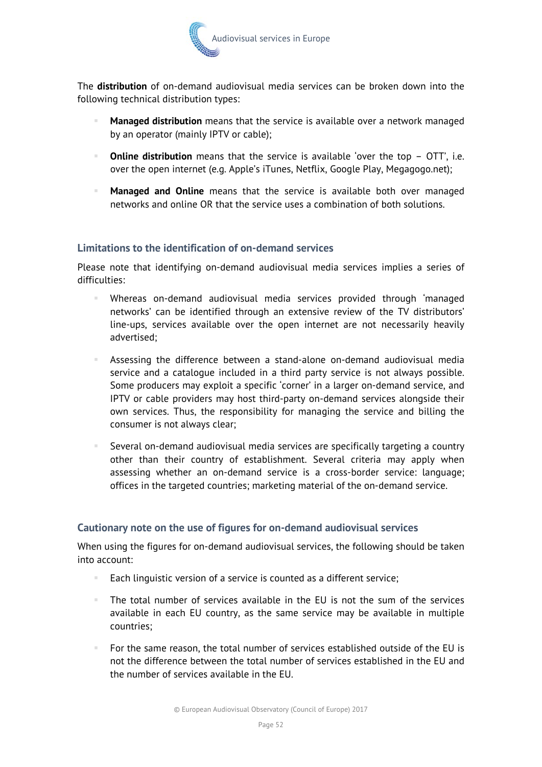The **distribution** of on-demand audiovisual media services can be broken down into the following technical distribution types:

- **Managed distribution** means that the service is available over a network managed by an operator (mainly IPTV or cable);
- **Online distribution** means that the service is available 'over the top – OTT', i.e. over the open internet (e.g. Apple's iTunes, Netflix, Google Play, Megagogo.net);
- **Managed and Online** means that the service is available both over managed networks and online OR that the service uses a combination of both solutions.

### Limitations to the identification of on-demand services

Please note that identifying on-demand audiovisual media services implies a series of difficulties:

- Whereas on-demand audiovisual media services provided through 'managed networks' can be identified through an extensive review of the TV distributors' line-ups, services available over the open internet are not necessarily heavily advertised;
- Assessing the difference between a stand-alone on-demand audiovisual media service and a catalogue included in a third party service is not always possible. Some producers may exploit a specific 'corner' in a larger on-demand service, and IPTV or cable providers may host third-party on-demand services alongside their own services. Thus, the responsibility for managing the service and billing the consumer is not always clear;
- Several on-demand audiovisual media services are specifically targeting a country other than their country of establishment. Several criteria may apply when assessing whether an on-demand service is a cross-border service: language; offices in the targeted countries; marketing material of the on-demand service.

### Cautionary note on the use of figures for on-demand audiovisual services

When using the figures for on-demand audiovisual services, the following should be taken into account:

- Each linguistic version of a service is counted as a different service;
- The total number of services available in the EU is not the sum of the services available in each EU country, as the same service may be available in multiple countries;
- For the same reason, the total number of services established outside of the EU is not the difference between the total number of services established in the EU and the number of services available in the EU.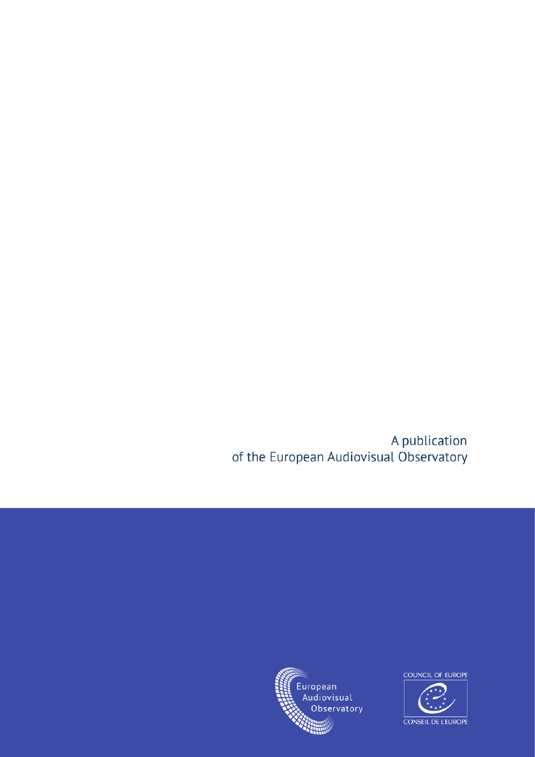A publication
of the European Audiovisual Observatory

European
Audiovisual
Observatory

COUNCIL OF EUROPE

CONSEIL DE L'EUROPE